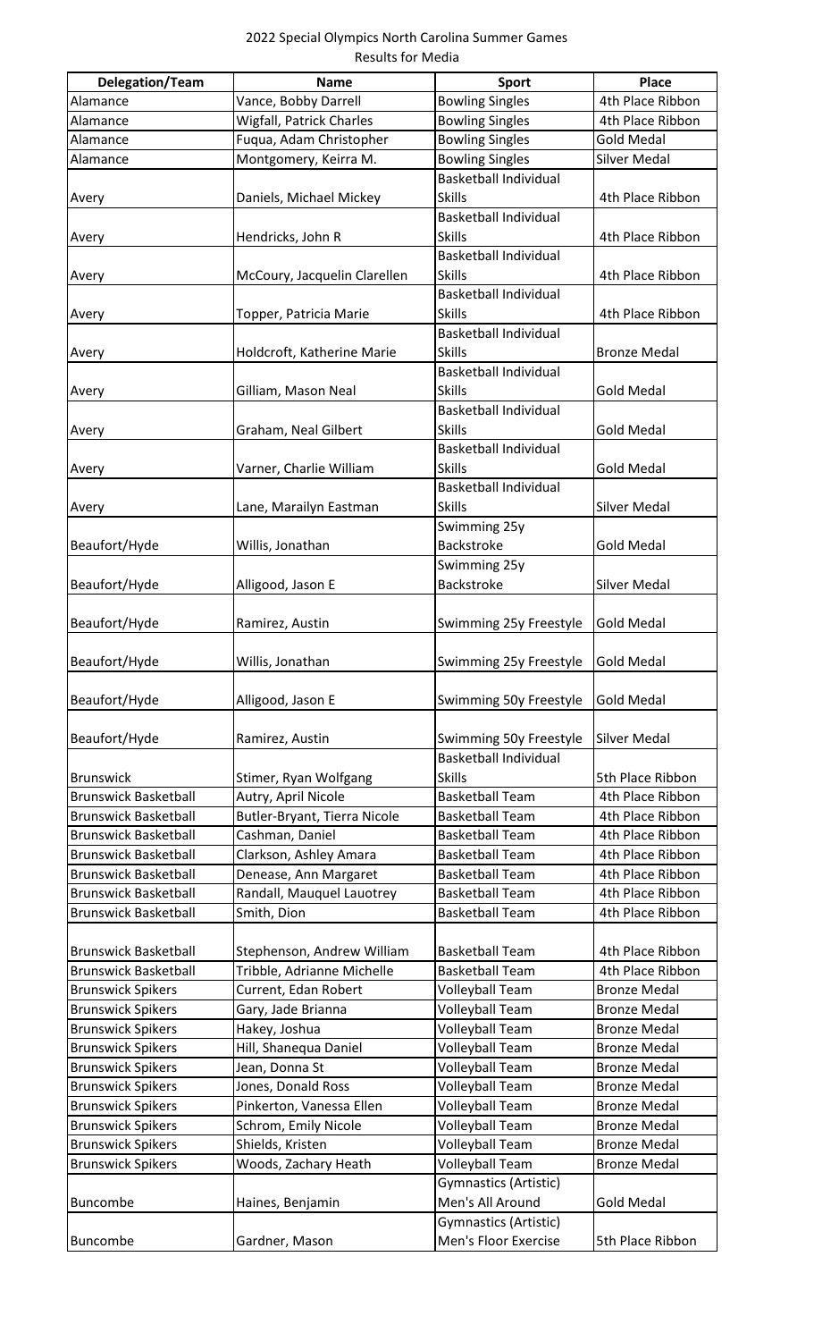2022 Special Olympics North Carolina Summer Games
Results for Media

| Delegation/Team | Name | Sport | Place |
|---|---|---|---|
| Alamance | Vance, Bobby Darrell | Bowling Singles | 4th Place Ribbon |
| Alamance | Wigfall, Patrick Charles | Bowling Singles | 4th Place Ribbon |
| Alamance | Fuqua, Adam Christopher | Bowling Singles | Gold Medal |
| Alamance | Montgomery, Keirra M. | Bowling Singles | Silver Medal |
| Avery | Daniels, Michael Mickey | Basketball Individual Skills | 4th Place Ribbon |
| Avery | Hendricks, John R | Basketball Individual Skills | 4th Place Ribbon |
| Avery | McCoury, Jacquelin Clarellen | Basketball Individual Skills | 4th Place Ribbon |
| Avery | Topper, Patricia Marie | Basketball Individual Skills | 4th Place Ribbon |
| Avery | Holdcroft, Katherine Marie | Basketball Individual Skills | Bronze Medal |
| Avery | Gilliam, Mason Neal | Basketball Individual Skills | Gold Medal |
| Avery | Graham, Neal Gilbert | Basketball Individual Skills | Gold Medal |
| Avery | Varner, Charlie William | Basketball Individual Skills | Gold Medal |
| Avery | Lane, Marailyn Eastman | Basketball Individual Skills | Silver Medal |
| Beaufort/Hyde | Willis, Jonathan | Swimming 25y Backstroke | Gold Medal |
| Beaufort/Hyde | Alligood, Jason E | Swimming 25y Backstroke | Silver Medal |
| Beaufort/Hyde | Ramirez, Austin | Swimming 25y Freestyle | Gold Medal |
| Beaufort/Hyde | Willis, Jonathan | Swimming 25y Freestyle | Gold Medal |
| Beaufort/Hyde | Alligood, Jason E | Swimming 50y Freestyle | Gold Medal |
| Beaufort/Hyde | Ramirez, Austin | Swimming 50y Freestyle | Silver Medal |
| Brunswick | Stimer, Ryan Wolfgang | Basketball Individual Skills | 5th Place Ribbon |
| Brunswick Basketball | Autry, April Nicole | Basketball Team | 4th Place Ribbon |
| Brunswick Basketball | Butler-Bryant, Tierra Nicole | Basketball Team | 4th Place Ribbon |
| Brunswick Basketball | Cashman, Daniel | Basketball Team | 4th Place Ribbon |
| Brunswick Basketball | Clarkson, Ashley Amara | Basketball Team | 4th Place Ribbon |
| Brunswick Basketball | Denease, Ann Margaret | Basketball Team | 4th Place Ribbon |
| Brunswick Basketball | Randall, Mauquel Lauotrey | Basketball Team | 4th Place Ribbon |
| Brunswick Basketball | Smith, Dion | Basketball Team | 4th Place Ribbon |
| Brunswick Basketball | Stephenson, Andrew William | Basketball Team | 4th Place Ribbon |
| Brunswick Basketball | Tribble, Adrianne Michelle | Basketball Team | 4th Place Ribbon |
| Brunswick Spikers | Current, Edan Robert | Volleyball Team | Bronze Medal |
| Brunswick Spikers | Gary, Jade Brianna | Volleyball Team | Bronze Medal |
| Brunswick Spikers | Hakey, Joshua | Volleyball Team | Bronze Medal |
| Brunswick Spikers | Hill, Shanequa Daniel | Volleyball Team | Bronze Medal |
| Brunswick Spikers | Jean, Donna St | Volleyball Team | Bronze Medal |
| Brunswick Spikers | Jones, Donald Ross | Volleyball Team | Bronze Medal |
| Brunswick Spikers | Pinkerton, Vanessa Ellen | Volleyball Team | Bronze Medal |
| Brunswick Spikers | Schrom, Emily Nicole | Volleyball Team | Bronze Medal |
| Brunswick Spikers | Shields, Kristen | Volleyball Team | Bronze Medal |
| Brunswick Spikers | Woods, Zachary Heath | Volleyball Team | Bronze Medal |
| Buncombe | Haines, Benjamin | Gymnastics (Artistic) Men's All Around | Gold Medal |
| Buncombe | Gardner, Mason | Gymnastics (Artistic) Men's Floor Exercise | 5th Place Ribbon |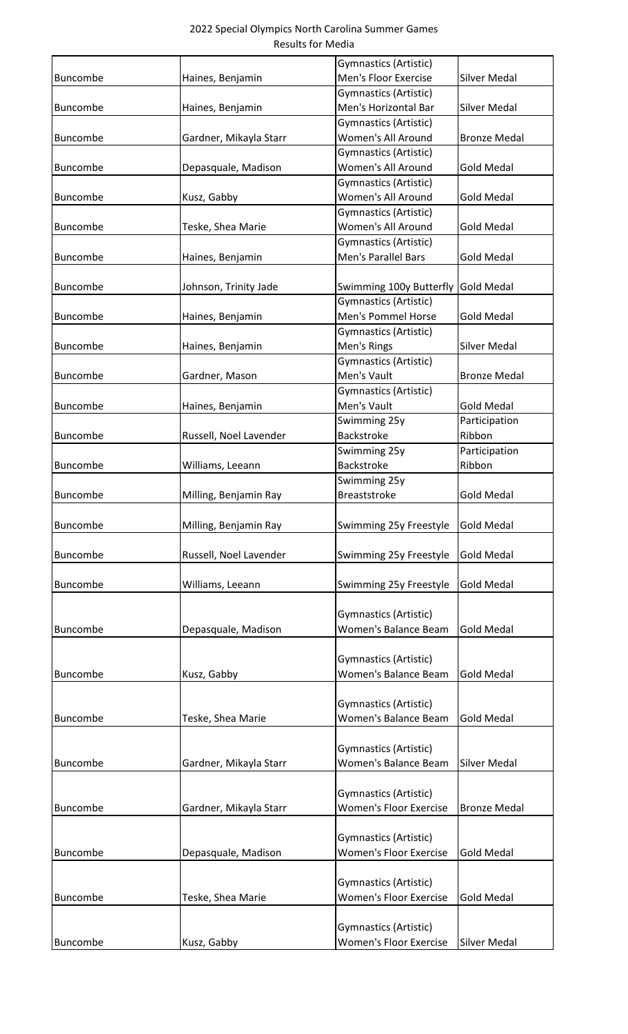| | | | |
|---|---|---|---|
| Buncombe | Haines, Benjamin | Gymnastics (Artistic) Men's Floor Exercise | Silver Medal |
| Buncombe | Haines, Benjamin | Gymnastics (Artistic) Men's Horizontal Bar | Silver Medal |
| Buncombe | Gardner, Mikayla Starr | Gymnastics (Artistic) Women's All Around | Bronze Medal |
| Buncombe | Depasquale, Madison | Gymnastics (Artistic) Women's All Around | Gold Medal |
| Buncombe | Kusz, Gabby | Gymnastics (Artistic) Women's All Around | Gold Medal |
| Buncombe | Teske, Shea Marie | Gymnastics (Artistic) Women's All Around | Gold Medal |
| Buncombe | Haines, Benjamin | Gymnastics (Artistic) Men's Parallel Bars | Gold Medal |
| Buncombe | Johnson, Trinity Jade | Swimming 100y Butterfly | Gold Medal |
| Buncombe | Haines, Benjamin | Gymnastics (Artistic) Men's Pommel Horse | Gold Medal |
| Buncombe | Haines, Benjamin | Gymnastics (Artistic) Men's Rings | Silver Medal |
| Buncombe | Gardner, Mason | Gymnastics (Artistic) Men's Vault | Bronze Medal |
| Buncombe | Haines, Benjamin | Gymnastics (Artistic) Men's Vault | Gold Medal |
| Buncombe | Russell, Noel Lavender | Swimming 25y Backstroke | Participation Ribbon |
| Buncombe | Williams, Leeann | Swimming 25y Backstroke | Participation Ribbon |
| Buncombe | Milling, Benjamin Ray | Swimming 25y Breaststroke | Gold Medal |
| Buncombe | Milling, Benjamin Ray | Swimming 25y Freestyle | Gold Medal |
| Buncombe | Russell, Noel Lavender | Swimming 25y Freestyle | Gold Medal |
| Buncombe | Williams, Leeann | Swimming 25y Freestyle | Gold Medal |
| Buncombe | Depasquale, Madison | Gymnastics (Artistic) Women's Balance Beam | Gold Medal |
| Buncombe | Kusz, Gabby | Gymnastics (Artistic) Women's Balance Beam | Gold Medal |
| Buncombe | Teske, Shea Marie | Gymnastics (Artistic) Women's Balance Beam | Gold Medal |
| Buncombe | Gardner, Mikayla Starr | Gymnastics (Artistic) Women's Balance Beam | Silver Medal |
| Buncombe | Gardner, Mikayla Starr | Gymnastics (Artistic) Women's Floor Exercise | Bronze Medal |
| Buncombe | Depasquale, Madison | Gymnastics (Artistic) Women's Floor Exercise | Gold Medal |
| Buncombe | Teske, Shea Marie | Gymnastics (Artistic) Women's Floor Exercise | Gold Medal |
| Buncombe | Kusz, Gabby | Gymnastics (Artistic) Women's Floor Exercise | Silver Medal |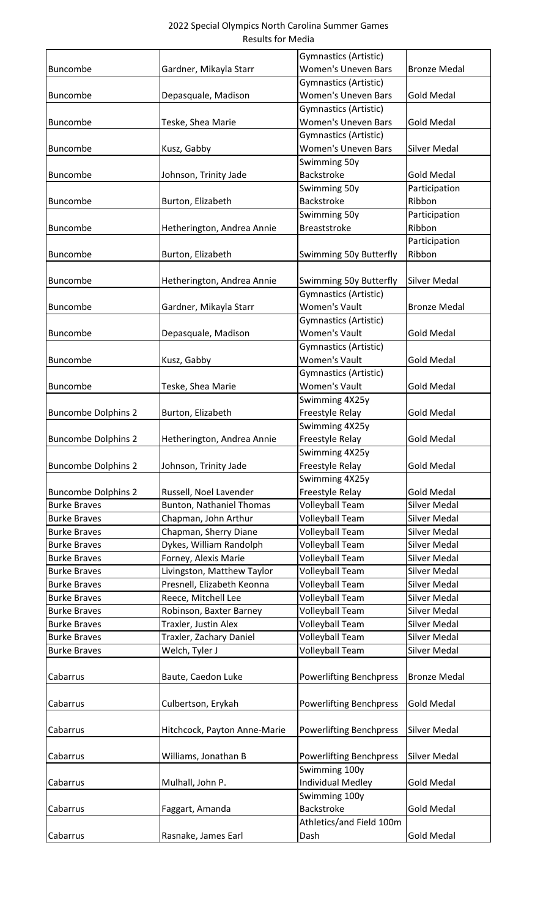2022 Special Olympics North Carolina Summer Games
Results for Media

| | | | |
|---|---|---|---|
| Buncombe | Gardner, Mikayla Starr | Gymnastics (Artistic) Women's Uneven Bars | Bronze Medal |
| Buncombe | Depasquale, Madison | Gymnastics (Artistic) Women's Uneven Bars | Gold Medal |
| Buncombe | Teske, Shea Marie | Gymnastics (Artistic) Women's Uneven Bars | Gold Medal |
| Buncombe | Kusz, Gabby | Gymnastics (Artistic) Women's Uneven Bars | Silver Medal |
| Buncombe | Johnson, Trinity Jade | Swimming 50y Backstroke | Gold Medal |
| Buncombe | Burton, Elizabeth | Swimming 50y Backstroke | Participation Ribbon |
| Buncombe | Hetherington, Andrea Annie | Swimming 50y Breaststroke | Participation Ribbon |
| Buncombe | Burton, Elizabeth | Swimming 50y Butterfly | Participation Ribbon |
| Buncombe | Hetherington, Andrea Annie | Swimming 50y Butterfly | Silver Medal |
| Buncombe | Gardner, Mikayla Starr | Gymnastics (Artistic) Women's Vault | Bronze Medal |
| Buncombe | Depasquale, Madison | Gymnastics (Artistic) Women's Vault | Gold Medal |
| Buncombe | Kusz, Gabby | Gymnastics (Artistic) Women's Vault | Gold Medal |
| Buncombe | Teske, Shea Marie | Gymnastics (Artistic) Women's Vault | Gold Medal |
| Buncombe Dolphins 2 | Burton, Elizabeth | Swimming 4X25y Freestyle Relay | Gold Medal |
| Buncombe Dolphins 2 | Hetherington, Andrea Annie | Swimming 4X25y Freestyle Relay | Gold Medal |
| Buncombe Dolphins 2 | Johnson, Trinity Jade | Swimming 4X25y Freestyle Relay | Gold Medal |
| Buncombe Dolphins 2 | Russell, Noel Lavender | Swimming 4X25y Freestyle Relay | Gold Medal |
| Burke Braves | Bunton, Nathaniel Thomas | Volleyball Team | Silver Medal |
| Burke Braves | Chapman, John Arthur | Volleyball Team | Silver Medal |
| Burke Braves | Chapman, Sherry Diane | Volleyball Team | Silver Medal |
| Burke Braves | Dykes, William Randolph | Volleyball Team | Silver Medal |
| Burke Braves | Forney, Alexis Marie | Volleyball Team | Silver Medal |
| Burke Braves | Livingston, Matthew Taylor | Volleyball Team | Silver Medal |
| Burke Braves | Presnell, Elizabeth Keonna | Volleyball Team | Silver Medal |
| Burke Braves | Reece, Mitchell Lee | Volleyball Team | Silver Medal |
| Burke Braves | Robinson, Baxter Barney | Volleyball Team | Silver Medal |
| Burke Braves | Traxler, Justin Alex | Volleyball Team | Silver Medal |
| Burke Braves | Traxler, Zachary Daniel | Volleyball Team | Silver Medal |
| Burke Braves | Welch, Tyler J | Volleyball Team | Silver Medal |
| Cabarrus | Baute, Caedon Luke | Powerlifting Benchpress | Bronze Medal |
| Cabarrus | Culbertson, Erykah | Powerlifting Benchpress | Gold Medal |
| Cabarrus | Hitchcock, Payton Anne-Marie | Powerlifting Benchpress | Silver Medal |
| Cabarrus | Williams, Jonathan B | Powerlifting Benchpress | Silver Medal |
| Cabarrus | Mulhall, John P. | Swimming 100y Individual Medley | Gold Medal |
| Cabarrus | Faggart, Amanda | Swimming 100y Backstroke | Gold Medal |
| Cabarrus | Rasnake, James Earl | Athletics/and Field 100m Dash | Gold Medal |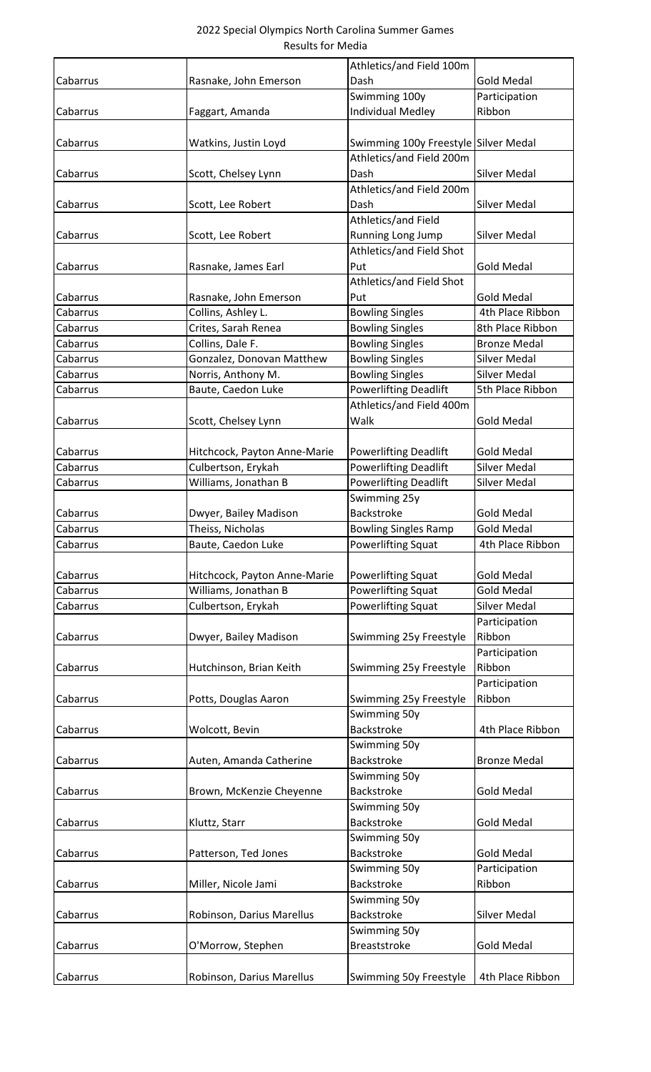2022 Special Olympics North Carolina Summer Games
Results for Media

| | | | |
|---|---|---|---|
| Cabarrus | Rasnake, John Emerson | Athletics/and Field 100m Dash | Gold Medal |
| Cabarrus | Faggart, Amanda | Swimming 100y Individual Medley | Participation Ribbon |
| Cabarrus | Watkins, Justin Loyd | Swimming 100y Freestyle | Silver Medal |
| Cabarrus | Scott, Chelsey Lynn | Athletics/and Field 200m Dash | Silver Medal |
| Cabarrus | Scott, Lee Robert | Athletics/and Field 200m Dash | Silver Medal |
| Cabarrus | Scott, Lee Robert | Athletics/and Field Running Long Jump | Silver Medal |
| Cabarrus | Rasnake, James Earl | Athletics/and Field Shot Put | Gold Medal |
| Cabarrus | Rasnake, John Emerson | Athletics/and Field Shot Put | Gold Medal |
| Cabarrus | Collins, Ashley L. | Bowling Singles | 4th Place Ribbon |
| Cabarrus | Crites, Sarah Renea | Bowling Singles | 8th Place Ribbon |
| Cabarrus | Collins, Dale F. | Bowling Singles | Bronze Medal |
| Cabarrus | Gonzalez, Donovan Matthew | Bowling Singles | Silver Medal |
| Cabarrus | Norris, Anthony M. | Bowling Singles | Silver Medal |
| Cabarrus | Baute, Caedon Luke | Powerlifting Deadlift | 5th Place Ribbon |
| Cabarrus | Scott, Chelsey Lynn | Athletics/and Field 400m Walk | Gold Medal |
| Cabarrus | Hitchcock, Payton Anne-Marie | Powerlifting Deadlift | Gold Medal |
| Cabarrus | Culbertson, Erykah | Powerlifting Deadlift | Silver Medal |
| Cabarrus | Williams, Jonathan B | Powerlifting Deadlift | Silver Medal |
| Cabarrus | Dwyer, Bailey Madison | Swimming 25y Backstroke | Gold Medal |
| Cabarrus | Theiss, Nicholas | Bowling Singles Ramp | Gold Medal |
| Cabarrus | Baute, Caedon Luke | Powerlifting Squat | 4th Place Ribbon |
| Cabarrus | Hitchcock, Payton Anne-Marie | Powerlifting Squat | Gold Medal |
| Cabarrus | Williams, Jonathan B | Powerlifting Squat | Gold Medal |
| Cabarrus | Culbertson, Erykah | Powerlifting Squat | Silver Medal |
| Cabarrus | Dwyer, Bailey Madison | Swimming 25y Freestyle | Participation Ribbon |
| Cabarrus | Hutchinson, Brian Keith | Swimming 25y Freestyle | Participation Ribbon |
| Cabarrus | Potts, Douglas Aaron | Swimming 25y Freestyle | Participation Ribbon |
| Cabarrus | Wolcott, Bevin | Swimming 50y Backstroke | 4th Place Ribbon |
| Cabarrus | Auten, Amanda Catherine | Swimming 50y Backstroke | Bronze Medal |
| Cabarrus | Brown, McKenzie Cheyenne | Swimming 50y Backstroke | Gold Medal |
| Cabarrus | Kluttz, Starr | Swimming 50y Backstroke | Gold Medal |
| Cabarrus | Patterson, Ted Jones | Swimming 50y Backstroke | Gold Medal |
| Cabarrus | Miller, Nicole Jami | Swimming 50y Backstroke | Participation Ribbon |
| Cabarrus | Robinson, Darius Marellus | Swimming 50y Backstroke | Silver Medal |
| Cabarrus | O'Morrow, Stephen | Swimming 50y Breaststroke | Gold Medal |
| Cabarrus | Robinson, Darius Marellus | Swimming 50y Freestyle | 4th Place Ribbon |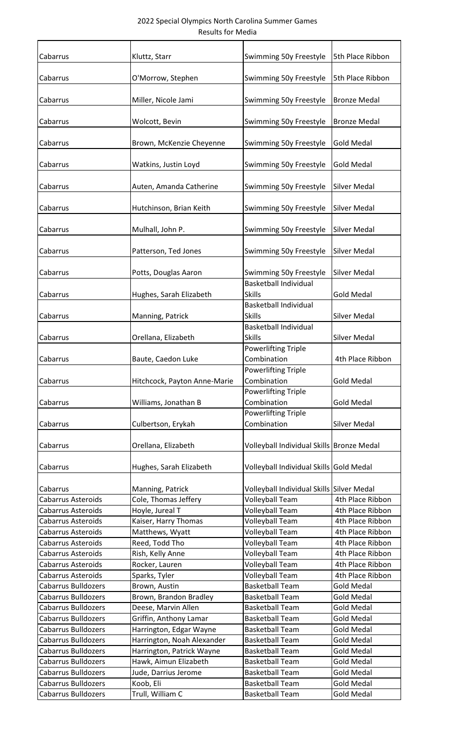2022 Special Olympics North Carolina Summer Games
Results for Media

| | | | |
|---|---|---|---|
| Cabarrus | Kluttz, Starr | Swimming 50y Freestyle | 5th Place Ribbon |
| Cabarrus | O'Morrow, Stephen | Swimming 50y Freestyle | 5th Place Ribbon |
| Cabarrus | Miller, Nicole Jami | Swimming 50y Freestyle | Bronze Medal |
| Cabarrus | Wolcott, Bevin | Swimming 50y Freestyle | Bronze Medal |
| Cabarrus | Brown, McKenzie Cheyenne | Swimming 50y Freestyle | Gold Medal |
| Cabarrus | Watkins, Justin Loyd | Swimming 50y Freestyle | Gold Medal |
| Cabarrus | Auten, Amanda Catherine | Swimming 50y Freestyle | Silver Medal |
| Cabarrus | Hutchinson, Brian Keith | Swimming 50y Freestyle | Silver Medal |
| Cabarrus | Mulhall, John P. | Swimming 50y Freestyle | Silver Medal |
| Cabarrus | Patterson, Ted Jones | Swimming 50y Freestyle | Silver Medal |
| Cabarrus | Potts, Douglas Aaron | Swimming 50y Freestyle | Silver Medal |
| Cabarrus | Hughes, Sarah Elizabeth | Basketball Individual Skills | Gold Medal |
| Cabarrus | Manning, Patrick | Basketball Individual Skills | Silver Medal |
| Cabarrus | Orellana, Elizabeth | Basketball Individual Skills | Silver Medal |
| Cabarrus | Baute, Caedon Luke | Powerlifting Triple Combination | 4th Place Ribbon |
| Cabarrus | Hitchcock, Payton Anne-Marie | Powerlifting Triple Combination | Gold Medal |
| Cabarrus | Williams, Jonathan B | Powerlifting Triple Combination | Gold Medal |
| Cabarrus | Culbertson, Erykah | Powerlifting Triple Combination | Silver Medal |
| Cabarrus | Orellana, Elizabeth | Volleyball Individual Skills | Bronze Medal |
| Cabarrus | Hughes, Sarah Elizabeth | Volleyball Individual Skills | Gold Medal |
| Cabarrus | Manning, Patrick | Volleyball Individual Skills | Silver Medal |
| Cabarrus Asteroids | Cole, Thomas Jeffery | Volleyball Team | 4th Place Ribbon |
| Cabarrus Asteroids | Hoyle, Jureal T | Volleyball Team | 4th Place Ribbon |
| Cabarrus Asteroids | Kaiser, Harry Thomas | Volleyball Team | 4th Place Ribbon |
| Cabarrus Asteroids | Matthews, Wyatt | Volleyball Team | 4th Place Ribbon |
| Cabarrus Asteroids | Reed, Todd Tho | Volleyball Team | 4th Place Ribbon |
| Cabarrus Asteroids | Rish, Kelly Anne | Volleyball Team | 4th Place Ribbon |
| Cabarrus Asteroids | Rocker, Lauren | Volleyball Team | 4th Place Ribbon |
| Cabarrus Asteroids | Sparks, Tyler | Volleyball Team | 4th Place Ribbon |
| Cabarrus Bulldozers | Brown, Austin | Basketball Team | Gold Medal |
| Cabarrus Bulldozers | Brown, Brandon Bradley | Basketball Team | Gold Medal |
| Cabarrus Bulldozers | Deese, Marvin Allen | Basketball Team | Gold Medal |
| Cabarrus Bulldozers | Griffin, Anthony Lamar | Basketball Team | Gold Medal |
| Cabarrus Bulldozers | Harrington, Edgar Wayne | Basketball Team | Gold Medal |
| Cabarrus Bulldozers | Harrington, Noah Alexander | Basketball Team | Gold Medal |
| Cabarrus Bulldozers | Harrington, Patrick Wayne | Basketball Team | Gold Medal |
| Cabarrus Bulldozers | Hawk, Aimun Elizabeth | Basketball Team | Gold Medal |
| Cabarrus Bulldozers | Jude, Darrius Jerome | Basketball Team | Gold Medal |
| Cabarrus Bulldozers | Koob, Eli | Basketball Team | Gold Medal |
| Cabarrus Bulldozers | Trull, William C | Basketball Team | Gold Medal |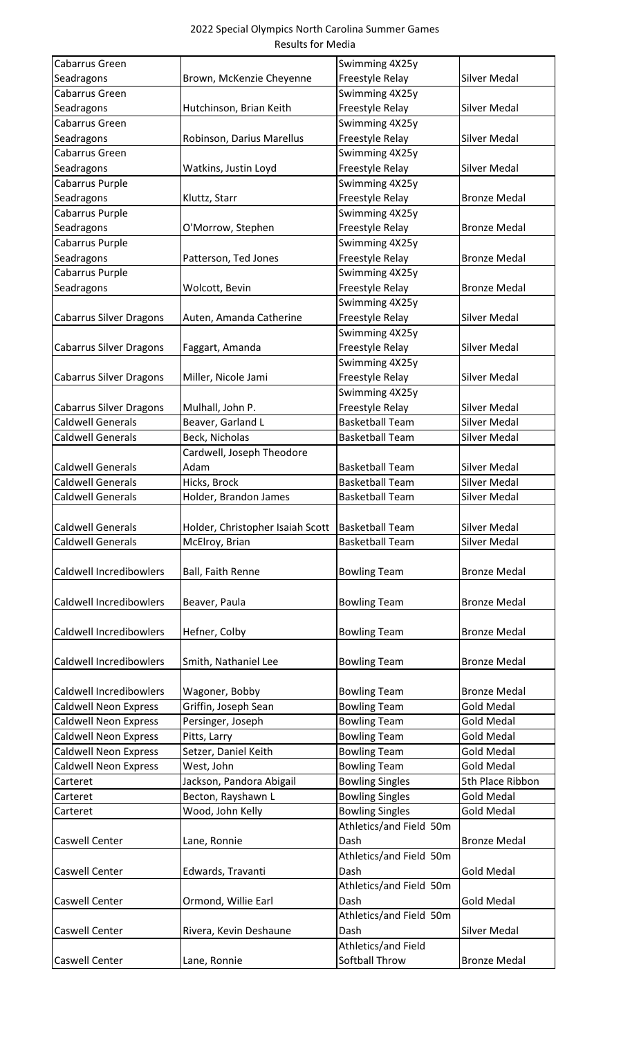2022 Special Olympics North Carolina Summer Games
Results for Media

| | | | |
|---|---|---|---|
| Cabarrus Green Seadragons | Brown, McKenzie Cheyenne | Swimming 4X25y Freestyle Relay | Silver Medal |
| Cabarrus Green Seadragons | Hutchinson, Brian Keith | Swimming 4X25y Freestyle Relay | Silver Medal |
| Cabarrus Green Seadragons | Robinson, Darius Marellus | Swimming 4X25y Freestyle Relay | Silver Medal |
| Cabarrus Green Seadragons | Watkins, Justin Loyd | Swimming 4X25y Freestyle Relay | Silver Medal |
| Cabarrus Purple Seadragons | Kluttz, Starr | Swimming 4X25y Freestyle Relay | Bronze Medal |
| Cabarrus Purple Seadragons | O'Morrow, Stephen | Swimming 4X25y Freestyle Relay | Bronze Medal |
| Cabarrus Purple Seadragons | Patterson, Ted Jones | Swimming 4X25y Freestyle Relay | Bronze Medal |
| Cabarrus Purple Seadragons | Wolcott, Bevin | Swimming 4X25y Freestyle Relay | Bronze Medal |
| Cabarrus Silver Dragons | Auten, Amanda Catherine | Swimming 4X25y Freestyle Relay | Silver Medal |
| Cabarrus Silver Dragons | Faggart, Amanda | Swimming 4X25y Freestyle Relay | Silver Medal |
| Cabarrus Silver Dragons | Miller, Nicole Jami | Swimming 4X25y Freestyle Relay | Silver Medal |
| Cabarrus Silver Dragons | Mulhall, John P. | Swimming 4X25y Freestyle Relay | Silver Medal |
| Caldwell Generals | Beaver, Garland L | Basketball Team | Silver Medal |
| Caldwell Generals | Beck, Nicholas | Basketball Team | Silver Medal |
| Caldwell Generals | Cardwell, Joseph Theodore Adam | Basketball Team | Silver Medal |
| Caldwell Generals | Hicks, Brock | Basketball Team | Silver Medal |
| Caldwell Generals | Holder, Brandon James | Basketball Team | Silver Medal |
| Caldwell Generals | Holder, Christopher Isaiah Scott | Basketball Team | Silver Medal |
| Caldwell Generals | McElroy, Brian | Basketball Team | Silver Medal |
| Caldwell Incredibowlers | Ball, Faith Renne | Bowling Team | Bronze Medal |
| Caldwell Incredibowlers | Beaver, Paula | Bowling Team | Bronze Medal |
| Caldwell Incredibowlers | Hefner, Colby | Bowling Team | Bronze Medal |
| Caldwell Incredibowlers | Smith, Nathaniel Lee | Bowling Team | Bronze Medal |
| Caldwell Incredibowlers | Wagoner, Bobby | Bowling Team | Bronze Medal |
| Caldwell Neon Express | Griffin, Joseph Sean | Bowling Team | Gold Medal |
| Caldwell Neon Express | Persinger, Joseph | Bowling Team | Gold Medal |
| Caldwell Neon Express | Pitts, Larry | Bowling Team | Gold Medal |
| Caldwell Neon Express | Setzer, Daniel Keith | Bowling Team | Gold Medal |
| Caldwell Neon Express | West, John | Bowling Team | Gold Medal |
| Carteret | Jackson, Pandora Abigail | Bowling Singles | 5th Place Ribbon |
| Carteret | Becton, Rayshawn L | Bowling Singles | Gold Medal |
| Carteret | Wood, John Kelly | Bowling Singles | Gold Medal |
| Caswell Center | Lane, Ronnie | Athletics/and Field 50m Dash | Bronze Medal |
| Caswell Center | Edwards, Travanti | Athletics/and Field 50m Dash | Gold Medal |
| Caswell Center | Ormond, Willie Earl | Athletics/and Field 50m Dash | Gold Medal |
| Caswell Center | Rivera, Kevin Deshaune | Athletics/and Field 50m Dash | Silver Medal |
| Caswell Center | Lane, Ronnie | Athletics/and Field Softball Throw | Bronze Medal |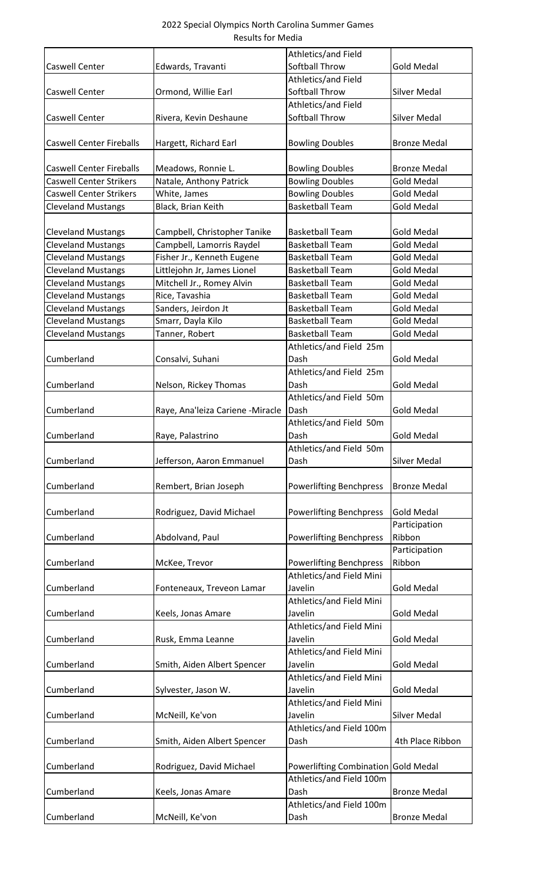2022 Special Olympics North Carolina Summer Games
Results for Media

| | | | |
|---|---|---|---|
| Caswell Center | Edwards, Travanti | Athletics/and Field Softball Throw | Gold Medal |
| Caswell Center | Ormond, Willie Earl | Athletics/and Field Softball Throw | Silver Medal |
| Caswell Center | Rivera, Kevin Deshaune | Athletics/and Field Softball Throw | Silver Medal |
| Caswell Center Fireballs | Hargett, Richard Earl | Bowling Doubles | Bronze Medal |
| Caswell Center Fireballs | Meadows, Ronnie L. | Bowling Doubles | Bronze Medal |
| Caswell Center Strikers | Natale, Anthony Patrick | Bowling Doubles | Gold Medal |
| Caswell Center Strikers | White, James | Bowling Doubles | Gold Medal |
| Cleveland Mustangs | Black, Brian Keith | Basketball Team | Gold Medal |
| Cleveland Mustangs | Campbell, Christopher Tanike | Basketball Team | Gold Medal |
| Cleveland Mustangs | Campbell, Lamorris Raydel | Basketball Team | Gold Medal |
| Cleveland Mustangs | Fisher Jr., Kenneth Eugene | Basketball Team | Gold Medal |
| Cleveland Mustangs | Littlejohn Jr, James Lionel | Basketball Team | Gold Medal |
| Cleveland Mustangs | Mitchell Jr., Romey Alvin | Basketball Team | Gold Medal |
| Cleveland Mustangs | Rice, Tavashia | Basketball Team | Gold Medal |
| Cleveland Mustangs | Sanders, Jeirdon Jt | Basketball Team | Gold Medal |
| Cleveland Mustangs | Smarr, Dayla Kilo | Basketball Team | Gold Medal |
| Cleveland Mustangs | Tanner, Robert | Basketball Team | Gold Medal |
| Cumberland | Consalvi, Suhani | Athletics/and Field 25m Dash | Gold Medal |
| Cumberland | Nelson, Rickey Thomas | Athletics/and Field 25m Dash | Gold Medal |
| Cumberland | Raye, Ana'leiza Cariene -Miracle | Athletics/and Field 50m Dash | Gold Medal |
| Cumberland | Raye, Palastrino | Athletics/and Field 50m Dash | Gold Medal |
| Cumberland | Jefferson, Aaron Emmanuel | Athletics/and Field 50m Dash | Silver Medal |
| Cumberland | Rembert, Brian Joseph | Powerlifting Benchpress | Bronze Medal |
| Cumberland | Rodriguez, David Michael | Powerlifting Benchpress | Gold Medal |
| Cumberland | Abdolvand, Paul | Powerlifting Benchpress | Participation Ribbon |
| Cumberland | McKee, Trevor | Powerlifting Benchpress | Participation Ribbon |
| Cumberland | Fonteneaux, Treveon Lamar | Athletics/and Field Mini Javelin | Gold Medal |
| Cumberland | Keels, Jonas Amare | Athletics/and Field Mini Javelin | Gold Medal |
| Cumberland | Rusk, Emma Leanne | Athletics/and Field Mini Javelin | Gold Medal |
| Cumberland | Smith, Aiden Albert Spencer | Athletics/and Field Mini Javelin | Gold Medal |
| Cumberland | Sylvester, Jason W. | Athletics/and Field Mini Javelin | Gold Medal |
| Cumberland | McNeill, Ke'von | Athletics/and Field Mini Javelin | Silver Medal |
| Cumberland | Smith, Aiden Albert Spencer | Athletics/and Field 100m Dash | 4th Place Ribbon |
| Cumberland | Rodriguez, David Michael | Powerlifting Combination | Gold Medal |
| Cumberland | Keels, Jonas Amare | Athletics/and Field 100m Dash | Bronze Medal |
| Cumberland | McNeill, Ke'von | Athletics/and Field 100m Dash | Bronze Medal |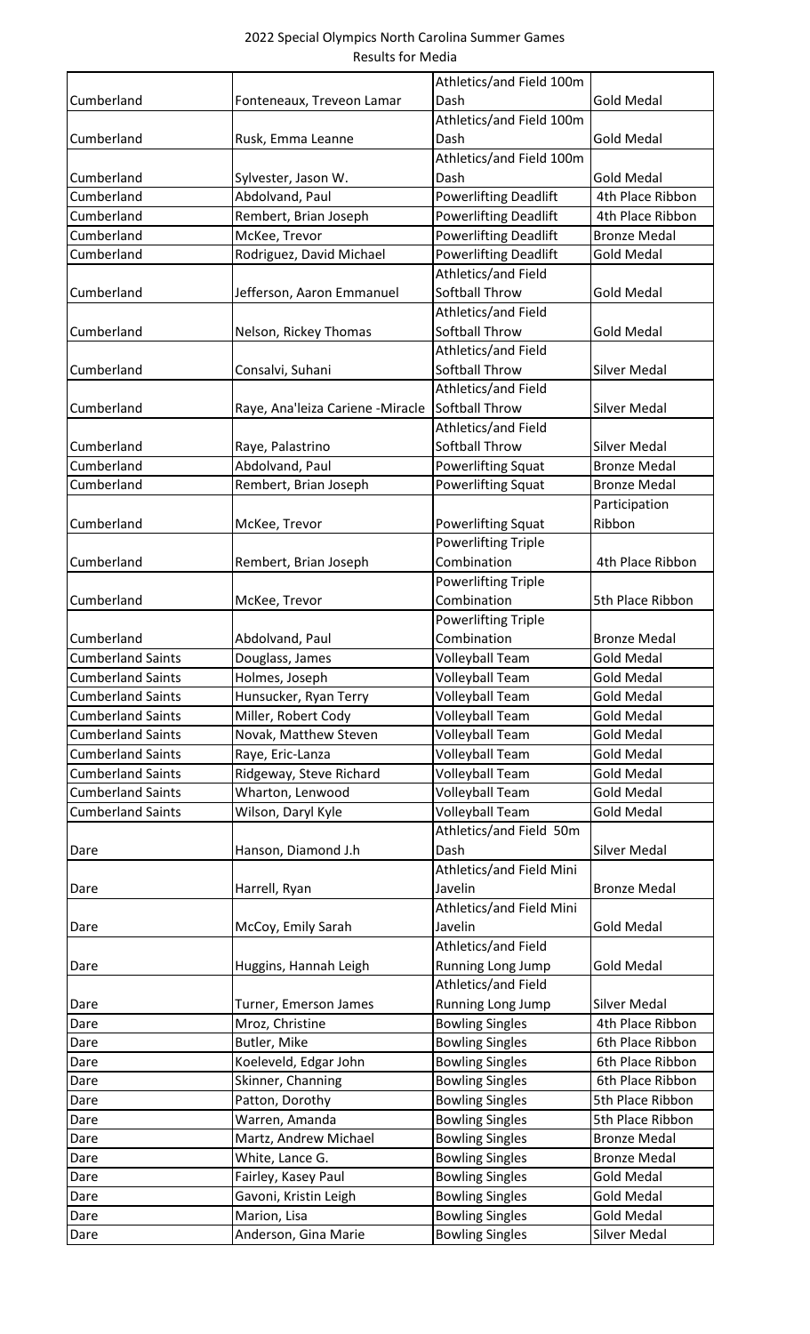2022 Special Olympics North Carolina Summer Games
Results for Media

| | | | |
|---|---|---|---|
| Cumberland | Fonteneaux, Treveon Lamar | Athletics/and Field 100m Dash | Gold Medal |
| Cumberland | Rusk, Emma Leanne | Athletics/and Field 100m Dash | Gold Medal |
| Cumberland | Sylvester, Jason W. | Athletics/and Field 100m Dash | Gold Medal |
| Cumberland | Abdolvand, Paul | Powerlifting Deadlift | 4th Place Ribbon |
| Cumberland | Rembert, Brian Joseph | Powerlifting Deadlift | 4th Place Ribbon |
| Cumberland | McKee, Trevor | Powerlifting Deadlift | Bronze Medal |
| Cumberland | Rodriguez, David Michael | Powerlifting Deadlift | Gold Medal |
| Cumberland | Jefferson, Aaron Emmanuel | Athletics/and Field Softball Throw | Gold Medal |
| Cumberland | Nelson, Rickey Thomas | Athletics/and Field Softball Throw | Gold Medal |
| Cumberland | Consalvi, Suhani | Athletics/and Field Softball Throw | Silver Medal |
| Cumberland | Raye, Ana'leiza Cariene -Miracle | Athletics/and Field Softball Throw | Silver Medal |
| Cumberland | Raye, Palastrino | Athletics/and Field Softball Throw | Silver Medal |
| Cumberland | Abdolvand, Paul | Powerlifting Squat | Bronze Medal |
| Cumberland | Rembert, Brian Joseph | Powerlifting Squat | Bronze Medal |
| Cumberland | McKee, Trevor | Powerlifting Squat | Participation Ribbon |
| Cumberland | Rembert, Brian Joseph | Powerlifting Triple Combination | 4th Place Ribbon |
| Cumberland | McKee, Trevor | Powerlifting Triple Combination | 5th Place Ribbon |
| Cumberland | Abdolvand, Paul | Powerlifting Triple Combination | Bronze Medal |
| Cumberland Saints | Douglass, James | Volleyball Team | Gold Medal |
| Cumberland Saints | Holmes, Joseph | Volleyball Team | Gold Medal |
| Cumberland Saints | Hunsucker, Ryan Terry | Volleyball Team | Gold Medal |
| Cumberland Saints | Miller, Robert Cody | Volleyball Team | Gold Medal |
| Cumberland Saints | Novak, Matthew Steven | Volleyball Team | Gold Medal |
| Cumberland Saints | Raye, Eric-Lanza | Volleyball Team | Gold Medal |
| Cumberland Saints | Ridgeway, Steve Richard | Volleyball Team | Gold Medal |
| Cumberland Saints | Wharton, Lenwood | Volleyball Team | Gold Medal |
| Cumberland Saints | Wilson, Daryl Kyle | Volleyball Team | Gold Medal |
| Dare | Hanson, Diamond J.h | Athletics/and Field 50m Dash | Silver Medal |
| Dare | Harrell, Ryan | Athletics/and Field Mini Javelin | Bronze Medal |
| Dare | McCoy, Emily Sarah | Athletics/and Field Mini Javelin | Gold Medal |
| Dare | Huggins, Hannah Leigh | Athletics/and Field Running Long Jump | Gold Medal |
| Dare | Turner, Emerson James | Athletics/and Field Running Long Jump | Silver Medal |
| Dare | Mroz, Christine | Bowling Singles | 4th Place Ribbon |
| Dare | Butler, Mike | Bowling Singles | 6th Place Ribbon |
| Dare | Koeleveld, Edgar John | Bowling Singles | 6th Place Ribbon |
| Dare | Skinner, Channing | Bowling Singles | 6th Place Ribbon |
| Dare | Patton, Dorothy | Bowling Singles | 5th Place Ribbon |
| Dare | Warren, Amanda | Bowling Singles | 5th Place Ribbon |
| Dare | Martz, Andrew Michael | Bowling Singles | Bronze Medal |
| Dare | White, Lance G. | Bowling Singles | Bronze Medal |
| Dare | Fairley, Kasey Paul | Bowling Singles | Gold Medal |
| Dare | Gavoni, Kristin Leigh | Bowling Singles | Gold Medal |
| Dare | Marion, Lisa | Bowling Singles | Gold Medal |
| Dare | Anderson, Gina Marie | Bowling Singles | Silver Medal |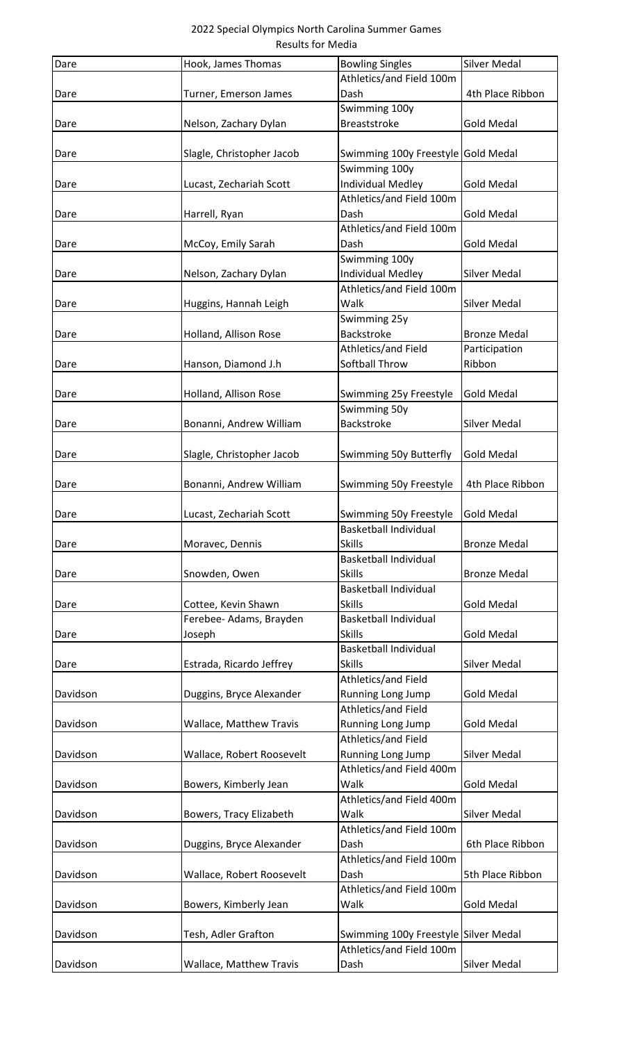2022 Special Olympics North Carolina Summer Games
Results for Media

| | | | |
|---|---|---|---|
| Dare | Hook, James Thomas | Bowling Singles | Silver Medal |
| Dare | Turner, Emerson James | Athletics/and Field 100m Dash | 4th Place Ribbon |
| Dare | Nelson, Zachary Dylan | Swimming 100y Breaststroke | Gold Medal |
| Dare | Slagle, Christopher Jacob | Swimming 100y Freestyle | Gold Medal |
| Dare | Lucast, Zechariah Scott | Swimming 100y Individual Medley | Gold Medal |
| Dare | Harrell, Ryan | Athletics/and Field 100m Dash | Gold Medal |
| Dare | McCoy, Emily Sarah | Athletics/and Field 100m Dash | Gold Medal |
| Dare | Nelson, Zachary Dylan | Swimming 100y Individual Medley | Silver Medal |
| Dare | Huggins, Hannah Leigh | Athletics/and Field 100m Walk | Silver Medal |
| Dare | Holland, Allison Rose | Swimming 25y Backstroke | Bronze Medal |
| Dare | Hanson, Diamond J.h | Athletics/and Field Softball Throw | Participation Ribbon |
| Dare | Holland, Allison Rose | Swimming 25y Freestyle | Gold Medal |
| Dare | Bonanni, Andrew William | Swimming 50y Backstroke | Silver Medal |
| Dare | Slagle, Christopher Jacob | Swimming 50y Butterfly | Gold Medal |
| Dare | Bonanni, Andrew William | Swimming 50y Freestyle | 4th Place Ribbon |
| Dare | Lucast, Zechariah Scott | Swimming 50y Freestyle | Gold Medal |
| Dare | Moravec, Dennis | Basketball Individual Skills | Bronze Medal |
| Dare | Snowden, Owen | Basketball Individual Skills | Bronze Medal |
| Dare | Cottee, Kevin Shawn | Basketball Individual Skills | Gold Medal |
| Dare | Ferebee- Adams, Brayden Joseph | Basketball Individual Skills | Gold Medal |
| Dare | Estrada, Ricardo Jeffrey | Basketball Individual Skills | Silver Medal |
| Davidson | Duggins, Bryce Alexander | Athletics/and Field Running Long Jump | Gold Medal |
| Davidson | Wallace, Matthew Travis | Athletics/and Field Running Long Jump | Gold Medal |
| Davidson | Wallace, Robert Roosevelt | Athletics/and Field Running Long Jump | Silver Medal |
| Davidson | Bowers, Kimberly Jean | Athletics/and Field 400m Walk | Gold Medal |
| Davidson | Bowers, Tracy Elizabeth | Athletics/and Field 400m Walk | Silver Medal |
| Davidson | Duggins, Bryce Alexander | Athletics/and Field 100m Dash | 6th Place Ribbon |
| Davidson | Wallace, Robert Roosevelt | Athletics/and Field 100m Dash | 5th Place Ribbon |
| Davidson | Bowers, Kimberly Jean | Athletics/and Field 100m Walk | Gold Medal |
| Davidson | Tesh, Adler Grafton | Swimming 100y Freestyle | Silver Medal |
| Davidson | Wallace, Matthew Travis | Athletics/and Field 100m Dash | Silver Medal |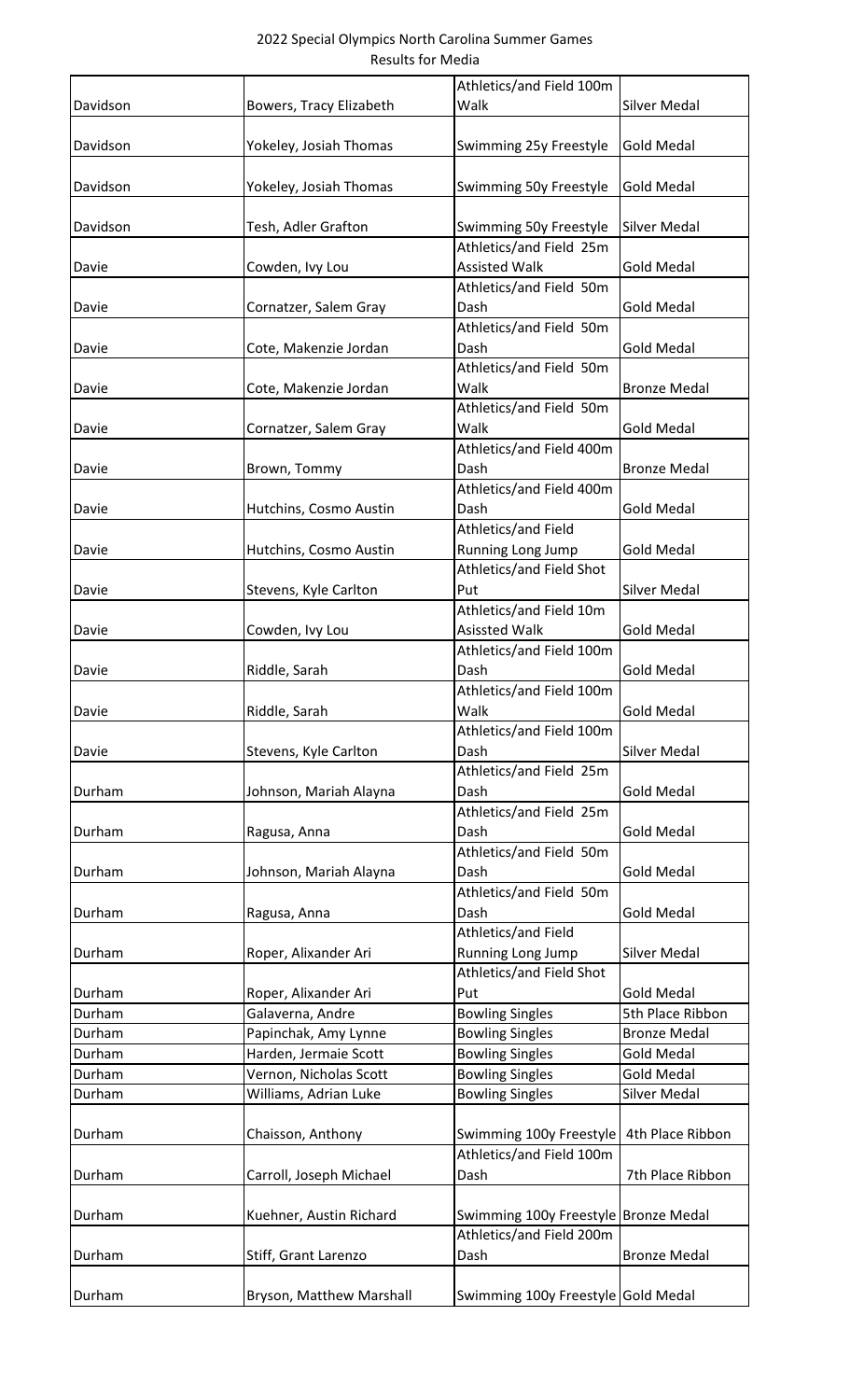2022 Special Olympics North Carolina Summer Games
Results for Media

| | | | |
|---|---|---|---|
| Davidson | Bowers, Tracy Elizabeth | Athletics/and Field 100m Walk | Silver Medal |
| Davidson | Yokeley, Josiah Thomas | Swimming 25y Freestyle | Gold Medal |
| Davidson | Yokeley, Josiah Thomas | Swimming 50y Freestyle | Gold Medal |
| Davidson | Tesh, Adler Grafton | Swimming 50y Freestyle | Silver Medal |
| Davie | Cowden, Ivy Lou | Athletics/and Field 25m Assisted Walk | Gold Medal |
| Davie | Cornatzer, Salem Gray | Athletics/and Field 50m Dash | Gold Medal |
| Davie | Cote, Makenzie Jordan | Athletics/and Field 50m Dash | Gold Medal |
| Davie | Cote, Makenzie Jordan | Athletics/and Field 50m Walk | Bronze Medal |
| Davie | Cornatzer, Salem Gray | Athletics/and Field 50m Walk | Gold Medal |
| Davie | Brown, Tommy | Athletics/and Field 400m Dash | Bronze Medal |
| Davie | Hutchins, Cosmo Austin | Athletics/and Field 400m Dash | Gold Medal |
| Davie | Hutchins, Cosmo Austin | Athletics/and Field Running Long Jump | Gold Medal |
| Davie | Stevens, Kyle Carlton | Athletics/and Field Shot Put | Silver Medal |
| Davie | Cowden, Ivy Lou | Athletics/and Field 10m Asissted Walk | Gold Medal |
| Davie | Riddle, Sarah | Athletics/and Field 100m Dash | Gold Medal |
| Davie | Riddle, Sarah | Athletics/and Field 100m Walk | Gold Medal |
| Davie | Stevens, Kyle Carlton | Athletics/and Field 100m Dash | Silver Medal |
| Durham | Johnson, Mariah Alayna | Athletics/and Field 25m Dash | Gold Medal |
| Durham | Ragusa, Anna | Athletics/and Field 25m Dash | Gold Medal |
| Durham | Johnson, Mariah Alayna | Athletics/and Field 50m Dash | Gold Medal |
| Durham | Ragusa, Anna | Athletics/and Field 50m Dash | Gold Medal |
| Durham | Roper, Alixander Ari | Athletics/and Field Running Long Jump | Silver Medal |
| Durham | Roper, Alixander Ari | Athletics/and Field Shot Put | Gold Medal |
| Durham | Galaverna, Andre | Bowling Singles | 5th Place Ribbon |
| Durham | Papinchak, Amy Lynne | Bowling Singles | Bronze Medal |
| Durham | Harden, Jermaie Scott | Bowling Singles | Gold Medal |
| Durham | Vernon, Nicholas Scott | Bowling Singles | Gold Medal |
| Durham | Williams, Adrian Luke | Bowling Singles | Silver Medal |
| Durham | Chaisson, Anthony | Swimming 100y Freestyle | 4th Place Ribbon |
| Durham | Carroll, Joseph Michael | Athletics/and Field 100m Dash | 7th Place Ribbon |
| Durham | Kuehner, Austin Richard | Swimming 100y Freestyle | Bronze Medal |
| Durham | Stiff, Grant Larenzo | Athletics/and Field 200m Dash | Bronze Medal |
| Durham | Bryson, Matthew Marshall | Swimming 100y Freestyle | Gold Medal |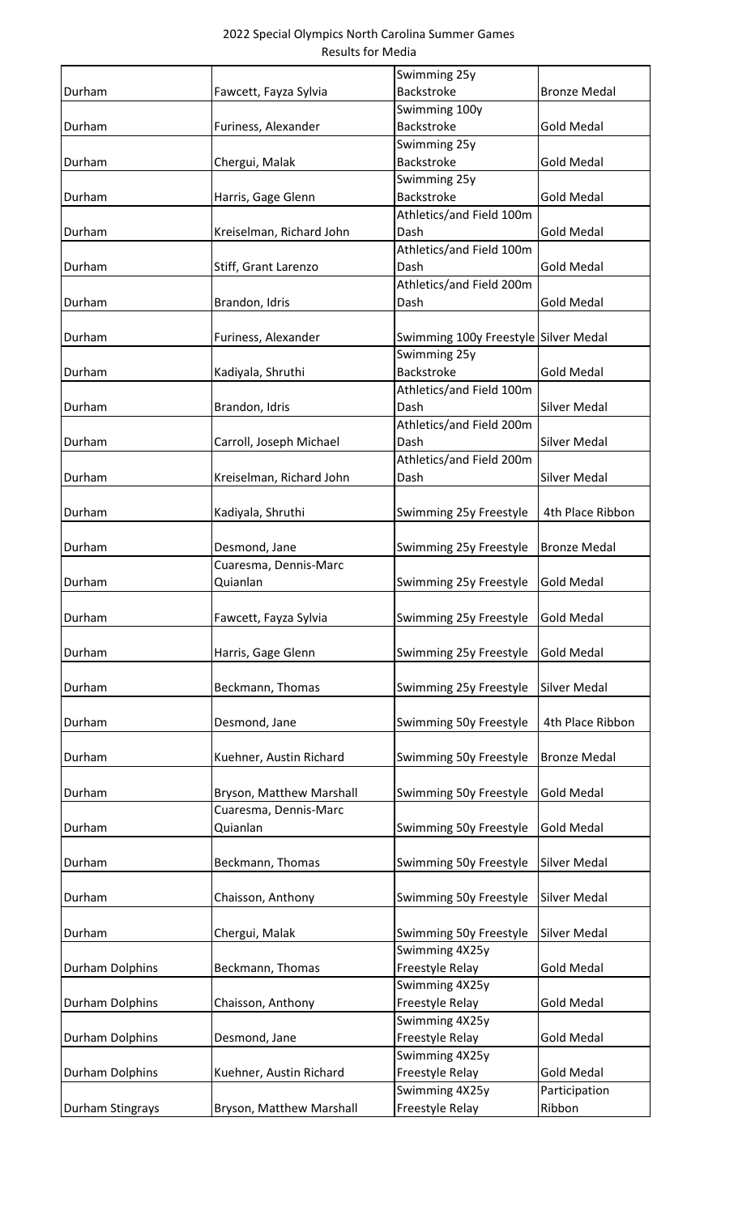2022 Special Olympics North Carolina Summer Games
Results for Media

| | | | |
|---|---|---|---|
| Durham | Fawcett, Fayza Sylvia | Swimming 25y Backstroke | Bronze Medal |
| Durham | Furiness, Alexander | Swimming 100y Backstroke | Gold Medal |
| Durham | Chergui, Malak | Swimming 25y Backstroke | Gold Medal |
| Durham | Harris, Gage Glenn | Swimming 25y Backstroke | Gold Medal |
| Durham | Kreiselman, Richard John | Athletics/and Field 100m Dash | Gold Medal |
| Durham | Stiff, Grant Larenzo | Athletics/and Field 100m Dash | Gold Medal |
| Durham | Brandon, Idris | Athletics/and Field 200m Dash | Gold Medal |
| Durham | Furiness, Alexander | Swimming 100y Freestyle | Silver Medal |
| Durham | Kadiyala, Shruthi | Swimming 25y Backstroke | Gold Medal |
| Durham | Brandon, Idris | Athletics/and Field 100m Dash | Silver Medal |
| Durham | Carroll, Joseph Michael | Athletics/and Field 200m Dash | Silver Medal |
| Durham | Kreiselman, Richard John | Athletics/and Field 200m Dash | Silver Medal |
| Durham | Kadiyala, Shruthi | Swimming 25y Freestyle | 4th Place Ribbon |
| Durham | Desmond, Jane | Swimming 25y Freestyle | Bronze Medal |
| Durham | Cuaresma, Dennis-Marc Quianlan | Swimming 25y Freestyle | Gold Medal |
| Durham | Fawcett, Fayza Sylvia | Swimming 25y Freestyle | Gold Medal |
| Durham | Harris, Gage Glenn | Swimming 25y Freestyle | Gold Medal |
| Durham | Beckmann, Thomas | Swimming 25y Freestyle | Silver Medal |
| Durham | Desmond, Jane | Swimming 50y Freestyle | 4th Place Ribbon |
| Durham | Kuehner, Austin Richard | Swimming 50y Freestyle | Bronze Medal |
| Durham | Bryson, Matthew Marshall | Swimming 50y Freestyle | Gold Medal |
| Durham | Cuaresma, Dennis-Marc Quianlan | Swimming 50y Freestyle | Gold Medal |
| Durham | Beckmann, Thomas | Swimming 50y Freestyle | Silver Medal |
| Durham | Chaisson, Anthony | Swimming 50y Freestyle | Silver Medal |
| Durham | Chergui, Malak | Swimming 50y Freestyle | Silver Medal |
| Durham Dolphins | Beckmann, Thomas | Swimming 4X25y Freestyle Relay | Gold Medal |
| Durham Dolphins | Chaisson, Anthony | Swimming 4X25y Freestyle Relay | Gold Medal |
| Durham Dolphins | Desmond, Jane | Swimming 4X25y Freestyle Relay | Gold Medal |
| Durham Dolphins | Kuehner, Austin Richard | Swimming 4X25y Freestyle Relay | Gold Medal |
| Durham Stingrays | Bryson, Matthew Marshall | Swimming 4X25y Freestyle Relay | Participation Ribbon |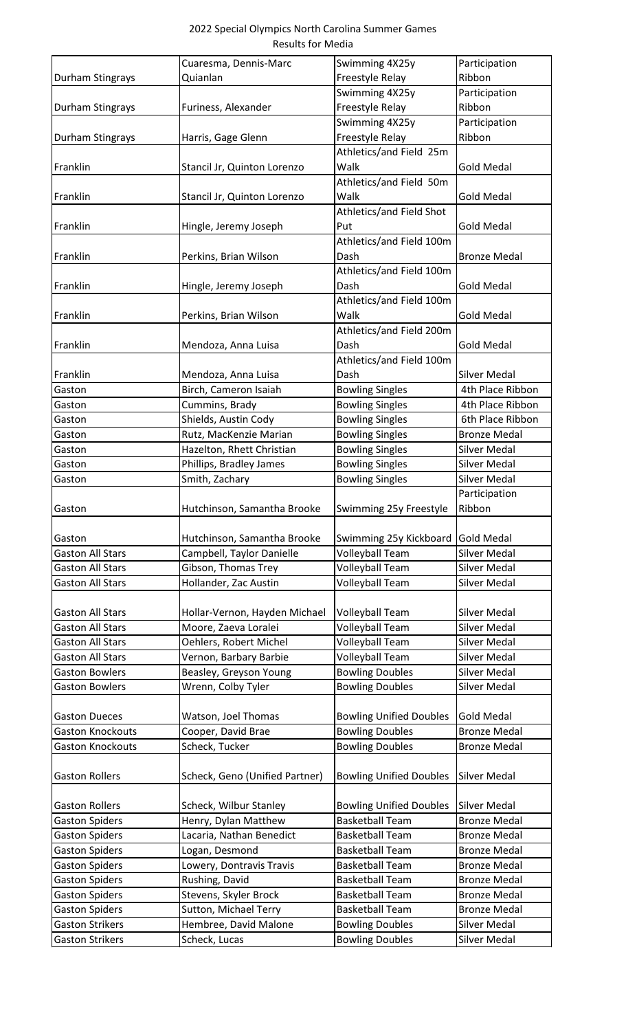2022 Special Olympics North Carolina Summer Games
Results for Media

| | | | |
|---|---|---|---|
| Durham Stingrays | Cuaresma, Dennis-Marc Quianlan | Swimming 4X25y Freestyle Relay | Participation Ribbon |
| Durham Stingrays | Furiness, Alexander | Swimming 4X25y Freestyle Relay | Participation Ribbon |
| Durham Stingrays | Harris, Gage Glenn | Swimming 4X25y Freestyle Relay | Participation Ribbon |
| Franklin | Stancil Jr, Quinton Lorenzo | Athletics/and Field 25m Walk | Gold Medal |
| Franklin | Stancil Jr, Quinton Lorenzo | Athletics/and Field 50m Walk | Gold Medal |
| Franklin | Hingle, Jeremy Joseph | Athletics/and Field Shot Put | Gold Medal |
| Franklin | Perkins, Brian Wilson | Athletics/and Field 100m Dash | Bronze Medal |
| Franklin | Hingle, Jeremy Joseph | Athletics/and Field 100m Dash | Gold Medal |
| Franklin | Perkins, Brian Wilson | Athletics/and Field 100m Walk | Gold Medal |
| Franklin | Mendoza, Anna Luisa | Athletics/and Field 200m Dash | Gold Medal |
| Franklin | Mendoza, Anna Luisa | Athletics/and Field 100m Dash | Silver Medal |
| Gaston | Birch, Cameron Isaiah | Bowling Singles | 4th Place Ribbon |
| Gaston | Cummins, Brady | Bowling Singles | 4th Place Ribbon |
| Gaston | Shields, Austin Cody | Bowling Singles | 6th Place Ribbon |
| Gaston | Rutz, MacKenzie Marian | Bowling Singles | Bronze Medal |
| Gaston | Hazelton, Rhett Christian | Bowling Singles | Silver Medal |
| Gaston | Phillips, Bradley James | Bowling Singles | Silver Medal |
| Gaston | Smith, Zachary | Bowling Singles | Silver Medal |
| Gaston | Hutchinson, Samantha Brooke | Swimming 25y Freestyle | Participation Ribbon |
| Gaston | Hutchinson, Samantha Brooke | Swimming 25y Kickboard | Gold Medal |
| Gaston All Stars | Campbell, Taylor Danielle | Volleyball Team | Silver Medal |
| Gaston All Stars | Gibson, Thomas Trey | Volleyball Team | Silver Medal |
| Gaston All Stars | Hollander, Zac Austin | Volleyball Team | Silver Medal |
| Gaston All Stars | Hollar-Vernon, Hayden Michael | Volleyball Team | Silver Medal |
| Gaston All Stars | Moore, Zaeva Loralei | Volleyball Team | Silver Medal |
| Gaston All Stars | Oehlers, Robert Michel | Volleyball Team | Silver Medal |
| Gaston All Stars | Vernon, Barbary Barbie | Volleyball Team | Silver Medal |
| Gaston Bowlers | Beasley, Greyson Young | Bowling Doubles | Silver Medal |
| Gaston Bowlers | Wrenn, Colby Tyler | Bowling Doubles | Silver Medal |
| Gaston Dueces | Watson, Joel Thomas | Bowling Unified Doubles | Gold Medal |
| Gaston Knockouts | Cooper, David Brae | Bowling Doubles | Bronze Medal |
| Gaston Knockouts | Scheck, Tucker | Bowling Doubles | Bronze Medal |
| Gaston Rollers | Scheck, Geno (Unified Partner) | Bowling Unified Doubles | Silver Medal |
| Gaston Rollers | Scheck, Wilbur Stanley | Bowling Unified Doubles | Silver Medal |
| Gaston Spiders | Henry, Dylan Matthew | Basketball Team | Bronze Medal |
| Gaston Spiders | Lacaria, Nathan Benedict | Basketball Team | Bronze Medal |
| Gaston Spiders | Logan, Desmond | Basketball Team | Bronze Medal |
| Gaston Spiders | Lowery, Dontravis Travis | Basketball Team | Bronze Medal |
| Gaston Spiders | Rushing, David | Basketball Team | Bronze Medal |
| Gaston Spiders | Stevens, Skyler Brock | Basketball Team | Bronze Medal |
| Gaston Spiders | Sutton, Michael Terry | Basketball Team | Bronze Medal |
| Gaston Strikers | Hembree, David Malone | Bowling Doubles | Silver Medal |
| Gaston Strikers | Scheck, Lucas | Bowling Doubles | Silver Medal |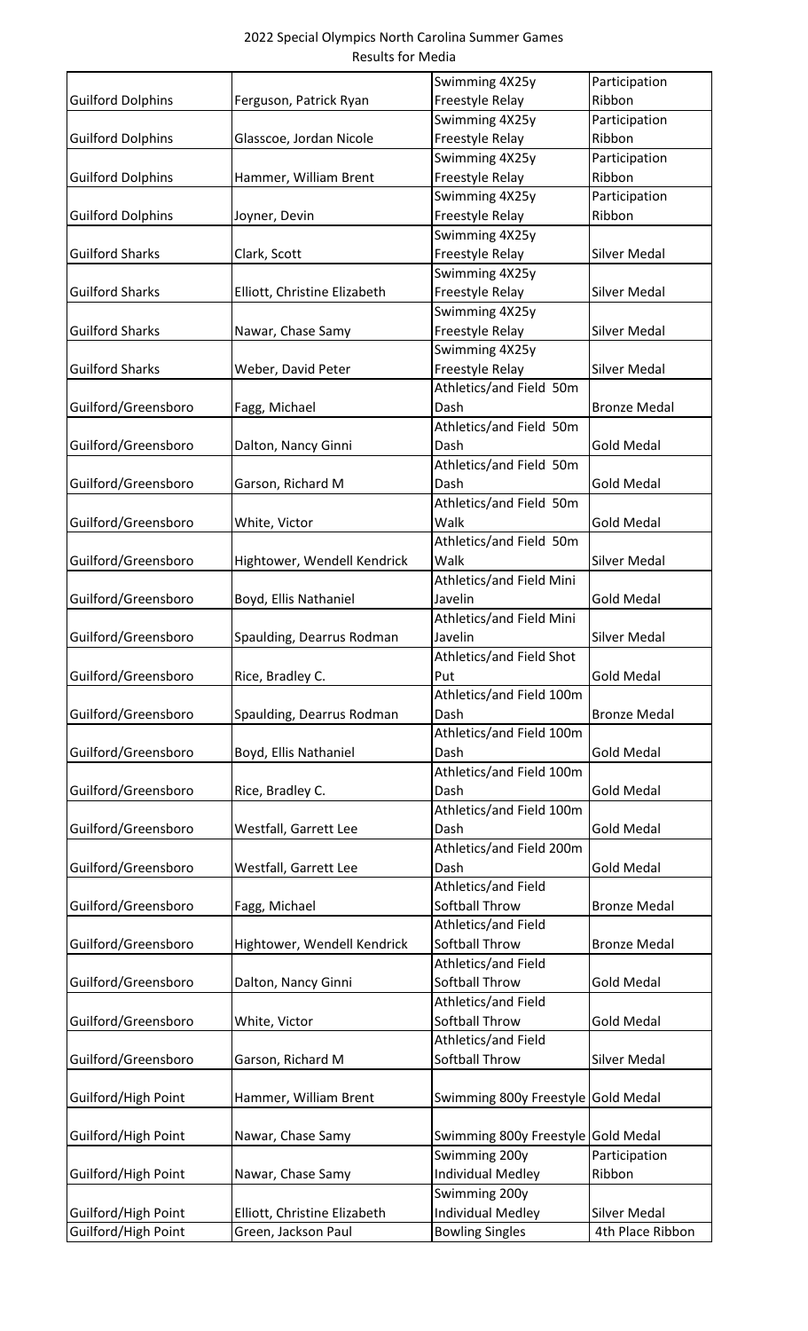2022 Special Olympics North Carolina Summer Games
Results for Media

| | | | |
|---|---|---|---|
| Guilford Dolphins | Ferguson, Patrick Ryan | Swimming 4X25y Freestyle Relay | Participation Ribbon |
| Guilford Dolphins | Glasscoe, Jordan Nicole | Swimming 4X25y Freestyle Relay | Participation Ribbon |
| Guilford Dolphins | Hammer, William Brent | Swimming 4X25y Freestyle Relay | Participation Ribbon |
| Guilford Dolphins | Joyner, Devin | Swimming 4X25y Freestyle Relay | Participation Ribbon |
| Guilford Sharks | Clark, Scott | Swimming 4X25y Freestyle Relay | Silver Medal |
| Guilford Sharks | Elliott, Christine Elizabeth | Swimming 4X25y Freestyle Relay | Silver Medal |
| Guilford Sharks | Nawar, Chase Samy | Swimming 4X25y Freestyle Relay | Silver Medal |
| Guilford Sharks | Weber, David Peter | Swimming 4X25y Freestyle Relay | Silver Medal |
| Guilford/Greensboro | Fagg, Michael | Athletics/and Field 50m Dash | Bronze Medal |
| Guilford/Greensboro | Dalton, Nancy Ginni | Athletics/and Field 50m Dash | Gold Medal |
| Guilford/Greensboro | Garson, Richard M | Athletics/and Field 50m Dash | Gold Medal |
| Guilford/Greensboro | White, Victor | Athletics/and Field 50m Walk | Gold Medal |
| Guilford/Greensboro | Hightower, Wendell Kendrick | Athletics/and Field 50m Walk | Silver Medal |
| Guilford/Greensboro | Boyd, Ellis Nathaniel | Athletics/and Field Mini Javelin | Gold Medal |
| Guilford/Greensboro | Spaulding, Dearrus Rodman | Athletics/and Field Mini Javelin | Silver Medal |
| Guilford/Greensboro | Rice, Bradley C. | Athletics/and Field Shot Put | Gold Medal |
| Guilford/Greensboro | Spaulding, Dearrus Rodman | Athletics/and Field 100m Dash | Bronze Medal |
| Guilford/Greensboro | Boyd, Ellis Nathaniel | Athletics/and Field 100m Dash | Gold Medal |
| Guilford/Greensboro | Rice, Bradley C. | Athletics/and Field 100m Dash | Gold Medal |
| Guilford/Greensboro | Westfall, Garrett Lee | Athletics/and Field 100m Dash | Gold Medal |
| Guilford/Greensboro | Westfall, Garrett Lee | Athletics/and Field 200m Dash | Gold Medal |
| Guilford/Greensboro | Fagg, Michael | Athletics/and Field Softball Throw | Bronze Medal |
| Guilford/Greensboro | Hightower, Wendell Kendrick | Athletics/and Field Softball Throw | Bronze Medal |
| Guilford/Greensboro | Dalton, Nancy Ginni | Athletics/and Field Softball Throw | Gold Medal |
| Guilford/Greensboro | White, Victor | Athletics/and Field Softball Throw | Gold Medal |
| Guilford/Greensboro | Garson, Richard M | Athletics/and Field Softball Throw | Silver Medal |
| Guilford/High Point | Hammer, William Brent | Swimming 800y Freestyle | Gold Medal |
| Guilford/High Point | Nawar, Chase Samy | Swimming 800y Freestyle | Gold Medal |
| Guilford/High Point | Nawar, Chase Samy | Swimming 200y Individual Medley | Participation Ribbon |
| Guilford/High Point | Elliott, Christine Elizabeth | Swimming 200y Individual Medley | Silver Medal |
| Guilford/High Point | Green, Jackson Paul | Bowling Singles | 4th Place Ribbon |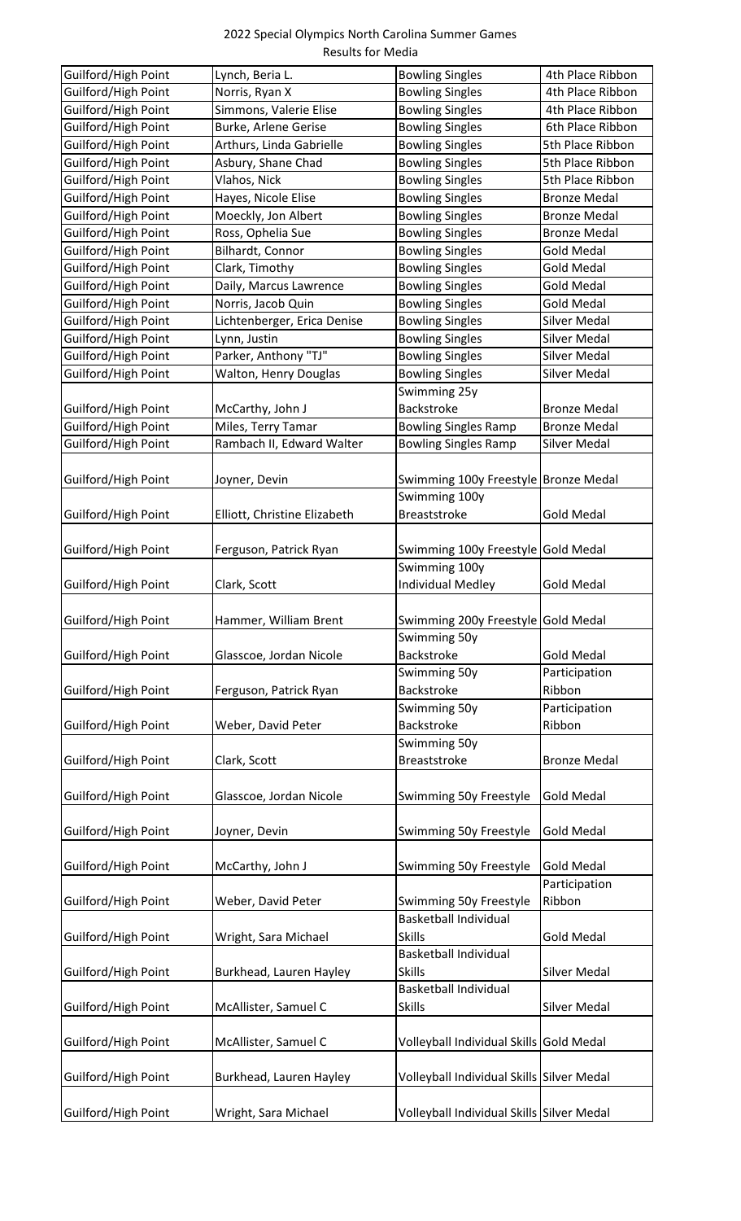2022 Special Olympics North Carolina Summer Games
Results for Media

| | | | |
|---|---|---|---|
| Guilford/High Point | Lynch, Beria L. | Bowling Singles | 4th Place Ribbon |
| Guilford/High Point | Norris, Ryan X | Bowling Singles | 4th Place Ribbon |
| Guilford/High Point | Simmons, Valerie Elise | Bowling Singles | 4th Place Ribbon |
| Guilford/High Point | Burke, Arlene Gerise | Bowling Singles | 6th Place Ribbon |
| Guilford/High Point | Arthurs, Linda Gabrielle | Bowling Singles | 5th Place Ribbon |
| Guilford/High Point | Asbury, Shane Chad | Bowling Singles | 5th Place Ribbon |
| Guilford/High Point | Vlahos, Nick | Bowling Singles | 5th Place Ribbon |
| Guilford/High Point | Hayes, Nicole Elise | Bowling Singles | Bronze Medal |
| Guilford/High Point | Moeckly, Jon Albert | Bowling Singles | Bronze Medal |
| Guilford/High Point | Ross, Ophelia Sue | Bowling Singles | Bronze Medal |
| Guilford/High Point | Bilhardt, Connor | Bowling Singles | Gold Medal |
| Guilford/High Point | Clark, Timothy | Bowling Singles | Gold Medal |
| Guilford/High Point | Daily, Marcus Lawrence | Bowling Singles | Gold Medal |
| Guilford/High Point | Norris, Jacob Quin | Bowling Singles | Gold Medal |
| Guilford/High Point | Lichtenberger, Erica Denise | Bowling Singles | Silver Medal |
| Guilford/High Point | Lynn, Justin | Bowling Singles | Silver Medal |
| Guilford/High Point | Parker, Anthony "TJ" | Bowling Singles | Silver Medal |
| Guilford/High Point | Walton, Henry Douglas | Bowling Singles | Silver Medal |
| Guilford/High Point | McCarthy, John J | Swimming 25y Backstroke | Bronze Medal |
| Guilford/High Point | Miles, Terry Tamar | Bowling Singles Ramp | Bronze Medal |
| Guilford/High Point | Rambach II, Edward Walter | Bowling Singles Ramp | Silver Medal |
| Guilford/High Point | Joyner, Devin | Swimming 100y Freestyle | Bronze Medal |
| Guilford/High Point | Elliott, Christine Elizabeth | Swimming 100y Breaststroke | Gold Medal |
| Guilford/High Point | Ferguson, Patrick Ryan | Swimming 100y Freestyle | Gold Medal |
| Guilford/High Point | Clark, Scott | Swimming 100y Individual Medley | Gold Medal |
| Guilford/High Point | Hammer, William Brent | Swimming 200y Freestyle | Gold Medal |
| Guilford/High Point | Glasscoe, Jordan Nicole | Swimming 50y Backstroke | Gold Medal |
| Guilford/High Point | Ferguson, Patrick Ryan | Swimming 50y Backstroke | Participation Ribbon |
| Guilford/High Point | Weber, David Peter | Swimming 50y Backstroke | Participation Ribbon |
| Guilford/High Point | Clark, Scott | Swimming 50y Breaststroke | Bronze Medal |
| Guilford/High Point | Glasscoe, Jordan Nicole | Swimming 50y Freestyle | Gold Medal |
| Guilford/High Point | Joyner, Devin | Swimming 50y Freestyle | Gold Medal |
| Guilford/High Point | McCarthy, John J | Swimming 50y Freestyle | Gold Medal |
| Guilford/High Point | Weber, David Peter | Swimming 50y Freestyle | Participation Ribbon |
| Guilford/High Point | Wright, Sara Michael | Basketball Individual Skills | Gold Medal |
| Guilford/High Point | Burkhead, Lauren Hayley | Basketball Individual Skills | Silver Medal |
| Guilford/High Point | McAllister, Samuel C | Basketball Individual Skills | Silver Medal |
| Guilford/High Point | McAllister, Samuel C | Volleyball Individual Skills | Gold Medal |
| Guilford/High Point | Burkhead, Lauren Hayley | Volleyball Individual Skills | Silver Medal |
| Guilford/High Point | Wright, Sara Michael | Volleyball Individual Skills | Silver Medal |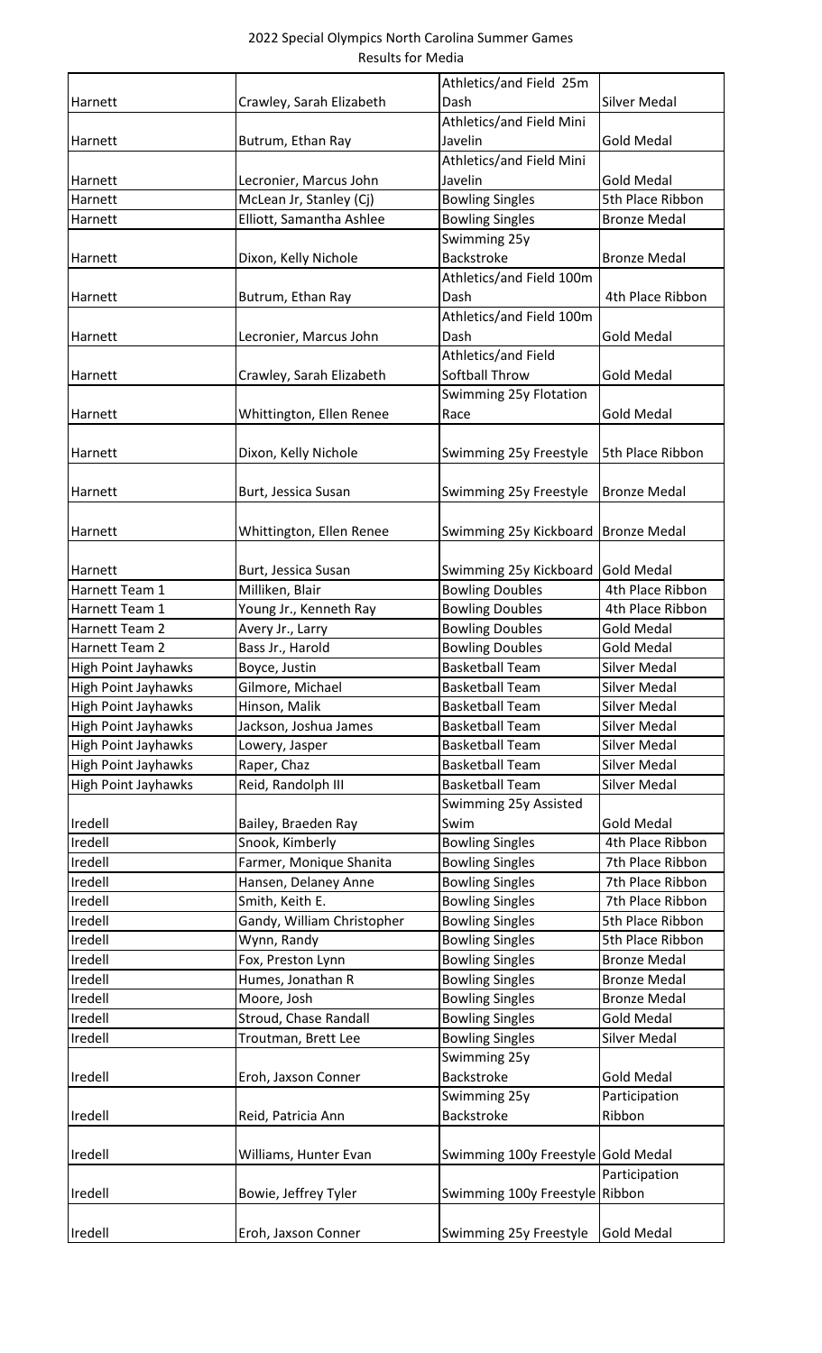2022 Special Olympics North Carolina Summer Games
Results for Media

| | | | |
|---|---|---|---|
| Harnett | Crawley, Sarah Elizabeth | Athletics/and Field 25m Dash | Silver Medal |
| Harnett | Butrum, Ethan Ray | Athletics/and Field Mini Javelin | Gold Medal |
| Harnett | Lecronier, Marcus John | Athletics/and Field Mini Javelin | Gold Medal |
| Harnett | McLean Jr, Stanley (Cj) | Bowling Singles | 5th Place Ribbon |
| Harnett | Elliott, Samantha Ashlee | Bowling Singles | Bronze Medal |
| Harnett | Dixon, Kelly Nichole | Swimming 25y Backstroke | Bronze Medal |
| Harnett | Butrum, Ethan Ray | Athletics/and Field 100m Dash | 4th Place Ribbon |
| Harnett | Lecronier, Marcus John | Athletics/and Field 100m Dash | Gold Medal |
| Harnett | Crawley, Sarah Elizabeth | Athletics/and Field Softball Throw | Gold Medal |
| Harnett | Whittington, Ellen Renee | Swimming 25y Flotation Race | Gold Medal |
| Harnett | Dixon, Kelly Nichole | Swimming 25y Freestyle | 5th Place Ribbon |
| Harnett | Burt, Jessica Susan | Swimming 25y Freestyle | Bronze Medal |
| Harnett | Whittington, Ellen Renee | Swimming 25y Kickboard | Bronze Medal |
| Harnett | Burt, Jessica Susan | Swimming 25y Kickboard | Gold Medal |
| Harnett Team 1 | Milliken, Blair | Bowling Doubles | 4th Place Ribbon |
| Harnett Team 1 | Young Jr., Kenneth Ray | Bowling Doubles | 4th Place Ribbon |
| Harnett Team 2 | Avery Jr., Larry | Bowling Doubles | Gold Medal |
| Harnett Team 2 | Bass Jr., Harold | Bowling Doubles | Gold Medal |
| High Point Jayhawks | Boyce, Justin | Basketball Team | Silver Medal |
| High Point Jayhawks | Gilmore, Michael | Basketball Team | Silver Medal |
| High Point Jayhawks | Hinson, Malik | Basketball Team | Silver Medal |
| High Point Jayhawks | Jackson, Joshua James | Basketball Team | Silver Medal |
| High Point Jayhawks | Lowery, Jasper | Basketball Team | Silver Medal |
| High Point Jayhawks | Raper, Chaz | Basketball Team | Silver Medal |
| High Point Jayhawks | Reid, Randolph III | Basketball Team | Silver Medal |
| Iredell | Bailey, Braeden Ray | Swimming 25y Assisted Swim | Gold Medal |
| Iredell | Snook, Kimberly | Bowling Singles | 4th Place Ribbon |
| Iredell | Farmer, Monique Shanita | Bowling Singles | 7th Place Ribbon |
| Iredell | Hansen, Delaney Anne | Bowling Singles | 7th Place Ribbon |
| Iredell | Smith, Keith E. | Bowling Singles | 7th Place Ribbon |
| Iredell | Gandy, William Christopher | Bowling Singles | 5th Place Ribbon |
| Iredell | Wynn, Randy | Bowling Singles | 5th Place Ribbon |
| Iredell | Fox, Preston Lynn | Bowling Singles | Bronze Medal |
| Iredell | Humes, Jonathan R | Bowling Singles | Bronze Medal |
| Iredell | Moore, Josh | Bowling Singles | Bronze Medal |
| Iredell | Stroud, Chase Randall | Bowling Singles | Gold Medal |
| Iredell | Troutman, Brett Lee | Bowling Singles | Silver Medal |
| Iredell | Eroh, Jaxson Conner | Swimming 25y Backstroke | Gold Medal |
| Iredell | Reid, Patricia Ann | Swimming 25y Backstroke | Participation Ribbon |
| Iredell | Williams, Hunter Evan | Swimming 100y Freestyle | Gold Medal |
| Iredell | Bowie, Jeffrey Tyler | Swimming 100y Freestyle | Participation Ribbon |
| Iredell | Eroh, Jaxson Conner | Swimming 25y Freestyle | Gold Medal |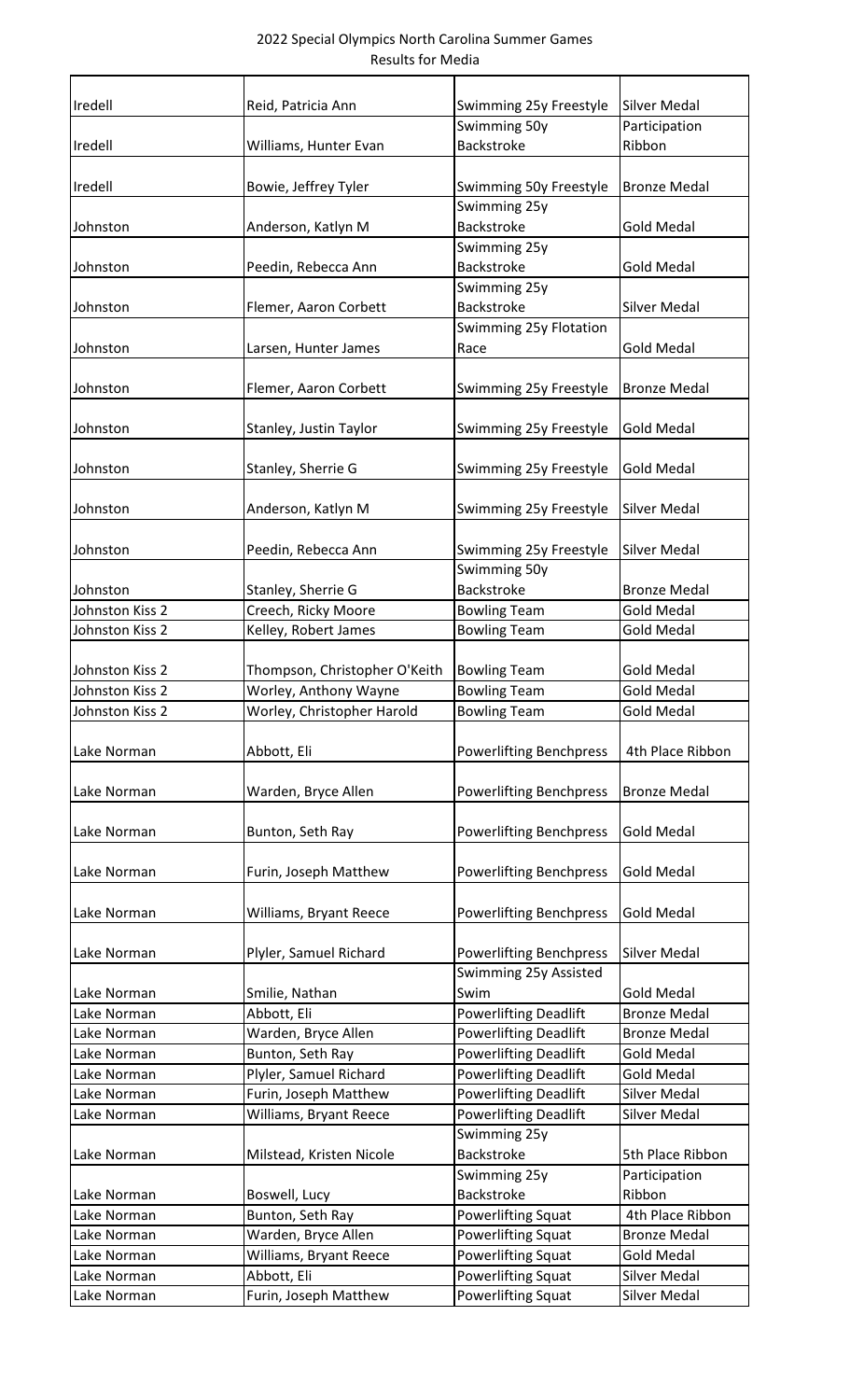2022 Special Olympics North Carolina Summer Games
Results for Media

| | | | |
|---|---|---|---|
| Iredell | Reid, Patricia Ann | Swimming 25y Freestyle | Silver Medal |
| Iredell | Williams, Hunter Evan | Swimming 50y Backstroke | Participation Ribbon |
| Iredell | Bowie, Jeffrey Tyler | Swimming 50y Freestyle | Bronze Medal |
| Johnston | Anderson, Katlyn M | Swimming 25y Backstroke | Gold Medal |
| Johnston | Peedin, Rebecca Ann | Swimming 25y Backstroke | Gold Medal |
| Johnston | Flemer, Aaron Corbett | Swimming 25y Backstroke | Silver Medal |
| Johnston | Larsen, Hunter James | Swimming 25y Flotation Race | Gold Medal |
| Johnston | Flemer, Aaron Corbett | Swimming 25y Freestyle | Bronze Medal |
| Johnston | Stanley, Justin Taylor | Swimming 25y Freestyle | Gold Medal |
| Johnston | Stanley, Sherrie G | Swimming 25y Freestyle | Gold Medal |
| Johnston | Anderson, Katlyn M | Swimming 25y Freestyle | Silver Medal |
| Johnston | Peedin, Rebecca Ann | Swimming 25y Freestyle | Silver Medal |
| Johnston | Stanley, Sherrie G | Swimming 50y Backstroke | Bronze Medal |
| Johnston Kiss 2 | Creech, Ricky Moore | Bowling Team | Gold Medal |
| Johnston Kiss 2 | Kelley, Robert James | Bowling Team | Gold Medal |
| Johnston Kiss 2 | Thompson, Christopher O'Keith | Bowling Team | Gold Medal |
| Johnston Kiss 2 | Worley, Anthony Wayne | Bowling Team | Gold Medal |
| Johnston Kiss 2 | Worley, Christopher Harold | Bowling Team | Gold Medal |
| Lake Norman | Abbott, Eli | Powerlifting Benchpress | 4th Place Ribbon |
| Lake Norman | Warden, Bryce Allen | Powerlifting Benchpress | Bronze Medal |
| Lake Norman | Bunton, Seth Ray | Powerlifting Benchpress | Gold Medal |
| Lake Norman | Furin, Joseph Matthew | Powerlifting Benchpress | Gold Medal |
| Lake Norman | Williams, Bryant Reece | Powerlifting Benchpress | Gold Medal |
| Lake Norman | Plyler, Samuel Richard | Powerlifting Benchpress | Silver Medal |
| Lake Norman | Smilie, Nathan | Swimming 25y Assisted Swim | Gold Medal |
| Lake Norman | Abbott, Eli | Powerlifting Deadlift | Bronze Medal |
| Lake Norman | Warden, Bryce Allen | Powerlifting Deadlift | Bronze Medal |
| Lake Norman | Bunton, Seth Ray | Powerlifting Deadlift | Gold Medal |
| Lake Norman | Plyler, Samuel Richard | Powerlifting Deadlift | Gold Medal |
| Lake Norman | Furin, Joseph Matthew | Powerlifting Deadlift | Silver Medal |
| Lake Norman | Williams, Bryant Reece | Powerlifting Deadlift | Silver Medal |
| Lake Norman | Milstead, Kristen Nicole | Swimming 25y Backstroke | 5th Place Ribbon |
| Lake Norman | Boswell, Lucy | Swimming 25y Backstroke | Participation Ribbon |
| Lake Norman | Bunton, Seth Ray | Powerlifting Squat | 4th Place Ribbon |
| Lake Norman | Warden, Bryce Allen | Powerlifting Squat | Bronze Medal |
| Lake Norman | Williams, Bryant Reece | Powerlifting Squat | Gold Medal |
| Lake Norman | Abbott, Eli | Powerlifting Squat | Silver Medal |
| Lake Norman | Furin, Joseph Matthew | Powerlifting Squat | Silver Medal |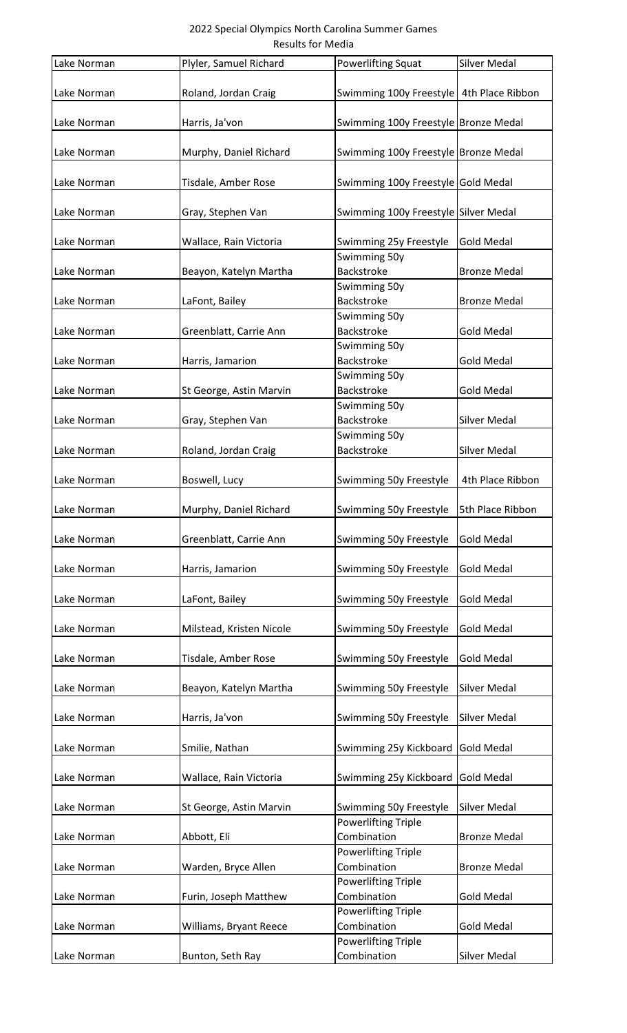2022 Special Olympics North Carolina Summer Games
Results for Media

| | | | |
|---|---|---|---|
| Lake Norman | Plyler, Samuel Richard | Powerlifting Squat | Silver Medal |
| Lake Norman | Roland, Jordan Craig | Swimming 100y Freestyle | 4th Place Ribbon |
| Lake Norman | Harris, Ja'von | Swimming 100y Freestyle | Bronze Medal |
| Lake Norman | Murphy, Daniel Richard | Swimming 100y Freestyle | Bronze Medal |
| Lake Norman | Tisdale, Amber Rose | Swimming 100y Freestyle | Gold Medal |
| Lake Norman | Gray, Stephen Van | Swimming 100y Freestyle | Silver Medal |
| Lake Norman | Wallace, Rain Victoria | Swimming 25y Freestyle | Gold Medal |
| Lake Norman | Beayon, Katelyn Martha | Swimming 50y Backstroke | Bronze Medal |
| Lake Norman | LaFont, Bailey | Swimming 50y Backstroke | Bronze Medal |
| Lake Norman | Greenblatt, Carrie Ann | Swimming 50y Backstroke | Gold Medal |
| Lake Norman | Harris, Jamarion | Swimming 50y Backstroke | Gold Medal |
| Lake Norman | St George, Astin Marvin | Swimming 50y Backstroke | Gold Medal |
| Lake Norman | Gray, Stephen Van | Swimming 50y Backstroke | Silver Medal |
| Lake Norman | Roland, Jordan Craig | Swimming 50y Backstroke | Silver Medal |
| Lake Norman | Boswell, Lucy | Swimming 50y Freestyle | 4th Place Ribbon |
| Lake Norman | Murphy, Daniel Richard | Swimming 50y Freestyle | 5th Place Ribbon |
| Lake Norman | Greenblatt, Carrie Ann | Swimming 50y Freestyle | Gold Medal |
| Lake Norman | Harris, Jamarion | Swimming 50y Freestyle | Gold Medal |
| Lake Norman | LaFont, Bailey | Swimming 50y Freestyle | Gold Medal |
| Lake Norman | Milstead, Kristen Nicole | Swimming 50y Freestyle | Gold Medal |
| Lake Norman | Tisdale, Amber Rose | Swimming 50y Freestyle | Gold Medal |
| Lake Norman | Beayon, Katelyn Martha | Swimming 50y Freestyle | Silver Medal |
| Lake Norman | Harris, Ja'von | Swimming 50y Freestyle | Silver Medal |
| Lake Norman | Smilie, Nathan | Swimming 25y Kickboard | Gold Medal |
| Lake Norman | Wallace, Rain Victoria | Swimming 25y Kickboard | Gold Medal |
| Lake Norman | St George, Astin Marvin | Swimming 50y Freestyle | Silver Medal |
| Lake Norman | Abbott, Eli | Powerlifting Triple Combination | Bronze Medal |
| Lake Norman | Warden, Bryce Allen | Powerlifting Triple Combination | Bronze Medal |
| Lake Norman | Furin, Joseph Matthew | Powerlifting Triple Combination | Gold Medal |
| Lake Norman | Williams, Bryant Reece | Powerlifting Triple Combination | Gold Medal |
| Lake Norman | Bunton, Seth Ray | Powerlifting Triple Combination | Silver Medal |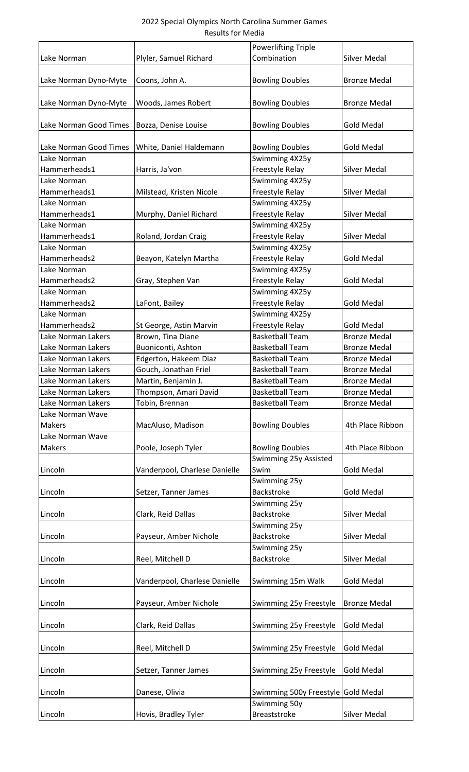2022 Special Olympics North Carolina Summer Games
Results for Media

| | | | |
|---|---|---|---|
| Lake Norman | Plyler, Samuel Richard | Powerlifting Triple Combination | Silver Medal |
| Lake Norman Dyno-Myte | Coons, John A. | Bowling Doubles | Bronze Medal |
| Lake Norman Dyno-Myte | Woods, James Robert | Bowling Doubles | Bronze Medal |
| Lake Norman Good Times | Bozza, Denise Louise | Bowling Doubles | Gold Medal |
| Lake Norman Good Times | White, Daniel Haldemann | Bowling Doubles | Gold Medal |
| Lake Norman Hammerheads1 | Harris, Ja'von | Swimming 4X25y Freestyle Relay | Silver Medal |
| Lake Norman Hammerheads1 | Milstead, Kristen Nicole | Swimming 4X25y Freestyle Relay | Silver Medal |
| Lake Norman Hammerheads1 | Murphy, Daniel Richard | Swimming 4X25y Freestyle Relay | Silver Medal |
| Lake Norman Hammerheads1 | Roland, Jordan Craig | Swimming 4X25y Freestyle Relay | Silver Medal |
| Lake Norman Hammerheads2 | Beayon, Katelyn Martha | Swimming 4X25y Freestyle Relay | Gold Medal |
| Lake Norman Hammerheads2 | Gray, Stephen Van | Swimming 4X25y Freestyle Relay | Gold Medal |
| Lake Norman Hammerheads2 | LaFont, Bailey | Swimming 4X25y Freestyle Relay | Gold Medal |
| Lake Norman Hammerheads2 | St George, Astin Marvin | Swimming 4X25y Freestyle Relay | Gold Medal |
| Lake Norman Lakers | Brown, Tina Diane | Basketball Team | Bronze Medal |
| Lake Norman Lakers | Buoniconti, Ashton | Basketball Team | Bronze Medal |
| Lake Norman Lakers | Edgerton, Hakeem Diaz | Basketball Team | Bronze Medal |
| Lake Norman Lakers | Gouch, Jonathan Friel | Basketball Team | Bronze Medal |
| Lake Norman Lakers | Martin, Benjamin J. | Basketball Team | Bronze Medal |
| Lake Norman Lakers | Thompson, Amari David | Basketball Team | Bronze Medal |
| Lake Norman Lakers | Tobin, Brennan | Basketball Team | Bronze Medal |
| Lake Norman Wave Makers | MacAluso, Madison | Bowling Doubles | 4th Place Ribbon |
| Lake Norman Wave Makers | Poole, Joseph Tyler | Bowling Doubles | 4th Place Ribbon |
| Lincoln | Vanderpool, Charlese Danielle | Swimming 25y Assisted Swim | Gold Medal |
| Lincoln | Setzer, Tanner James | Swimming 25y Backstroke | Gold Medal |
| Lincoln | Clark, Reid Dallas | Swimming 25y Backstroke | Silver Medal |
| Lincoln | Payseur, Amber Nichole | Swimming 25y Backstroke | Silver Medal |
| Lincoln | Reel, Mitchell D | Swimming 25y Backstroke | Silver Medal |
| Lincoln | Vanderpool, Charlese Danielle | Swimming 15m Walk | Gold Medal |
| Lincoln | Payseur, Amber Nichole | Swimming 25y Freestyle | Bronze Medal |
| Lincoln | Clark, Reid Dallas | Swimming 25y Freestyle | Gold Medal |
| Lincoln | Reel, Mitchell D | Swimming 25y Freestyle | Gold Medal |
| Lincoln | Setzer, Tanner James | Swimming 25y Freestyle | Gold Medal |
| Lincoln | Danese, Olivia | Swimming 500y Freestyle | Gold Medal |
| Lincoln | Hovis, Bradley Tyler | Swimming 50y Breaststroke | Silver Medal |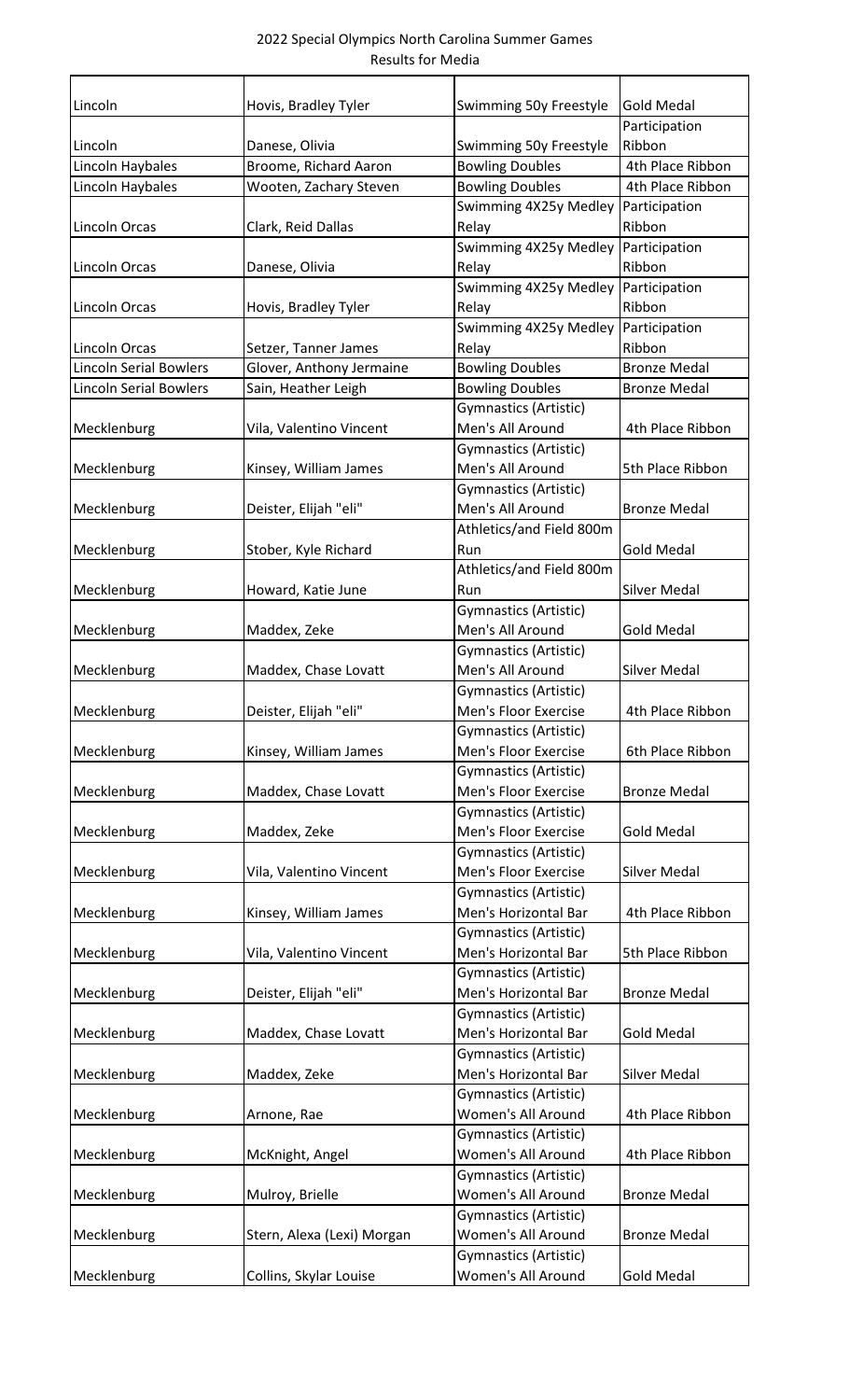2022 Special Olympics North Carolina Summer Games
Results for Media

| | | | |
|---|---|---|---|
| Lincoln | Hovis, Bradley Tyler | Swimming 50y Freestyle | Gold Medal |
| Lincoln | Danese, Olivia | Swimming 50y Freestyle | Participation Ribbon |
| Lincoln Haybales | Broome, Richard Aaron | Bowling Doubles | 4th Place Ribbon |
| Lincoln Haybales | Wooten, Zachary Steven | Bowling Doubles | 4th Place Ribbon |
| Lincoln Orcas | Clark, Reid Dallas | Swimming 4X25y Medley Relay | Participation Ribbon |
| Lincoln Orcas | Danese, Olivia | Swimming 4X25y Medley Relay | Participation Ribbon |
| Lincoln Orcas | Hovis, Bradley Tyler | Swimming 4X25y Medley Relay | Participation Ribbon |
| Lincoln Orcas | Setzer, Tanner James | Swimming 4X25y Medley Relay | Participation Ribbon |
| Lincoln Serial Bowlers | Glover, Anthony Jermaine | Bowling Doubles | Bronze Medal |
| Lincoln Serial Bowlers | Sain, Heather Leigh | Bowling Doubles | Bronze Medal |
| Mecklenburg | Vila, Valentino Vincent | Gymnastics (Artistic) Men's All Around | 4th Place Ribbon |
| Mecklenburg | Kinsey, William James | Gymnastics (Artistic) Men's All Around | 5th Place Ribbon |
| Mecklenburg | Deister, Elijah "eli" | Gymnastics (Artistic) Men's All Around | Bronze Medal |
| Mecklenburg | Stober, Kyle Richard | Athletics/and Field 800m Run | Gold Medal |
| Mecklenburg | Howard, Katie June | Athletics/and Field 800m Run | Silver Medal |
| Mecklenburg | Maddex, Zeke | Gymnastics (Artistic) Men's All Around | Gold Medal |
| Mecklenburg | Maddex, Chase Lovatt | Gymnastics (Artistic) Men's All Around | Silver Medal |
| Mecklenburg | Deister, Elijah "eli" | Gymnastics (Artistic) Men's Floor Exercise | 4th Place Ribbon |
| Mecklenburg | Kinsey, William James | Gymnastics (Artistic) Men's Floor Exercise | 6th Place Ribbon |
| Mecklenburg | Maddex, Chase Lovatt | Gymnastics (Artistic) Men's Floor Exercise | Bronze Medal |
| Mecklenburg | Maddex, Zeke | Gymnastics (Artistic) Men's Floor Exercise | Gold Medal |
| Mecklenburg | Vila, Valentino Vincent | Gymnastics (Artistic) Men's Floor Exercise | Silver Medal |
| Mecklenburg | Kinsey, William James | Gymnastics (Artistic) Men's Horizontal Bar | 4th Place Ribbon |
| Mecklenburg | Vila, Valentino Vincent | Gymnastics (Artistic) Men's Horizontal Bar | 5th Place Ribbon |
| Mecklenburg | Deister, Elijah "eli" | Gymnastics (Artistic) Men's Horizontal Bar | Bronze Medal |
| Mecklenburg | Maddex, Chase Lovatt | Gymnastics (Artistic) Men's Horizontal Bar | Gold Medal |
| Mecklenburg | Maddex, Zeke | Gymnastics (Artistic) Men's Horizontal Bar | Silver Medal |
| Mecklenburg | Arnone, Rae | Gymnastics (Artistic) Women's All Around | 4th Place Ribbon |
| Mecklenburg | McKnight, Angel | Gymnastics (Artistic) Women's All Around | 4th Place Ribbon |
| Mecklenburg | Mulroy, Brielle | Gymnastics (Artistic) Women's All Around | Bronze Medal |
| Mecklenburg | Stern, Alexa (Lexi) Morgan | Gymnastics (Artistic) Women's All Around | Bronze Medal |
| Mecklenburg | Collins, Skylar Louise | Gymnastics (Artistic) Women's All Around | Gold Medal |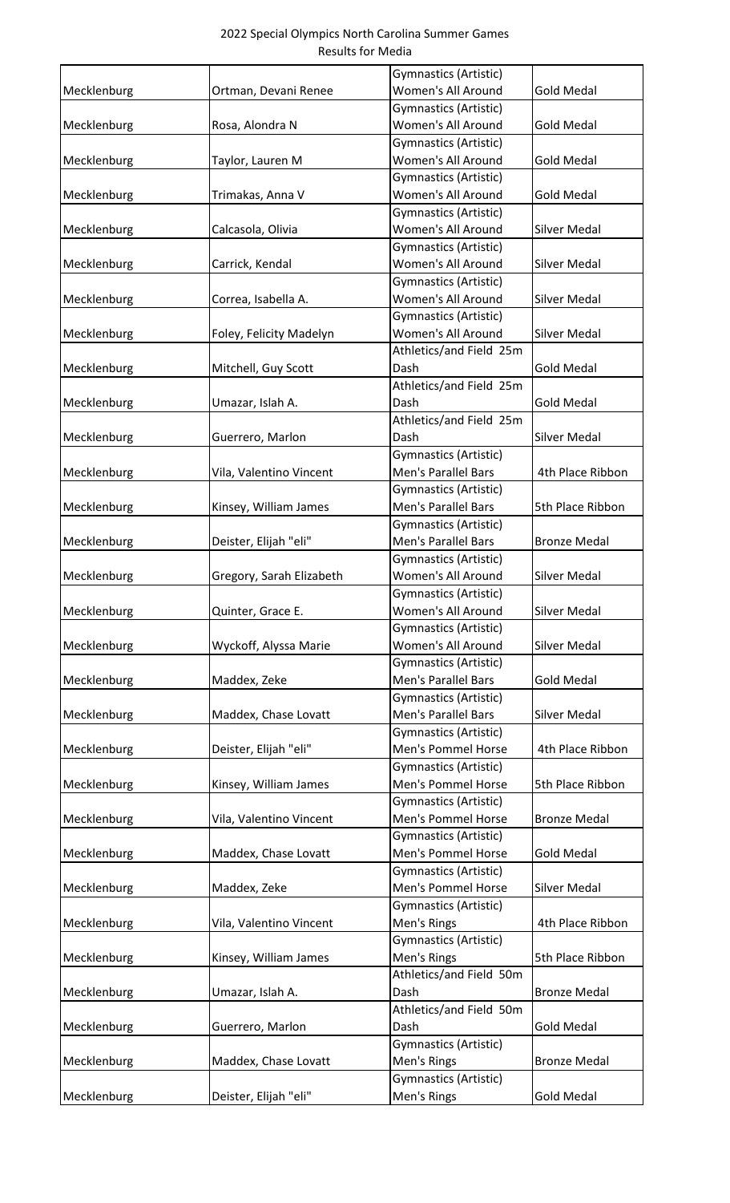2022 Special Olympics North Carolina Summer Games
Results for Media

| | | | |
|---|---|---|---|
| Mecklenburg | Ortman, Devani Renee | Gymnastics (Artistic) Women's All Around | Gold Medal |
| Mecklenburg | Rosa, Alondra N | Gymnastics (Artistic) Women's All Around | Gold Medal |
| Mecklenburg | Taylor, Lauren M | Gymnastics (Artistic) Women's All Around | Gold Medal |
| Mecklenburg | Trimakas, Anna V | Gymnastics (Artistic) Women's All Around | Gold Medal |
| Mecklenburg | Calcasola, Olivia | Gymnastics (Artistic) Women's All Around | Silver Medal |
| Mecklenburg | Carrick, Kendal | Gymnastics (Artistic) Women's All Around | Silver Medal |
| Mecklenburg | Correa, Isabella A. | Gymnastics (Artistic) Women's All Around | Silver Medal |
| Mecklenburg | Foley, Felicity Madelyn | Gymnastics (Artistic) Women's All Around | Silver Medal |
| Mecklenburg | Mitchell, Guy Scott | Athletics/and Field 25m Dash | Gold Medal |
| Mecklenburg | Umazar, Islah A. | Athletics/and Field 25m Dash | Gold Medal |
| Mecklenburg | Guerrero, Marlon | Athletics/and Field 25m Dash | Silver Medal |
| Mecklenburg | Vila, Valentino Vincent | Gymnastics (Artistic) Men's Parallel Bars | 4th Place Ribbon |
| Mecklenburg | Kinsey, William James | Gymnastics (Artistic) Men's Parallel Bars | 5th Place Ribbon |
| Mecklenburg | Deister, Elijah "eli" | Gymnastics (Artistic) Men's Parallel Bars | Bronze Medal |
| Mecklenburg | Gregory, Sarah Elizabeth | Gymnastics (Artistic) Women's All Around | Silver Medal |
| Mecklenburg | Quinter, Grace E. | Gymnastics (Artistic) Women's All Around | Silver Medal |
| Mecklenburg | Wyckoff, Alyssa Marie | Gymnastics (Artistic) Women's All Around | Silver Medal |
| Mecklenburg | Maddex, Zeke | Gymnastics (Artistic) Men's Parallel Bars | Gold Medal |
| Mecklenburg | Maddex, Chase Lovatt | Gymnastics (Artistic) Men's Parallel Bars | Silver Medal |
| Mecklenburg | Deister, Elijah "eli" | Gymnastics (Artistic) Men's Pommel Horse | 4th Place Ribbon |
| Mecklenburg | Kinsey, William James | Gymnastics (Artistic) Men's Pommel Horse | 5th Place Ribbon |
| Mecklenburg | Vila, Valentino Vincent | Gymnastics (Artistic) Men's Pommel Horse | Bronze Medal |
| Mecklenburg | Maddex, Chase Lovatt | Gymnastics (Artistic) Men's Pommel Horse | Gold Medal |
| Mecklenburg | Maddex, Zeke | Gymnastics (Artistic) Men's Pommel Horse | Silver Medal |
| Mecklenburg | Vila, Valentino Vincent | Gymnastics (Artistic) Men's Rings | 4th Place Ribbon |
| Mecklenburg | Kinsey, William James | Gymnastics (Artistic) Men's Rings | 5th Place Ribbon |
| Mecklenburg | Umazar, Islah A. | Athletics/and Field 50m Dash | Bronze Medal |
| Mecklenburg | Guerrero, Marlon | Athletics/and Field 50m Dash | Gold Medal |
| Mecklenburg | Maddex, Chase Lovatt | Gymnastics (Artistic) Men's Rings | Bronze Medal |
| Mecklenburg | Deister, Elijah "eli" | Gymnastics (Artistic) Men's Rings | Gold Medal |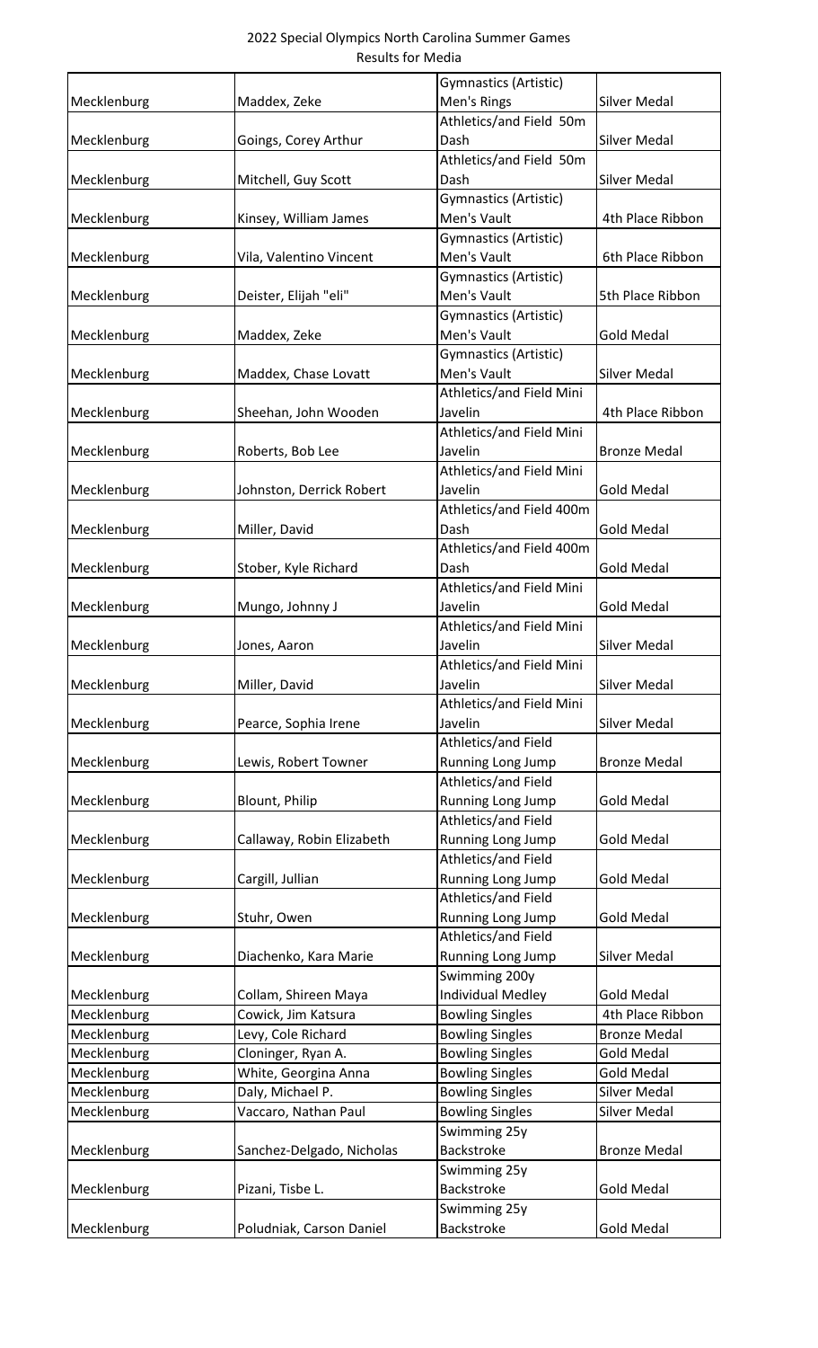2022 Special Olympics North Carolina Summer Games
Results for Media

| | | | |
|---|---|---|---|
| Mecklenburg | Maddex, Zeke | Gymnastics (Artistic) Men's Rings | Silver Medal |
| Mecklenburg | Goings, Corey Arthur | Athletics/and Field 50m Dash | Silver Medal |
| Mecklenburg | Mitchell, Guy Scott | Athletics/and Field 50m Dash | Silver Medal |
| Mecklenburg | Kinsey, William James | Gymnastics (Artistic) Men's Vault | 4th Place Ribbon |
| Mecklenburg | Vila, Valentino Vincent | Gymnastics (Artistic) Men's Vault | 6th Place Ribbon |
| Mecklenburg | Deister, Elijah "eli" | Gymnastics (Artistic) Men's Vault | 5th Place Ribbon |
| Mecklenburg | Maddex, Zeke | Gymnastics (Artistic) Men's Vault | Gold Medal |
| Mecklenburg | Maddex, Chase Lovatt | Gymnastics (Artistic) Men's Vault | Silver Medal |
| Mecklenburg | Sheehan, John Wooden | Athletics/and Field Mini Javelin | 4th Place Ribbon |
| Mecklenburg | Roberts, Bob Lee | Athletics/and Field Mini Javelin | Bronze Medal |
| Mecklenburg | Johnston, Derrick Robert | Athletics/and Field Mini Javelin | Gold Medal |
| Mecklenburg | Miller, David | Athletics/and Field 400m Dash | Gold Medal |
| Mecklenburg | Stober, Kyle Richard | Athletics/and Field 400m Dash | Gold Medal |
| Mecklenburg | Mungo, Johnny J | Athletics/and Field Mini Javelin | Gold Medal |
| Mecklenburg | Jones, Aaron | Athletics/and Field Mini Javelin | Silver Medal |
| Mecklenburg | Miller, David | Athletics/and Field Mini Javelin | Silver Medal |
| Mecklenburg | Pearce, Sophia Irene | Athletics/and Field Mini Javelin | Silver Medal |
| Mecklenburg | Lewis, Robert Towner | Athletics/and Field Running Long Jump | Bronze Medal |
| Mecklenburg | Blount, Philip | Athletics/and Field Running Long Jump | Gold Medal |
| Mecklenburg | Callaway, Robin Elizabeth | Athletics/and Field Running Long Jump | Gold Medal |
| Mecklenburg | Cargill, Jullian | Athletics/and Field Running Long Jump | Gold Medal |
| Mecklenburg | Stuhr, Owen | Athletics/and Field Running Long Jump | Gold Medal |
| Mecklenburg | Diachenko, Kara Marie | Athletics/and Field Running Long Jump | Silver Medal |
| Mecklenburg | Collam, Shireen Maya | Swimming 200y Individual Medley | Gold Medal |
| Mecklenburg | Cowick, Jim Katsura | Bowling Singles | 4th Place Ribbon |
| Mecklenburg | Levy, Cole Richard | Bowling Singles | Bronze Medal |
| Mecklenburg | Cloninger, Ryan A. | Bowling Singles | Gold Medal |
| Mecklenburg | White, Georgina Anna | Bowling Singles | Gold Medal |
| Mecklenburg | Daly, Michael P. | Bowling Singles | Silver Medal |
| Mecklenburg | Vaccaro, Nathan Paul | Bowling Singles | Silver Medal |
| Mecklenburg | Sanchez-Delgado, Nicholas | Swimming 25y Backstroke | Bronze Medal |
| Mecklenburg | Pizani, Tisbe L. | Swimming 25y Backstroke | Gold Medal |
| Mecklenburg | Poludniak, Carson Daniel | Swimming 25y Backstroke | Gold Medal |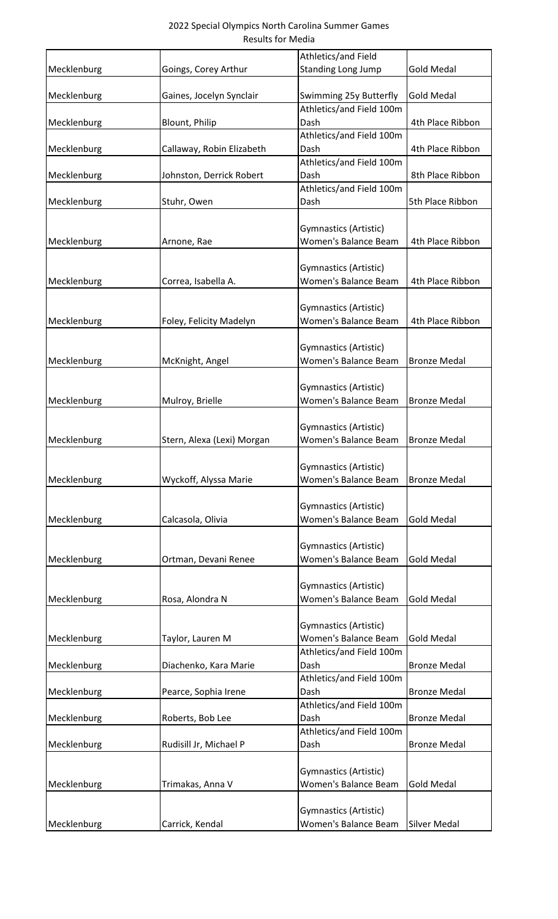2022 Special Olympics North Carolina Summer Games
Results for Media

| | | | |
|---|---|---|---|
| Mecklenburg | Goings, Corey Arthur | Athletics/and Field Standing Long Jump | Gold Medal |
| Mecklenburg | Gaines, Jocelyn Synclair | Swimming 25y Butterfly | Gold Medal |
| Mecklenburg | Blount, Philip | Athletics/and Field 100m Dash | 4th Place Ribbon |
| Mecklenburg | Callaway, Robin Elizabeth | Athletics/and Field 100m Dash | 4th Place Ribbon |
| Mecklenburg | Johnston, Derrick Robert | Athletics/and Field 100m Dash | 8th Place Ribbon |
| Mecklenburg | Stuhr, Owen | Athletics/and Field 100m Dash | 5th Place Ribbon |
| Mecklenburg | Arnone, Rae | Gymnastics (Artistic) Women's Balance Beam | 4th Place Ribbon |
| Mecklenburg | Correa, Isabella A. | Gymnastics (Artistic) Women's Balance Beam | 4th Place Ribbon |
| Mecklenburg | Foley, Felicity Madelyn | Gymnastics (Artistic) Women's Balance Beam | 4th Place Ribbon |
| Mecklenburg | McKnight, Angel | Gymnastics (Artistic) Women's Balance Beam | Bronze Medal |
| Mecklenburg | Mulroy, Brielle | Gymnastics (Artistic) Women's Balance Beam | Bronze Medal |
| Mecklenburg | Stern, Alexa (Lexi) Morgan | Gymnastics (Artistic) Women's Balance Beam | Bronze Medal |
| Mecklenburg | Wyckoff, Alyssa Marie | Gymnastics (Artistic) Women's Balance Beam | Bronze Medal |
| Mecklenburg | Calcasola, Olivia | Gymnastics (Artistic) Women's Balance Beam | Gold Medal |
| Mecklenburg | Ortman, Devani Renee | Gymnastics (Artistic) Women's Balance Beam | Gold Medal |
| Mecklenburg | Rosa, Alondra N | Gymnastics (Artistic) Women's Balance Beam | Gold Medal |
| Mecklenburg | Taylor, Lauren M | Gymnastics (Artistic) Women's Balance Beam | Gold Medal |
| Mecklenburg | Diachenko, Kara Marie | Athletics/and Field 100m Dash | Bronze Medal |
| Mecklenburg | Pearce, Sophia Irene | Athletics/and Field 100m Dash | Bronze Medal |
| Mecklenburg | Roberts, Bob Lee | Athletics/and Field 100m Dash | Bronze Medal |
| Mecklenburg | Rudisill Jr, Michael P | Athletics/and Field 100m Dash | Bronze Medal |
| Mecklenburg | Trimakas, Anna V | Gymnastics (Artistic) Women's Balance Beam | Gold Medal |
| Mecklenburg | Carrick, Kendal | Gymnastics (Artistic) Women's Balance Beam | Silver Medal |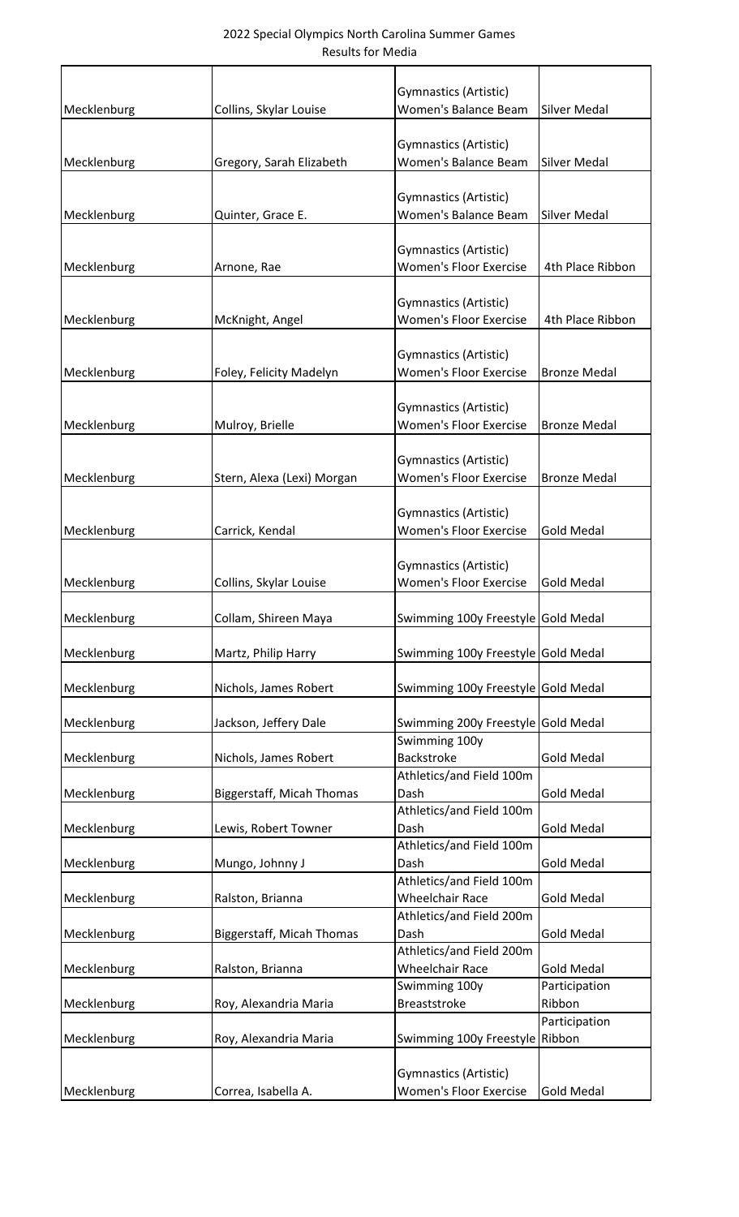| | | | |
|---|---|---|---|
| Mecklenburg | Collins, Skylar Louise | Gymnastics (Artistic) Women's Balance Beam | Silver Medal |
| Mecklenburg | Gregory, Sarah Elizabeth | Gymnastics (Artistic) Women's Balance Beam | Silver Medal |
| Mecklenburg | Quinter, Grace E. | Gymnastics (Artistic) Women's Balance Beam | Silver Medal |
| Mecklenburg | Arnone, Rae | Gymnastics (Artistic) Women's Floor Exercise | 4th Place Ribbon |
| Mecklenburg | McKnight, Angel | Gymnastics (Artistic) Women's Floor Exercise | 4th Place Ribbon |
| Mecklenburg | Foley, Felicity Madelyn | Gymnastics (Artistic) Women's Floor Exercise | Bronze Medal |
| Mecklenburg | Mulroy, Brielle | Gymnastics (Artistic) Women's Floor Exercise | Bronze Medal |
| Mecklenburg | Stern, Alexa (Lexi) Morgan | Gymnastics (Artistic) Women's Floor Exercise | Bronze Medal |
| Mecklenburg | Carrick, Kendal | Gymnastics (Artistic) Women's Floor Exercise | Gold Medal |
| Mecklenburg | Collins, Skylar Louise | Gymnastics (Artistic) Women's Floor Exercise | Gold Medal |
| Mecklenburg | Collam, Shireen Maya | Swimming 100y Freestyle | Gold Medal |
| Mecklenburg | Martz, Philip Harry | Swimming 100y Freestyle | Gold Medal |
| Mecklenburg | Nichols, James Robert | Swimming 100y Freestyle | Gold Medal |
| Mecklenburg | Jackson, Jeffery Dale | Swimming 200y Freestyle | Gold Medal |
| Mecklenburg | Nichols, James Robert | Swimming 100y Backstroke | Gold Medal |
| Mecklenburg | Biggerstaff, Micah Thomas | Athletics/and Field 100m Dash | Gold Medal |
| Mecklenburg | Lewis, Robert Towner | Athletics/and Field 100m Dash | Gold Medal |
| Mecklenburg | Mungo, Johnny J | Athletics/and Field 100m Dash | Gold Medal |
| Mecklenburg | Ralston, Brianna | Athletics/and Field 100m Wheelchair Race | Gold Medal |
| Mecklenburg | Biggerstaff, Micah Thomas | Athletics/and Field 200m Dash | Gold Medal |
| Mecklenburg | Ralston, Brianna | Athletics/and Field 200m Wheelchair Race | Gold Medal |
| Mecklenburg | Roy, Alexandria Maria | Swimming 100y Breaststroke | Participation Ribbon |
| Mecklenburg | Roy, Alexandria Maria | Swimming 100y Freestyle | Participation Ribbon |
| Mecklenburg | Correa, Isabella A. | Gymnastics (Artistic) Women's Floor Exercise | Gold Medal |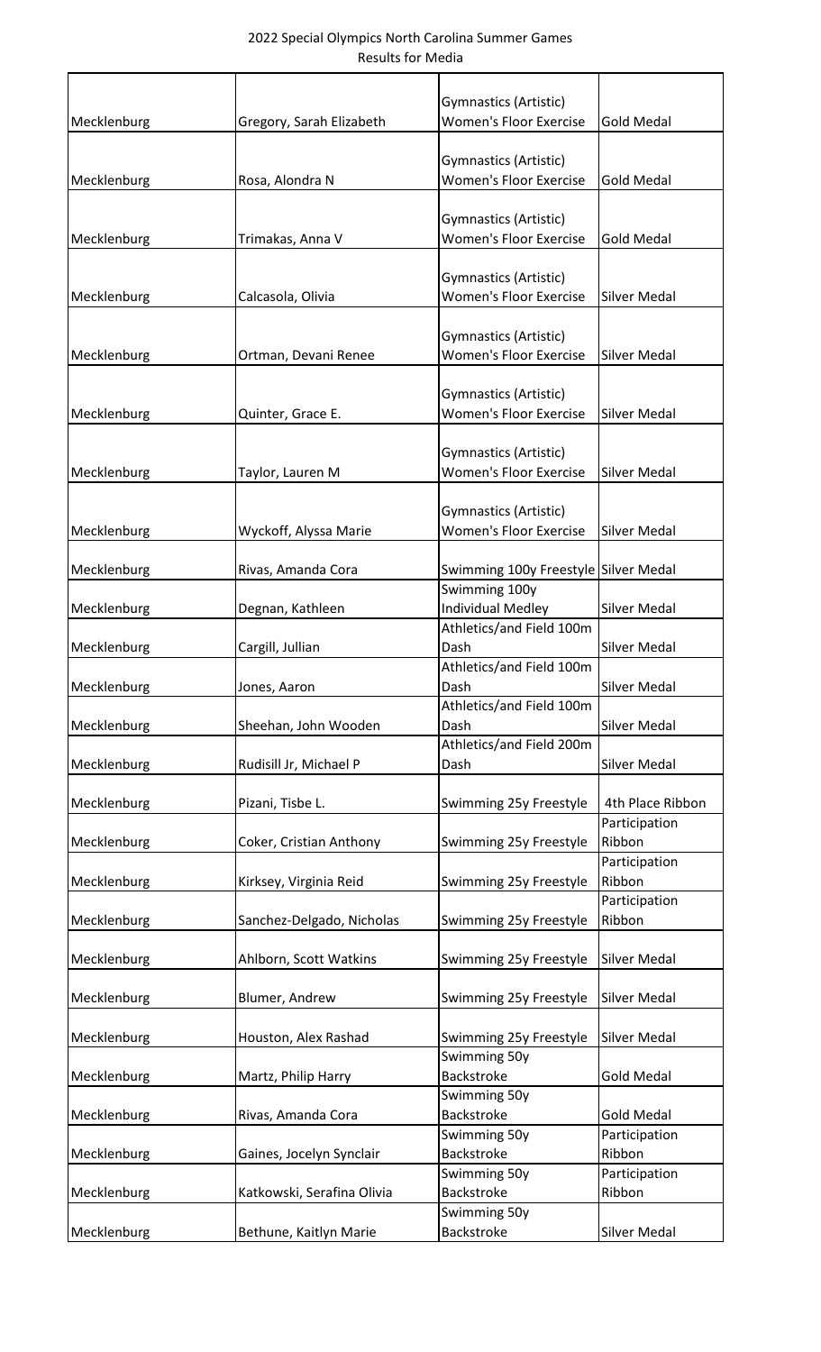2022 Special Olympics North Carolina Summer Games
Results for Media

| | | | |
|---|---|---|---|
| Mecklenburg | Gregory, Sarah Elizabeth | Gymnastics (Artistic) Women's Floor Exercise | Gold Medal |
| Mecklenburg | Rosa, Alondra N | Gymnastics (Artistic) Women's Floor Exercise | Gold Medal |
| Mecklenburg | Trimakas, Anna V | Gymnastics (Artistic) Women's Floor Exercise | Gold Medal |
| Mecklenburg | Calcasola, Olivia | Gymnastics (Artistic) Women's Floor Exercise | Silver Medal |
| Mecklenburg | Ortman, Devani Renee | Gymnastics (Artistic) Women's Floor Exercise | Silver Medal |
| Mecklenburg | Quinter, Grace E. | Gymnastics (Artistic) Women's Floor Exercise | Silver Medal |
| Mecklenburg | Taylor, Lauren M | Gymnastics (Artistic) Women's Floor Exercise | Silver Medal |
| Mecklenburg | Wyckoff, Alyssa Marie | Gymnastics (Artistic) Women's Floor Exercise | Silver Medal |
| Mecklenburg | Rivas, Amanda Cora | Swimming 100y Freestyle | Silver Medal |
| Mecklenburg | Degnan, Kathleen | Swimming 100y Individual Medley | Silver Medal |
| Mecklenburg | Cargill, Jullian | Athletics/and Field 100m Dash | Silver Medal |
| Mecklenburg | Jones, Aaron | Athletics/and Field 100m Dash | Silver Medal |
| Mecklenburg | Sheehan, John Wooden | Athletics/and Field 100m Dash | Silver Medal |
| Mecklenburg | Rudisill Jr, Michael P | Athletics/and Field 200m Dash | Silver Medal |
| Mecklenburg | Pizani, Tisbe L. | Swimming 25y Freestyle | 4th Place Ribbon |
| Mecklenburg | Coker, Cristian Anthony | Swimming 25y Freestyle | Participation Ribbon |
| Mecklenburg | Kirksey, Virginia Reid | Swimming 25y Freestyle | Participation Ribbon |
| Mecklenburg | Sanchez-Delgado, Nicholas | Swimming 25y Freestyle | Participation Ribbon |
| Mecklenburg | Ahlborn, Scott Watkins | Swimming 25y Freestyle | Silver Medal |
| Mecklenburg | Blumer, Andrew | Swimming 25y Freestyle | Silver Medal |
| Mecklenburg | Houston, Alex Rashad | Swimming 25y Freestyle | Silver Medal |
| Mecklenburg | Martz, Philip Harry | Swimming 50y Backstroke | Gold Medal |
| Mecklenburg | Rivas, Amanda Cora | Swimming 50y Backstroke | Gold Medal |
| Mecklenburg | Gaines, Jocelyn Synclair | Swimming 50y Backstroke | Participation Ribbon |
| Mecklenburg | Katkowski, Serafina Olivia | Swimming 50y Backstroke | Participation Ribbon |
| Mecklenburg | Bethune, Kaitlyn Marie | Swimming 50y Backstroke | Silver Medal |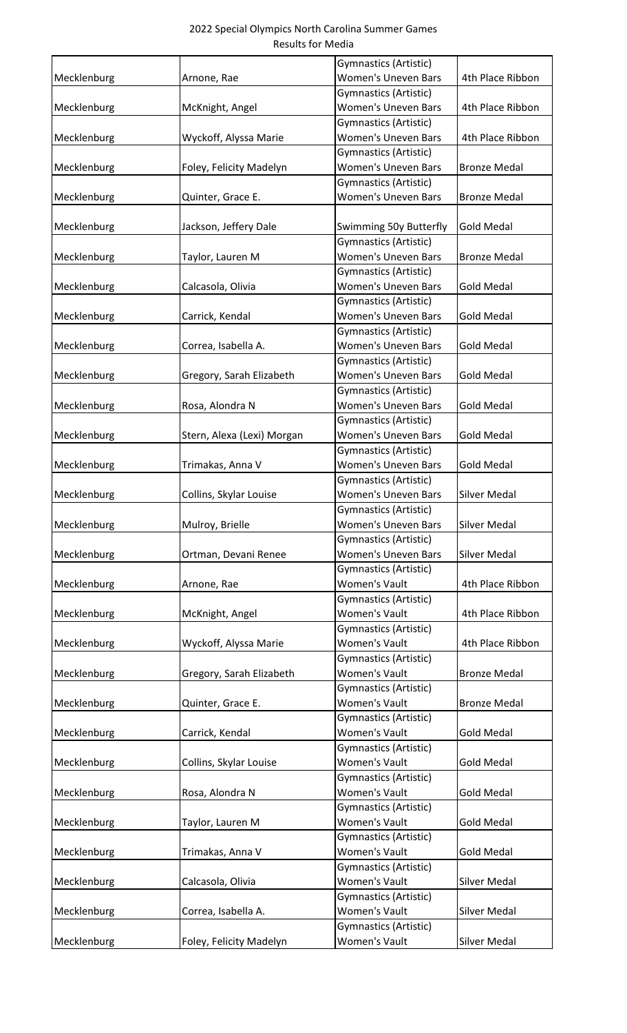| | | | |
|---|---|---|---|
| Mecklenburg | Arnone, Rae | Gymnastics (Artistic) Women's Uneven Bars | 4th Place Ribbon |
| Mecklenburg | McKnight, Angel | Gymnastics (Artistic) Women's Uneven Bars | 4th Place Ribbon |
| Mecklenburg | Wyckoff, Alyssa Marie | Gymnastics (Artistic) Women's Uneven Bars | 4th Place Ribbon |
| Mecklenburg | Foley, Felicity Madelyn | Gymnastics (Artistic) Women's Uneven Bars | Bronze Medal |
| Mecklenburg | Quinter, Grace E. | Gymnastics (Artistic) Women's Uneven Bars | Bronze Medal |
| Mecklenburg | Jackson, Jeffery Dale | Swimming 50y Butterfly | Gold Medal |
| Mecklenburg | Taylor, Lauren M | Gymnastics (Artistic) Women's Uneven Bars | Bronze Medal |
| Mecklenburg | Calcasola, Olivia | Gymnastics (Artistic) Women's Uneven Bars | Gold Medal |
| Mecklenburg | Carrick, Kendal | Gymnastics (Artistic) Women's Uneven Bars | Gold Medal |
| Mecklenburg | Correa, Isabella A. | Gymnastics (Artistic) Women's Uneven Bars | Gold Medal |
| Mecklenburg | Gregory, Sarah Elizabeth | Gymnastics (Artistic) Women's Uneven Bars | Gold Medal |
| Mecklenburg | Rosa, Alondra N | Gymnastics (Artistic) Women's Uneven Bars | Gold Medal |
| Mecklenburg | Stern, Alexa (Lexi) Morgan | Gymnastics (Artistic) Women's Uneven Bars | Gold Medal |
| Mecklenburg | Trimakas, Anna V | Gymnastics (Artistic) Women's Uneven Bars | Gold Medal |
| Mecklenburg | Collins, Skylar Louise | Gymnastics (Artistic) Women's Uneven Bars | Silver Medal |
| Mecklenburg | Mulroy, Brielle | Gymnastics (Artistic) Women's Uneven Bars | Silver Medal |
| Mecklenburg | Ortman, Devani Renee | Gymnastics (Artistic) Women's Uneven Bars | Silver Medal |
| Mecklenburg | Arnone, Rae | Gymnastics (Artistic) Women's Vault | 4th Place Ribbon |
| Mecklenburg | McKnight, Angel | Gymnastics (Artistic) Women's Vault | 4th Place Ribbon |
| Mecklenburg | Wyckoff, Alyssa Marie | Gymnastics (Artistic) Women's Vault | 4th Place Ribbon |
| Mecklenburg | Gregory, Sarah Elizabeth | Gymnastics (Artistic) Women's Vault | Bronze Medal |
| Mecklenburg | Quinter, Grace E. | Gymnastics (Artistic) Women's Vault | Bronze Medal |
| Mecklenburg | Carrick, Kendal | Gymnastics (Artistic) Women's Vault | Gold Medal |
| Mecklenburg | Collins, Skylar Louise | Gymnastics (Artistic) Women's Vault | Gold Medal |
| Mecklenburg | Rosa, Alondra N | Gymnastics (Artistic) Women's Vault | Gold Medal |
| Mecklenburg | Taylor, Lauren M | Gymnastics (Artistic) Women's Vault | Gold Medal |
| Mecklenburg | Trimakas, Anna V | Gymnastics (Artistic) Women's Vault | Gold Medal |
| Mecklenburg | Calcasola, Olivia | Gymnastics (Artistic) Women's Vault | Silver Medal |
| Mecklenburg | Correa, Isabella A. | Gymnastics (Artistic) Women's Vault | Silver Medal |
| Mecklenburg | Foley, Felicity Madelyn | Gymnastics (Artistic) Women's Vault | Silver Medal |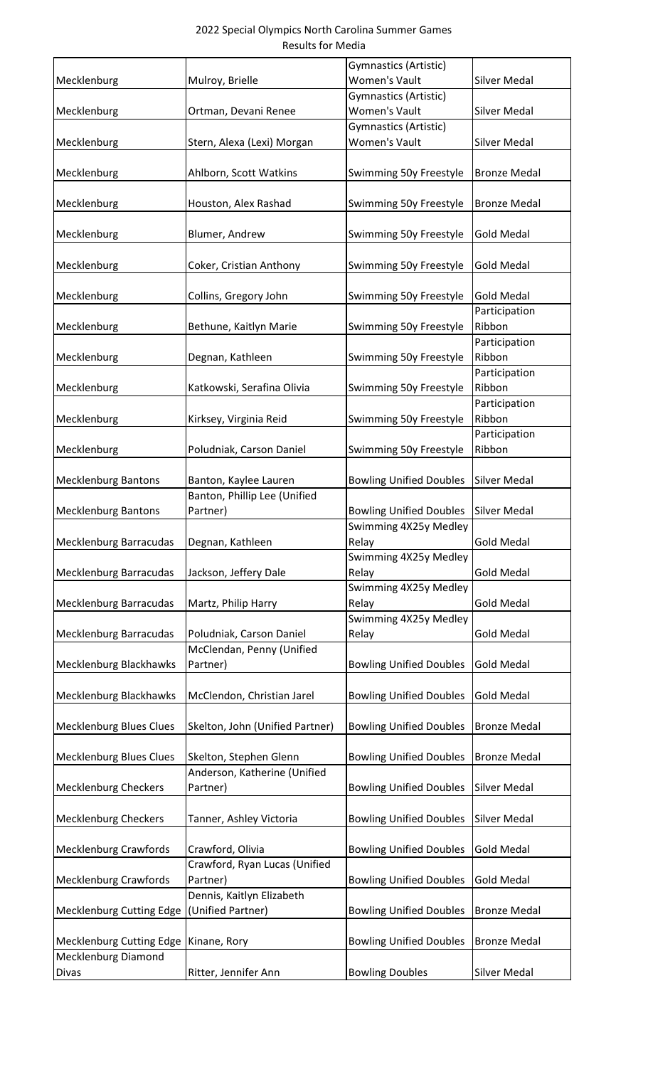2022 Special Olympics North Carolina Summer Games
Results for Media

| | | | |
|---|---|---|---|
| Mecklenburg | Mulroy, Brielle | Gymnastics (Artistic) Women's Vault | Silver Medal |
| Mecklenburg | Ortman, Devani Renee | Gymnastics (Artistic) Women's Vault | Silver Medal |
| Mecklenburg | Stern, Alexa (Lexi) Morgan | Gymnastics (Artistic) Women's Vault | Silver Medal |
| Mecklenburg | Ahlborn, Scott Watkins | Swimming 50y Freestyle | Bronze Medal |
| Mecklenburg | Houston, Alex Rashad | Swimming 50y Freestyle | Bronze Medal |
| Mecklenburg | Blumer, Andrew | Swimming 50y Freestyle | Gold Medal |
| Mecklenburg | Coker, Cristian Anthony | Swimming 50y Freestyle | Gold Medal |
| Mecklenburg | Collins, Gregory John | Swimming 50y Freestyle | Gold Medal |
| Mecklenburg | Bethune, Kaitlyn Marie | Swimming 50y Freestyle | Participation Ribbon |
| Mecklenburg | Degnan, Kathleen | Swimming 50y Freestyle | Participation Ribbon |
| Mecklenburg | Katkowski, Serafina Olivia | Swimming 50y Freestyle | Participation Ribbon |
| Mecklenburg | Kirksey, Virginia Reid | Swimming 50y Freestyle | Participation Ribbon |
| Mecklenburg | Poludniak, Carson Daniel | Swimming 50y Freestyle | Participation Ribbon |
| Mecklenburg Bantons | Banton, Kaylee Lauren | Bowling Unified Doubles | Silver Medal |
| Mecklenburg Bantons | Banton, Phillip Lee (Unified Partner) | Bowling Unified Doubles | Silver Medal |
| Mecklenburg Barracudas | Degnan, Kathleen | Swimming 4X25y Medley Relay | Gold Medal |
| Mecklenburg Barracudas | Jackson, Jeffery Dale | Swimming 4X25y Medley Relay | Gold Medal |
| Mecklenburg Barracudas | Martz, Philip Harry | Swimming 4X25y Medley Relay | Gold Medal |
| Mecklenburg Barracudas | Poludniak, Carson Daniel | Swimming 4X25y Medley Relay | Gold Medal |
| Mecklenburg Blackhawks | McClendan, Penny (Unified Partner) | Bowling Unified Doubles | Gold Medal |
| Mecklenburg Blackhawks | McClendon, Christian Jarel | Bowling Unified Doubles | Gold Medal |
| Mecklenburg Blues Clues | Skelton, John (Unified Partner) | Bowling Unified Doubles | Bronze Medal |
| Mecklenburg Blues Clues | Skelton, Stephen Glenn | Bowling Unified Doubles | Bronze Medal |
| Mecklenburg Checkers | Anderson, Katherine (Unified Partner) | Bowling Unified Doubles | Silver Medal |
| Mecklenburg Checkers | Tanner, Ashley Victoria | Bowling Unified Doubles | Silver Medal |
| Mecklenburg Crawfords | Crawford, Olivia | Bowling Unified Doubles | Gold Medal |
| Mecklenburg Crawfords | Crawford, Ryan Lucas (Unified Partner) | Bowling Unified Doubles | Gold Medal |
| Mecklenburg Cutting Edge | Dennis, Kaitlyn Elizabeth (Unified Partner) | Bowling Unified Doubles | Bronze Medal |
| Mecklenburg Cutting Edge | Kinane, Rory | Bowling Unified Doubles | Bronze Medal |
| Mecklenburg Diamond Divas | Ritter, Jennifer Ann | Bowling Doubles | Silver Medal |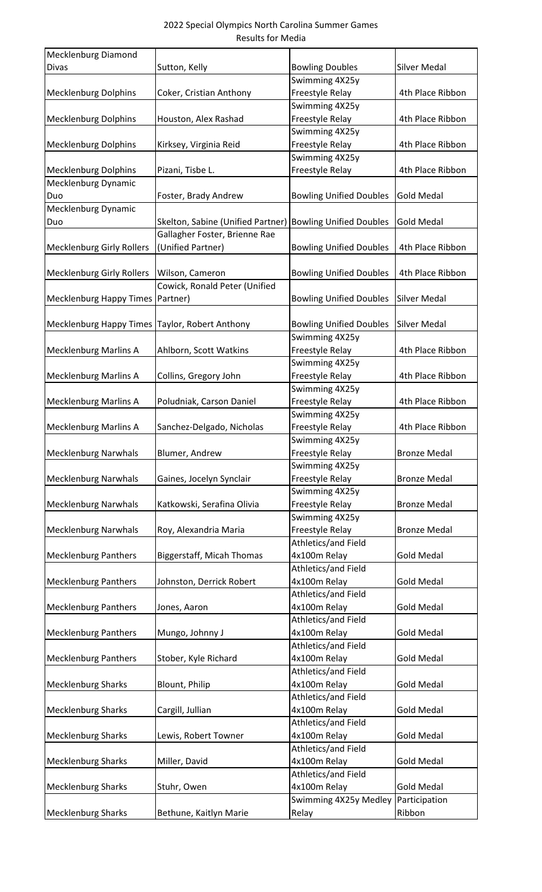2022 Special Olympics North Carolina Summer Games
Results for Media

| | | | |
|---|---|---|---|
| Mecklenburg Diamond Divas | Sutton, Kelly | Bowling Doubles | Silver Medal |
| Mecklenburg Dolphins | Coker, Cristian Anthony | Swimming 4X25y Freestyle Relay | 4th Place Ribbon |
| Mecklenburg Dolphins | Houston, Alex Rashad | Swimming 4X25y Freestyle Relay | 4th Place Ribbon |
| Mecklenburg Dolphins | Kirksey, Virginia Reid | Swimming 4X25y Freestyle Relay | 4th Place Ribbon |
| Mecklenburg Dolphins | Pizani, Tisbe L. | Swimming 4X25y Freestyle Relay | 4th Place Ribbon |
| Mecklenburg Dynamic Duo | Foster, Brady Andrew | Bowling Unified Doubles | Gold Medal |
| Mecklenburg Dynamic Duo | Skelton, Sabine (Unified Partner) | Bowling Unified Doubles | Gold Medal |
| Mecklenburg Girly Rollers | Gallagher Foster, Brienne Rae (Unified Partner) | Bowling Unified Doubles | 4th Place Ribbon |
| Mecklenburg Girly Rollers | Wilson, Cameron | Bowling Unified Doubles | 4th Place Ribbon |
| Mecklenburg Happy Times | Cowick, Ronald Peter (Unified Partner) | Bowling Unified Doubles | Silver Medal |
| Mecklenburg Happy Times | Taylor, Robert Anthony | Bowling Unified Doubles | Silver Medal |
| Mecklenburg Marlins A | Ahlborn, Scott Watkins | Swimming 4X25y Freestyle Relay | 4th Place Ribbon |
| Mecklenburg Marlins A | Collins, Gregory John | Swimming 4X25y Freestyle Relay | 4th Place Ribbon |
| Mecklenburg Marlins A | Poludniak, Carson Daniel | Swimming 4X25y Freestyle Relay | 4th Place Ribbon |
| Mecklenburg Marlins A | Sanchez-Delgado, Nicholas | Swimming 4X25y Freestyle Relay | 4th Place Ribbon |
| Mecklenburg Narwhals | Blumer, Andrew | Swimming 4X25y Freestyle Relay | Bronze Medal |
| Mecklenburg Narwhals | Gaines, Jocelyn Synclair | Swimming 4X25y Freestyle Relay | Bronze Medal |
| Mecklenburg Narwhals | Katkowski, Serafina Olivia | Swimming 4X25y Freestyle Relay | Bronze Medal |
| Mecklenburg Narwhals | Roy, Alexandria Maria | Swimming 4X25y Freestyle Relay | Bronze Medal |
| Mecklenburg Panthers | Biggerstaff, Micah Thomas | Athletics/and Field 4x100m Relay | Gold Medal |
| Mecklenburg Panthers | Johnston, Derrick Robert | Athletics/and Field 4x100m Relay | Gold Medal |
| Mecklenburg Panthers | Jones, Aaron | Athletics/and Field 4x100m Relay | Gold Medal |
| Mecklenburg Panthers | Mungo, Johnny J | Athletics/and Field 4x100m Relay | Gold Medal |
| Mecklenburg Panthers | Stober, Kyle Richard | Athletics/and Field 4x100m Relay | Gold Medal |
| Mecklenburg Sharks | Blount, Philip | Athletics/and Field 4x100m Relay | Gold Medal |
| Mecklenburg Sharks | Cargill, Jullian | Athletics/and Field 4x100m Relay | Gold Medal |
| Mecklenburg Sharks | Lewis, Robert Towner | Athletics/and Field 4x100m Relay | Gold Medal |
| Mecklenburg Sharks | Miller, David | Athletics/and Field 4x100m Relay | Gold Medal |
| Mecklenburg Sharks | Stuhr, Owen | Athletics/and Field 4x100m Relay | Gold Medal |
| Mecklenburg Sharks | Bethune, Kaitlyn Marie | Swimming 4X25y Medley Relay | Participation Ribbon |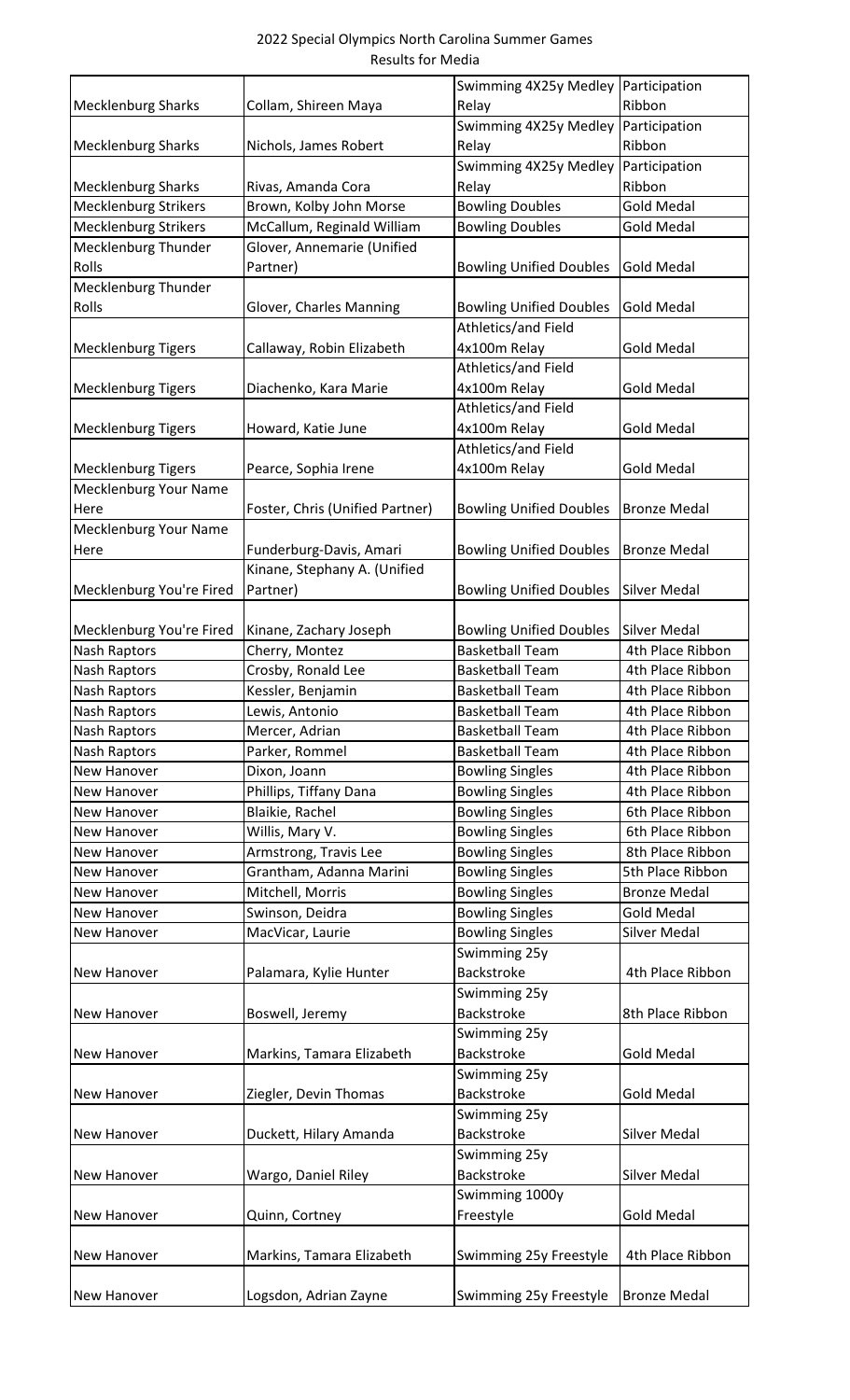2022 Special Olympics North Carolina Summer Games
Results for Media

| | | | |
|---|---|---|---|
| Mecklenburg Sharks | Collam, Shireen Maya | Swimming 4X25y Medley Relay | Participation Ribbon |
| Mecklenburg Sharks | Nichols, James Robert | Swimming 4X25y Medley Relay | Participation Ribbon |
| Mecklenburg Sharks | Rivas, Amanda Cora | Swimming 4X25y Medley Relay | Participation Ribbon |
| Mecklenburg Strikers | Brown, Kolby John Morse | Bowling Doubles | Gold Medal |
| Mecklenburg Strikers | McCallum, Reginald William | Bowling Doubles | Gold Medal |
| Mecklenburg Thunder Rolls | Glover, Annemarie (Unified Partner) | Bowling Unified Doubles | Gold Medal |
| Mecklenburg Thunder Rolls | Glover, Charles Manning | Bowling Unified Doubles | Gold Medal |
| Mecklenburg Tigers | Callaway, Robin Elizabeth | Athletics/and Field 4x100m Relay | Gold Medal |
| Mecklenburg Tigers | Diachenko, Kara Marie | Athletics/and Field 4x100m Relay | Gold Medal |
| Mecklenburg Tigers | Howard, Katie June | Athletics/and Field 4x100m Relay | Gold Medal |
| Mecklenburg Tigers | Pearce, Sophia Irene | Athletics/and Field 4x100m Relay | Gold Medal |
| Mecklenburg Your Name Here | Foster, Chris (Unified Partner) | Bowling Unified Doubles | Bronze Medal |
| Mecklenburg Your Name Here | Funderburg-Davis, Amari | Bowling Unified Doubles | Bronze Medal |
| Mecklenburg You're Fired | Kinane, Stephany A. (Unified Partner) | Bowling Unified Doubles | Silver Medal |
| Mecklenburg You're Fired | Kinane, Zachary Joseph | Bowling Unified Doubles | Silver Medal |
| Nash Raptors | Cherry, Montez | Basketball Team | 4th Place Ribbon |
| Nash Raptors | Crosby, Ronald Lee | Basketball Team | 4th Place Ribbon |
| Nash Raptors | Kessler, Benjamin | Basketball Team | 4th Place Ribbon |
| Nash Raptors | Lewis, Antonio | Basketball Team | 4th Place Ribbon |
| Nash Raptors | Mercer, Adrian | Basketball Team | 4th Place Ribbon |
| Nash Raptors | Parker, Rommel | Basketball Team | 4th Place Ribbon |
| New Hanover | Dixon, Joann | Bowling Singles | 4th Place Ribbon |
| New Hanover | Phillips, Tiffany Dana | Bowling Singles | 4th Place Ribbon |
| New Hanover | Blaikie, Rachel | Bowling Singles | 6th Place Ribbon |
| New Hanover | Willis, Mary V. | Bowling Singles | 6th Place Ribbon |
| New Hanover | Armstrong, Travis Lee | Bowling Singles | 8th Place Ribbon |
| New Hanover | Grantham, Adanna Marini | Bowling Singles | 5th Place Ribbon |
| New Hanover | Mitchell, Morris | Bowling Singles | Bronze Medal |
| New Hanover | Swinson, Deidra | Bowling Singles | Gold Medal |
| New Hanover | MacVicar, Laurie | Bowling Singles | Silver Medal |
| New Hanover | Palamara, Kylie Hunter | Swimming 25y Backstroke | 4th Place Ribbon |
| New Hanover | Boswell, Jeremy | Swimming 25y Backstroke | 8th Place Ribbon |
| New Hanover | Markins, Tamara Elizabeth | Swimming 25y Backstroke | Gold Medal |
| New Hanover | Ziegler, Devin Thomas | Swimming 25y Backstroke | Gold Medal |
| New Hanover | Duckett, Hilary Amanda | Swimming 25y Backstroke | Silver Medal |
| New Hanover | Wargo, Daniel Riley | Swimming 25y Backstroke | Silver Medal |
| New Hanover | Quinn, Cortney | Swimming 1000y Freestyle | Gold Medal |
| New Hanover | Markins, Tamara Elizabeth | Swimming 25y Freestyle | 4th Place Ribbon |
| New Hanover | Logsdon, Adrian Zayne | Swimming 25y Freestyle | Bronze Medal |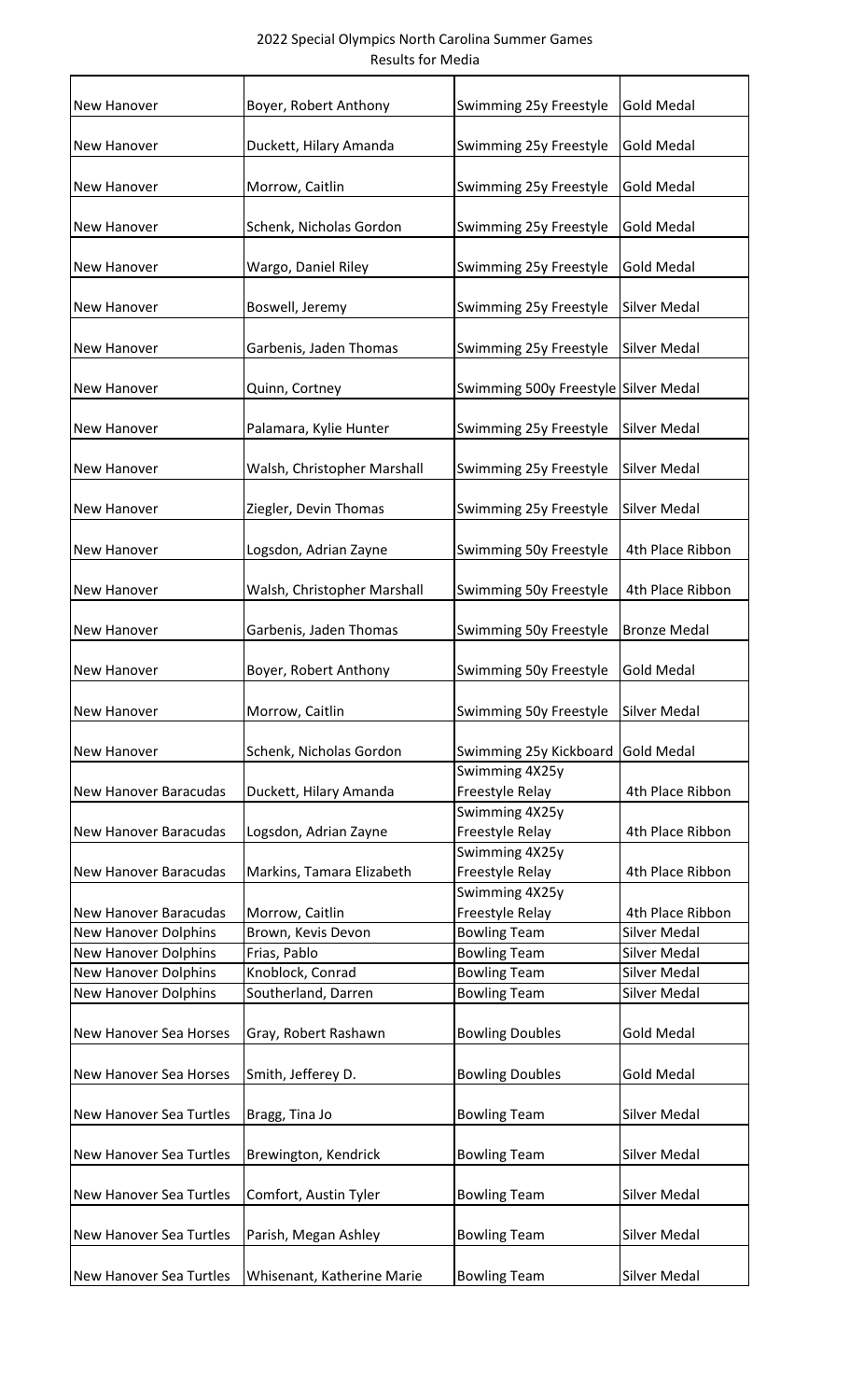2022 Special Olympics North Carolina Summer Games
Results for Media

| | | | |
|---|---|---|---|
| New Hanover | Boyer, Robert Anthony | Swimming 25y Freestyle | Gold Medal |
| New Hanover | Duckett, Hilary Amanda | Swimming 25y Freestyle | Gold Medal |
| New Hanover | Morrow, Caitlin | Swimming 25y Freestyle | Gold Medal |
| New Hanover | Schenk, Nicholas Gordon | Swimming 25y Freestyle | Gold Medal |
| New Hanover | Wargo, Daniel Riley | Swimming 25y Freestyle | Gold Medal |
| New Hanover | Boswell, Jeremy | Swimming 25y Freestyle | Silver Medal |
| New Hanover | Garbenis, Jaden Thomas | Swimming 25y Freestyle | Silver Medal |
| New Hanover | Quinn, Cortney | Swimming 500y Freestyle | Silver Medal |
| New Hanover | Palamara, Kylie Hunter | Swimming 25y Freestyle | Silver Medal |
| New Hanover | Walsh, Christopher Marshall | Swimming 25y Freestyle | Silver Medal |
| New Hanover | Ziegler, Devin Thomas | Swimming 25y Freestyle | Silver Medal |
| New Hanover | Logsdon, Adrian Zayne | Swimming 50y Freestyle | 4th Place Ribbon |
| New Hanover | Walsh, Christopher Marshall | Swimming 50y Freestyle | 4th Place Ribbon |
| New Hanover | Garbenis, Jaden Thomas | Swimming 50y Freestyle | Bronze Medal |
| New Hanover | Boyer, Robert Anthony | Swimming 50y Freestyle | Gold Medal |
| New Hanover | Morrow, Caitlin | Swimming 50y Freestyle | Silver Medal |
| New Hanover | Schenk, Nicholas Gordon | Swimming 25y Kickboard | Gold Medal |
| New Hanover Baracudas | Duckett, Hilary Amanda | Swimming 4X25y Freestyle Relay | 4th Place Ribbon |
| New Hanover Baracudas | Logsdon, Adrian Zayne | Swimming 4X25y Freestyle Relay | 4th Place Ribbon |
| New Hanover Baracudas | Markins, Tamara Elizabeth | Swimming 4X25y Freestyle Relay | 4th Place Ribbon |
| New Hanover Baracudas | Morrow, Caitlin | Swimming 4X25y Freestyle Relay | 4th Place Ribbon |
| New Hanover Dolphins | Brown, Kevis Devon | Bowling Team | Silver Medal |
| New Hanover Dolphins | Frias, Pablo | Bowling Team | Silver Medal |
| New Hanover Dolphins | Knoblock, Conrad | Bowling Team | Silver Medal |
| New Hanover Dolphins | Southerland, Darren | Bowling Team | Silver Medal |
| New Hanover Sea Horses | Gray, Robert Rashawn | Bowling Doubles | Gold Medal |
| New Hanover Sea Horses | Smith, Jefferey D. | Bowling Doubles | Gold Medal |
| New Hanover Sea Turtles | Bragg, Tina Jo | Bowling Team | Silver Medal |
| New Hanover Sea Turtles | Brewington, Kendrick | Bowling Team | Silver Medal |
| New Hanover Sea Turtles | Comfort, Austin Tyler | Bowling Team | Silver Medal |
| New Hanover Sea Turtles | Parish, Megan Ashley | Bowling Team | Silver Medal |
| New Hanover Sea Turtles | Whisenant, Katherine Marie | Bowling Team | Silver Medal |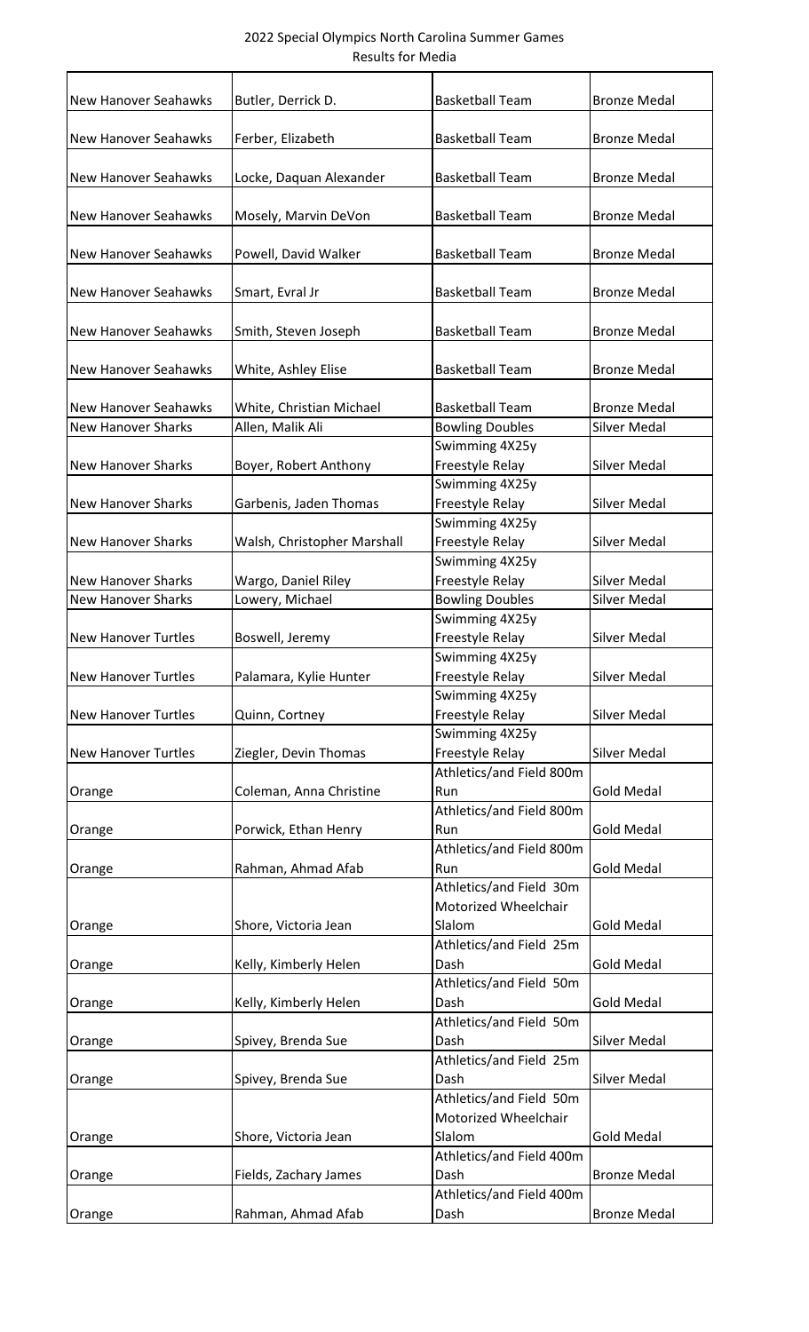2022 Special Olympics North Carolina Summer Games
Results for Media

| | | | |
|---|---|---|---|
| New Hanover Seahawks | Butler, Derrick D. | Basketball Team | Bronze Medal |
| New Hanover Seahawks | Ferber, Elizabeth | Basketball Team | Bronze Medal |
| New Hanover Seahawks | Locke, Daquan Alexander | Basketball Team | Bronze Medal |
| New Hanover Seahawks | Mosely, Marvin DeVon | Basketball Team | Bronze Medal |
| New Hanover Seahawks | Powell, David Walker | Basketball Team | Bronze Medal |
| New Hanover Seahawks | Smart, Evral Jr | Basketball Team | Bronze Medal |
| New Hanover Seahawks | Smith, Steven Joseph | Basketball Team | Bronze Medal |
| New Hanover Seahawks | White, Ashley Elise | Basketball Team | Bronze Medal |
| New Hanover Seahawks | White, Christian Michael | Basketball Team | Bronze Medal |
| New Hanover Sharks | Allen, Malik Ali | Bowling Doubles | Silver Medal |
| New Hanover Sharks | Boyer, Robert Anthony | Swimming 4X25y Freestyle Relay | Silver Medal |
| New Hanover Sharks | Garbenis, Jaden Thomas | Swimming 4X25y Freestyle Relay | Silver Medal |
| New Hanover Sharks | Walsh, Christopher Marshall | Swimming 4X25y Freestyle Relay | Silver Medal |
| New Hanover Sharks | Wargo, Daniel Riley | Swimming 4X25y Freestyle Relay | Silver Medal |
| New Hanover Sharks | Lowery, Michael | Bowling Doubles | Silver Medal |
| New Hanover Turtles | Boswell, Jeremy | Swimming 4X25y Freestyle Relay | Silver Medal |
| New Hanover Turtles | Palamara, Kylie Hunter | Swimming 4X25y Freestyle Relay | Silver Medal |
| New Hanover Turtles | Quinn, Cortney | Swimming 4X25y Freestyle Relay | Silver Medal |
| New Hanover Turtles | Ziegler, Devin Thomas | Swimming 4X25y Freestyle Relay | Silver Medal |
| Orange | Coleman, Anna Christine | Athletics/and Field 800m Run | Gold Medal |
| Orange | Porwick, Ethan Henry | Athletics/and Field 800m Run | Gold Medal |
| Orange | Rahman, Ahmad Afab | Athletics/and Field 800m Run | Gold Medal |
| Orange | Shore, Victoria Jean | Athletics/and Field 30m Motorized Wheelchair Slalom | Gold Medal |
| Orange | Kelly, Kimberly Helen | Athletics/and Field 25m Dash | Gold Medal |
| Orange | Kelly, Kimberly Helen | Athletics/and Field 50m Dash | Gold Medal |
| Orange | Spivey, Brenda Sue | Athletics/and Field 50m Dash | Silver Medal |
| Orange | Spivey, Brenda Sue | Athletics/and Field 25m Dash | Silver Medal |
| Orange | Shore, Victoria Jean | Athletics/and Field 50m Motorized Wheelchair Slalom | Gold Medal |
| Orange | Fields, Zachary James | Athletics/and Field 400m Dash | Bronze Medal |
| Orange | Rahman, Ahmad Afab | Athletics/and Field 400m Dash | Bronze Medal |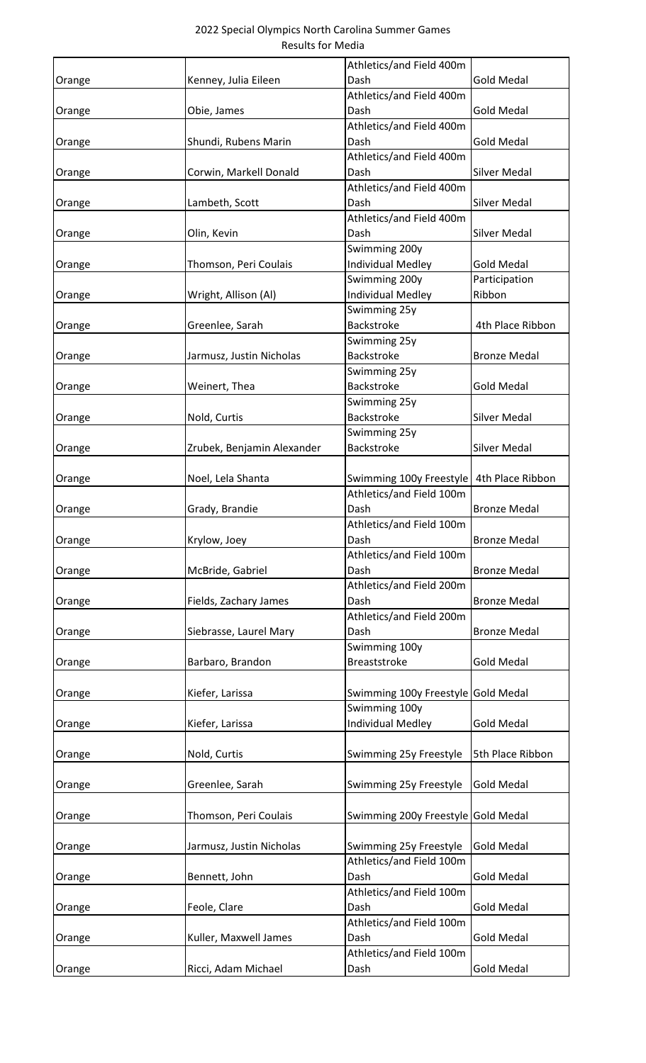2022 Special Olympics North Carolina Summer Games
Results for Media

| | | | |
|---|---|---|---|
| Orange | Kenney, Julia Eileen | Athletics/and Field 400m Dash | Gold Medal |
| Orange | Obie, James | Athletics/and Field 400m Dash | Gold Medal |
| Orange | Shundi, Rubens Marin | Athletics/and Field 400m Dash | Gold Medal |
| Orange | Corwin, Markell Donald | Athletics/and Field 400m Dash | Silver Medal |
| Orange | Lambeth, Scott | Athletics/and Field 400m Dash | Silver Medal |
| Orange | Olin, Kevin | Athletics/and Field 400m Dash | Silver Medal |
| Orange | Thomson, Peri Coulais | Swimming 200y Individual Medley | Gold Medal |
| Orange | Wright, Allison (Al) | Swimming 200y Individual Medley | Participation Ribbon |
| Orange | Greenlee, Sarah | Swimming 25y Backstroke | 4th Place Ribbon |
| Orange | Jarmusz, Justin Nicholas | Swimming 25y Backstroke | Bronze Medal |
| Orange | Weinert, Thea | Swimming 25y Backstroke | Gold Medal |
| Orange | Nold, Curtis | Swimming 25y Backstroke | Silver Medal |
| Orange | Zrubek, Benjamin Alexander | Swimming 25y Backstroke | Silver Medal |
| Orange | Noel, Lela Shanta | Swimming 100y Freestyle | 4th Place Ribbon |
| Orange | Grady, Brandie | Athletics/and Field 100m Dash | Bronze Medal |
| Orange | Krylow, Joey | Athletics/and Field 100m Dash | Bronze Medal |
| Orange | McBride, Gabriel | Athletics/and Field 100m Dash | Bronze Medal |
| Orange | Fields, Zachary James | Athletics/and Field 200m Dash | Bronze Medal |
| Orange | Siebrasse, Laurel Mary | Athletics/and Field 200m Dash | Bronze Medal |
| Orange | Barbaro, Brandon | Swimming 100y Breaststroke | Gold Medal |
| Orange | Kiefer, Larissa | Swimming 100y Freestyle | Gold Medal |
| Orange | Kiefer, Larissa | Swimming 100y Individual Medley | Gold Medal |
| Orange | Nold, Curtis | Swimming 25y Freestyle | 5th Place Ribbon |
| Orange | Greenlee, Sarah | Swimming 25y Freestyle | Gold Medal |
| Orange | Thomson, Peri Coulais | Swimming 200y Freestyle | Gold Medal |
| Orange | Jarmusz, Justin Nicholas | Swimming 25y Freestyle | Gold Medal |
| Orange | Bennett, John | Athletics/and Field 100m Dash | Gold Medal |
| Orange | Feole, Clare | Athletics/and Field 100m Dash | Gold Medal |
| Orange | Kuller, Maxwell James | Athletics/and Field 100m Dash | Gold Medal |
| Orange | Ricci, Adam Michael | Athletics/and Field 100m Dash | Gold Medal |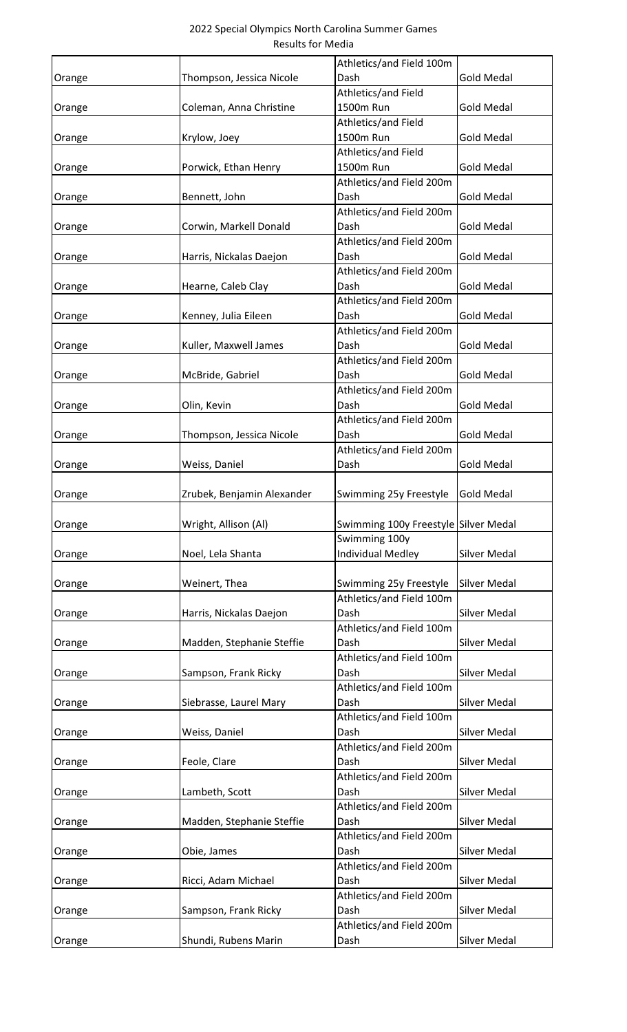2022 Special Olympics North Carolina Summer Games
Results for Media

| | | | |
|---|---|---|---|
| Orange | Thompson, Jessica Nicole | Athletics/and Field 100m Dash | Gold Medal |
| Orange | Coleman, Anna Christine | Athletics/and Field 1500m Run | Gold Medal |
| Orange | Krylow, Joey | Athletics/and Field 1500m Run | Gold Medal |
| Orange | Porwick, Ethan Henry | Athletics/and Field 1500m Run | Gold Medal |
| Orange | Bennett, John | Athletics/and Field 200m Dash | Gold Medal |
| Orange | Corwin, Markell Donald | Athletics/and Field 200m Dash | Gold Medal |
| Orange | Harris, Nickalas Daejon | Athletics/and Field 200m Dash | Gold Medal |
| Orange | Hearne, Caleb Clay | Athletics/and Field 200m Dash | Gold Medal |
| Orange | Kenney, Julia Eileen | Athletics/and Field 200m Dash | Gold Medal |
| Orange | Kuller, Maxwell James | Athletics/and Field 200m Dash | Gold Medal |
| Orange | McBride, Gabriel | Athletics/and Field 200m Dash | Gold Medal |
| Orange | Olin, Kevin | Athletics/and Field 200m Dash | Gold Medal |
| Orange | Thompson, Jessica Nicole | Athletics/and Field 200m Dash | Gold Medal |
| Orange | Weiss, Daniel | Athletics/and Field 200m Dash | Gold Medal |
| Orange | Zrubek, Benjamin Alexander | Swimming 25y Freestyle | Gold Medal |
| Orange | Wright, Allison (Al) | Swimming 100y Freestyle | Silver Medal |
| Orange | Noel, Lela Shanta | Swimming 100y Individual Medley | Silver Medal |
| Orange | Weinert, Thea | Swimming 25y Freestyle | Silver Medal |
| Orange | Harris, Nickalas Daejon | Athletics/and Field 100m Dash | Silver Medal |
| Orange | Madden, Stephanie Steffie | Athletics/and Field 100m Dash | Silver Medal |
| Orange | Sampson, Frank Ricky | Athletics/and Field 100m Dash | Silver Medal |
| Orange | Siebrasse, Laurel Mary | Athletics/and Field 100m Dash | Silver Medal |
| Orange | Weiss, Daniel | Athletics/and Field 100m Dash | Silver Medal |
| Orange | Feole, Clare | Athletics/and Field 200m Dash | Silver Medal |
| Orange | Lambeth, Scott | Athletics/and Field 200m Dash | Silver Medal |
| Orange | Madden, Stephanie Steffie | Athletics/and Field 200m Dash | Silver Medal |
| Orange | Obie, James | Athletics/and Field 200m Dash | Silver Medal |
| Orange | Ricci, Adam Michael | Athletics/and Field 200m Dash | Silver Medal |
| Orange | Sampson, Frank Ricky | Athletics/and Field 200m Dash | Silver Medal |
| Orange | Shundi, Rubens Marin | Athletics/and Field 200m Dash | Silver Medal |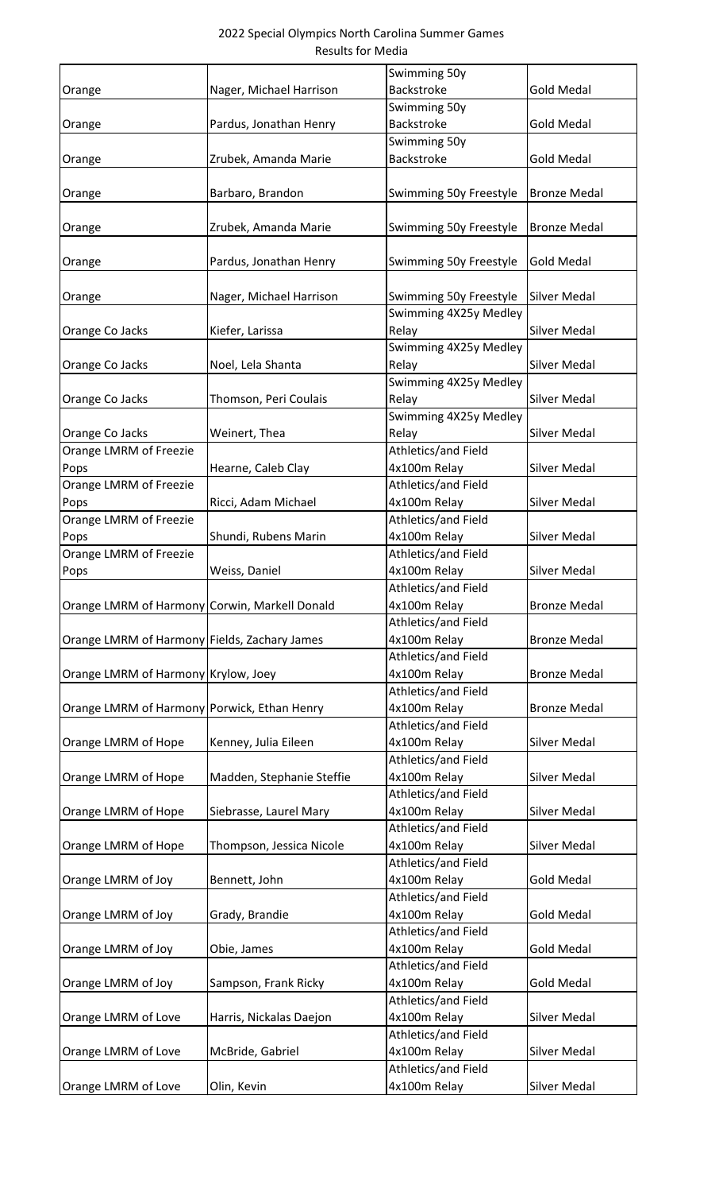2022 Special Olympics North Carolina Summer Games
Results for Media

| | | | |
|---|---|---|---|
| Orange | Nager, Michael Harrison | Swimming 50y Backstroke | Gold Medal |
| Orange | Pardus, Jonathan Henry | Swimming 50y Backstroke | Gold Medal |
| Orange | Zrubek, Amanda Marie | Swimming 50y Backstroke | Gold Medal |
| Orange | Barbaro, Brandon | Swimming 50y Freestyle | Bronze Medal |
| Orange | Zrubek, Amanda Marie | Swimming 50y Freestyle | Bronze Medal |
| Orange | Pardus, Jonathan Henry | Swimming 50y Freestyle | Gold Medal |
| Orange | Nager, Michael Harrison | Swimming 50y Freestyle | Silver Medal |
| Orange Co Jacks | Kiefer, Larissa | Swimming 4X25y Medley Relay | Silver Medal |
| Orange Co Jacks | Noel, Lela Shanta | Swimming 4X25y Medley Relay | Silver Medal |
| Orange Co Jacks | Thomson, Peri Coulais | Swimming 4X25y Medley Relay | Silver Medal |
| Orange Co Jacks | Weinert, Thea | Swimming 4X25y Medley Relay | Silver Medal |
| Orange LMRM of Freezie Pops | Hearne, Caleb Clay | Athletics/and Field 4x100m Relay | Silver Medal |
| Orange LMRM of Freezie Pops | Ricci, Adam Michael | Athletics/and Field 4x100m Relay | Silver Medal |
| Orange LMRM of Freezie Pops | Shundi, Rubens Marin | Athletics/and Field 4x100m Relay | Silver Medal |
| Orange LMRM of Freezie Pops | Weiss, Daniel | Athletics/and Field 4x100m Relay | Silver Medal |
| Orange LMRM of Harmony | Corwin, Markell Donald | Athletics/and Field 4x100m Relay | Bronze Medal |
| Orange LMRM of Harmony | Fields, Zachary James | Athletics/and Field 4x100m Relay | Bronze Medal |
| Orange LMRM of Harmony | Krylow, Joey | Athletics/and Field 4x100m Relay | Bronze Medal |
| Orange LMRM of Harmony | Porwick, Ethan Henry | Athletics/and Field 4x100m Relay | Bronze Medal |
| Orange LMRM of Hope | Kenney, Julia Eileen | Athletics/and Field 4x100m Relay | Silver Medal |
| Orange LMRM of Hope | Madden, Stephanie Steffie | Athletics/and Field 4x100m Relay | Silver Medal |
| Orange LMRM of Hope | Siebrasse, Laurel Mary | Athletics/and Field 4x100m Relay | Silver Medal |
| Orange LMRM of Hope | Thompson, Jessica Nicole | Athletics/and Field 4x100m Relay | Silver Medal |
| Orange LMRM of Joy | Bennett, John | Athletics/and Field 4x100m Relay | Gold Medal |
| Orange LMRM of Joy | Grady, Brandie | Athletics/and Field 4x100m Relay | Gold Medal |
| Orange LMRM of Joy | Obie, James | Athletics/and Field 4x100m Relay | Gold Medal |
| Orange LMRM of Joy | Sampson, Frank Ricky | Athletics/and Field 4x100m Relay | Gold Medal |
| Orange LMRM of Love | Harris, Nickalas Daejon | Athletics/and Field 4x100m Relay | Silver Medal |
| Orange LMRM of Love | McBride, Gabriel | Athletics/and Field 4x100m Relay | Silver Medal |
| Orange LMRM of Love | Olin, Kevin | Athletics/and Field 4x100m Relay | Silver Medal |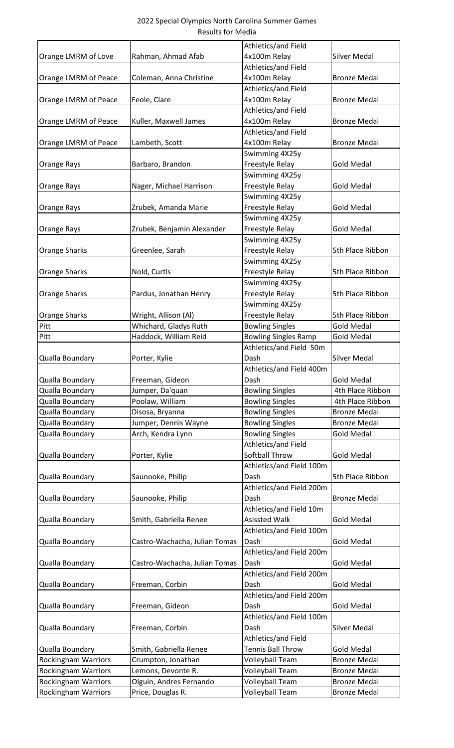2022 Special Olympics North Carolina Summer Games
Results for Media

| | | | |
|---|---|---|---|
| Orange LMRM of Love | Rahman, Ahmad Afab | Athletics/and Field 4x100m Relay | Silver Medal |
| Orange LMRM of Peace | Coleman, Anna Christine | Athletics/and Field 4x100m Relay | Bronze Medal |
| Orange LMRM of Peace | Feole, Clare | Athletics/and Field 4x100m Relay | Bronze Medal |
| Orange LMRM of Peace | Kuller, Maxwell James | Athletics/and Field 4x100m Relay | Bronze Medal |
| Orange LMRM of Peace | Lambeth, Scott | Athletics/and Field 4x100m Relay | Bronze Medal |
| Orange Rays | Barbaro, Brandon | Swimming 4X25y Freestyle Relay | Gold Medal |
| Orange Rays | Nager, Michael Harrison | Swimming 4X25y Freestyle Relay | Gold Medal |
| Orange Rays | Zrubek, Amanda Marie | Swimming 4X25y Freestyle Relay | Gold Medal |
| Orange Rays | Zrubek, Benjamin Alexander | Swimming 4X25y Freestyle Relay | Gold Medal |
| Orange Sharks | Greenlee, Sarah | Swimming 4X25y Freestyle Relay | 5th Place Ribbon |
| Orange Sharks | Nold, Curtis | Swimming 4X25y Freestyle Relay | 5th Place Ribbon |
| Orange Sharks | Pardus, Jonathan Henry | Swimming 4X25y Freestyle Relay | 5th Place Ribbon |
| Orange Sharks | Wright, Allison (Al) | Swimming 4X25y Freestyle Relay | 5th Place Ribbon |
| Pitt | Whichard, Gladys Ruth | Bowling Singles | Gold Medal |
| Pitt | Haddock, William Reid | Bowling Singles Ramp | Gold Medal |
| Qualla Boundary | Porter, Kylie | Athletics/and Field 50m Dash | Silver Medal |
| Qualla Boundary | Freeman, Gideon | Athletics/and Field 400m Dash | Gold Medal |
| Qualla Boundary | Jumper, Da'quan | Bowling Singles | 4th Place Ribbon |
| Qualla Boundary | Poolaw, William | Bowling Singles | 4th Place Ribbon |
| Qualla Boundary | Disosa, Bryanna | Bowling Singles | Bronze Medal |
| Qualla Boundary | Jumper, Dennis Wayne | Bowling Singles | Bronze Medal |
| Qualla Boundary | Arch, Kendra Lynn | Bowling Singles | Gold Medal |
| Qualla Boundary | Porter, Kylie | Athletics/and Field Softball Throw | Gold Medal |
| Qualla Boundary | Saunooke, Philip | Athletics/and Field 100m Dash | 5th Place Ribbon |
| Qualla Boundary | Saunooke, Philip | Athletics/and Field 200m Dash | Bronze Medal |
| Qualla Boundary | Smith, Gabriella Renee | Athletics/and Field 10m Asissted Walk | Gold Medal |
| Qualla Boundary | Castro-Wachacha, Julian Tomas | Athletics/and Field 100m Dash | Gold Medal |
| Qualla Boundary | Castro-Wachacha, Julian Tomas | Athletics/and Field 200m Dash | Gold Medal |
| Qualla Boundary | Freeman, Corbin | Athletics/and Field 200m Dash | Gold Medal |
| Qualla Boundary | Freeman, Gideon | Athletics/and Field 200m Dash | Gold Medal |
| Qualla Boundary | Freeman, Corbin | Athletics/and Field 100m Dash | Silver Medal |
| Qualla Boundary | Smith, Gabriella Renee | Athletics/and Field Tennis Ball Throw | Gold Medal |
| Rockingham Warriors | Crumpton, Jonathan | Volleyball Team | Bronze Medal |
| Rockingham Warriors | Lemons, Devonte R. | Volleyball Team | Bronze Medal |
| Rockingham Warriors | Olguin, Andres Fernando | Volleyball Team | Bronze Medal |
| Rockingham Warriors | Price, Douglas R. | Volleyball Team | Bronze Medal |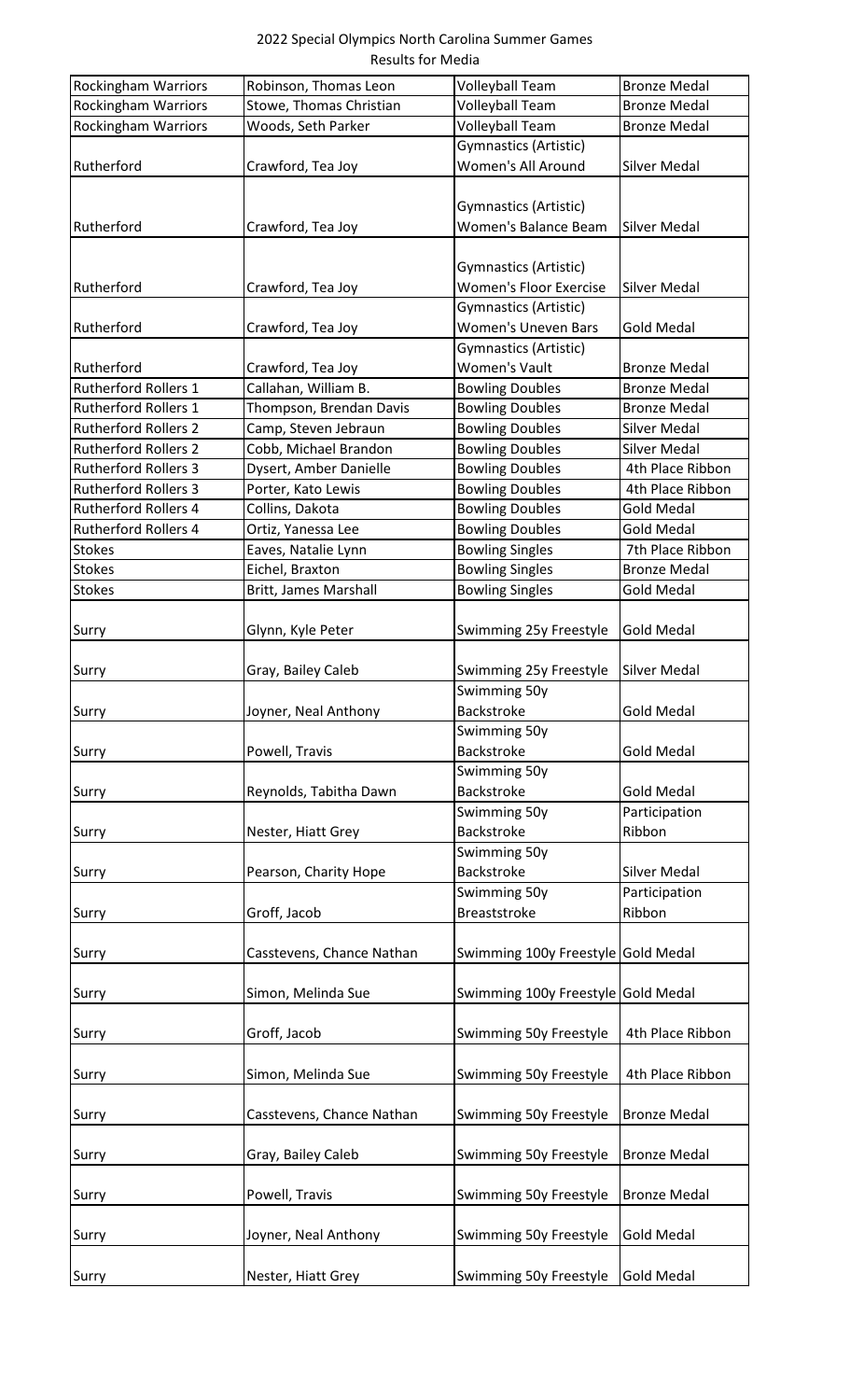2022 Special Olympics North Carolina Summer Games
Results for Media

| | | | |
|---|---|---|---|
| Rockingham Warriors | Robinson, Thomas Leon | Volleyball Team | Bronze Medal |
| Rockingham Warriors | Stowe, Thomas Christian | Volleyball Team | Bronze Medal |
| Rockingham Warriors | Woods, Seth Parker | Volleyball Team | Bronze Medal |
| Rutherford | Crawford, Tea Joy | Gymnastics (Artistic) Women's All Around | Silver Medal |
| Rutherford | Crawford, Tea Joy | Gymnastics (Artistic) Women's Balance Beam | Silver Medal |
| Rutherford | Crawford, Tea Joy | Gymnastics (Artistic) Women's Floor Exercise | Silver Medal |
| Rutherford | Crawford, Tea Joy | Gymnastics (Artistic) Women's Uneven Bars | Gold Medal |
| Rutherford | Crawford, Tea Joy | Gymnastics (Artistic) Women's Vault | Bronze Medal |
| Rutherford Rollers 1 | Callahan, William B. | Bowling Doubles | Bronze Medal |
| Rutherford Rollers 1 | Thompson, Brendan Davis | Bowling Doubles | Bronze Medal |
| Rutherford Rollers 2 | Camp, Steven Jebraun | Bowling Doubles | Silver Medal |
| Rutherford Rollers 2 | Cobb, Michael Brandon | Bowling Doubles | Silver Medal |
| Rutherford Rollers 3 | Dysert, Amber Danielle | Bowling Doubles | 4th Place Ribbon |
| Rutherford Rollers 3 | Porter, Kato Lewis | Bowling Doubles | 4th Place Ribbon |
| Rutherford Rollers 4 | Collins, Dakota | Bowling Doubles | Gold Medal |
| Rutherford Rollers 4 | Ortiz, Yanessa Lee | Bowling Doubles | Gold Medal |
| Stokes | Eaves, Natalie Lynn | Bowling Singles | 7th Place Ribbon |
| Stokes | Eichel, Braxton | Bowling Singles | Bronze Medal |
| Stokes | Britt, James Marshall | Bowling Singles | Gold Medal |
| Surry | Glynn, Kyle Peter | Swimming 25y Freestyle | Gold Medal |
| Surry | Gray, Bailey Caleb | Swimming 25y Freestyle | Silver Medal |
| Surry | Joyner, Neal Anthony | Swimming 50y Backstroke | Gold Medal |
| Surry | Powell, Travis | Swimming 50y Backstroke | Gold Medal |
| Surry | Reynolds, Tabitha Dawn | Swimming 50y Backstroke | Gold Medal |
| Surry | Nester, Hiatt Grey | Swimming 50y Backstroke | Participation Ribbon |
| Surry | Pearson, Charity Hope | Swimming 50y Backstroke | Silver Medal |
| Surry | Groff, Jacob | Swimming 50y Breaststroke | Participation Ribbon |
| Surry | Casstevens, Chance Nathan | Swimming 100y Freestyle | Gold Medal |
| Surry | Simon, Melinda Sue | Swimming 100y Freestyle | Gold Medal |
| Surry | Groff, Jacob | Swimming 50y Freestyle | 4th Place Ribbon |
| Surry | Simon, Melinda Sue | Swimming 50y Freestyle | 4th Place Ribbon |
| Surry | Casstevens, Chance Nathan | Swimming 50y Freestyle | Bronze Medal |
| Surry | Gray, Bailey Caleb | Swimming 50y Freestyle | Bronze Medal |
| Surry | Powell, Travis | Swimming 50y Freestyle | Bronze Medal |
| Surry | Joyner, Neal Anthony | Swimming 50y Freestyle | Gold Medal |
| Surry | Nester, Hiatt Grey | Swimming 50y Freestyle | Gold Medal |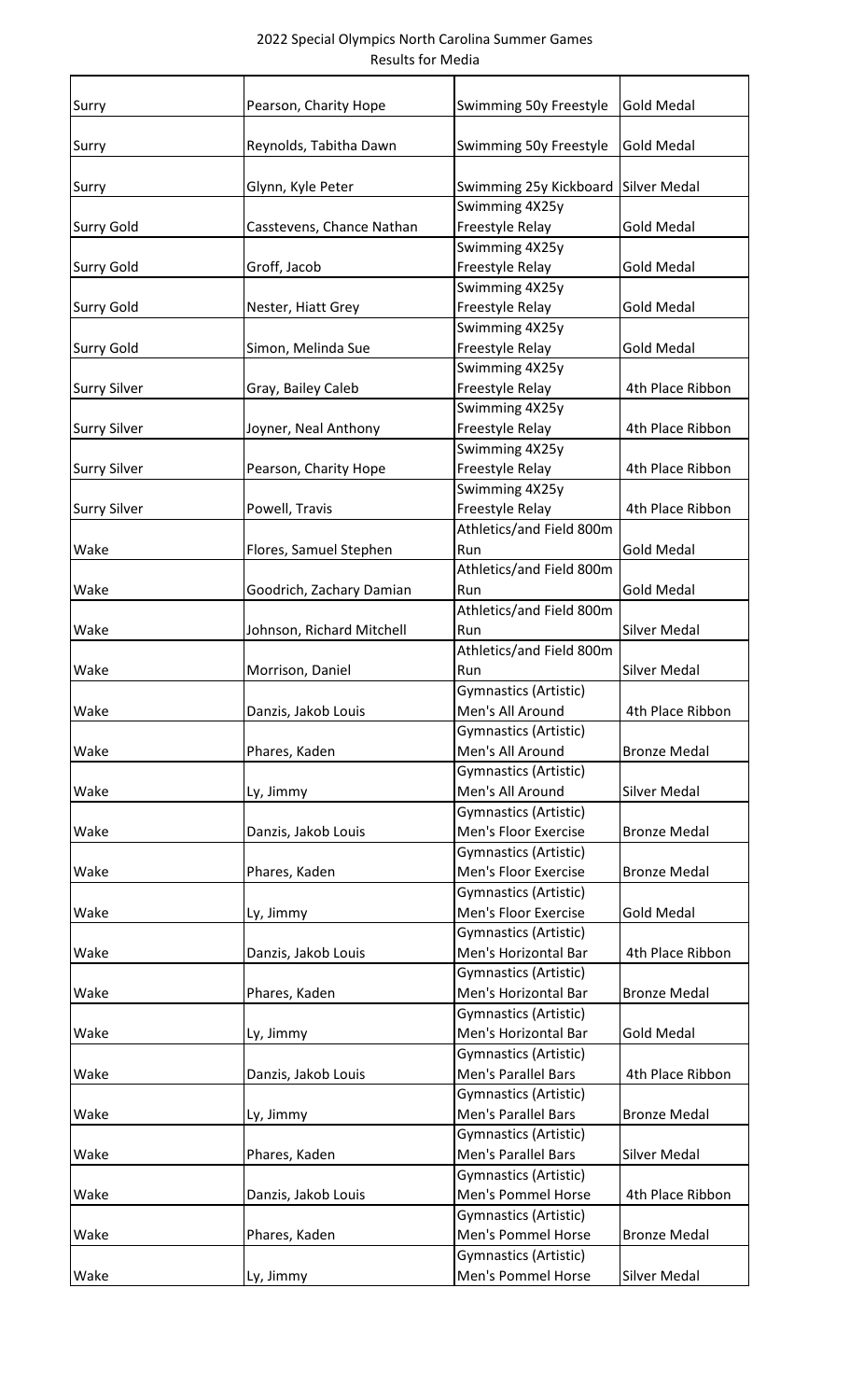2022 Special Olympics North Carolina Summer Games
Results for Media

| | | | |
|---|---|---|---|
| Surry | Pearson, Charity Hope | Swimming 50y Freestyle | Gold Medal |
| Surry | Reynolds, Tabitha Dawn | Swimming 50y Freestyle | Gold Medal |
| Surry | Glynn, Kyle Peter | Swimming 25y Kickboard | Silver Medal |
| Surry Gold | Casstevens, Chance Nathan | Swimming 4X25y Freestyle Relay | Gold Medal |
| Surry Gold | Groff, Jacob | Swimming 4X25y Freestyle Relay | Gold Medal |
| Surry Gold | Nester, Hiatt Grey | Swimming 4X25y Freestyle Relay | Gold Medal |
| Surry Gold | Simon, Melinda Sue | Swimming 4X25y Freestyle Relay | Gold Medal |
| Surry Silver | Gray, Bailey Caleb | Swimming 4X25y Freestyle Relay | 4th Place Ribbon |
| Surry Silver | Joyner, Neal Anthony | Swimming 4X25y Freestyle Relay | 4th Place Ribbon |
| Surry Silver | Pearson, Charity Hope | Swimming 4X25y Freestyle Relay | 4th Place Ribbon |
| Surry Silver | Powell, Travis | Swimming 4X25y Freestyle Relay | 4th Place Ribbon |
| Wake | Flores, Samuel Stephen | Athletics/and Field 800m Run | Gold Medal |
| Wake | Goodrich, Zachary Damian | Athletics/and Field 800m Run | Gold Medal |
| Wake | Johnson, Richard Mitchell | Athletics/and Field 800m Run | Silver Medal |
| Wake | Morrison, Daniel | Athletics/and Field 800m Run | Silver Medal |
| Wake | Danzis, Jakob Louis | Gymnastics (Artistic) Men's All Around | 4th Place Ribbon |
| Wake | Phares, Kaden | Gymnastics (Artistic) Men's All Around | Bronze Medal |
| Wake | Ly, Jimmy | Gymnastics (Artistic) Men's All Around | Silver Medal |
| Wake | Danzis, Jakob Louis | Gymnastics (Artistic) Men's Floor Exercise | Bronze Medal |
| Wake | Phares, Kaden | Gymnastics (Artistic) Men's Floor Exercise | Bronze Medal |
| Wake | Ly, Jimmy | Gymnastics (Artistic) Men's Floor Exercise | Gold Medal |
| Wake | Danzis, Jakob Louis | Gymnastics (Artistic) Men's Horizontal Bar | 4th Place Ribbon |
| Wake | Phares, Kaden | Gymnastics (Artistic) Men's Horizontal Bar | Bronze Medal |
| Wake | Ly, Jimmy | Gymnastics (Artistic) Men's Horizontal Bar | Gold Medal |
| Wake | Danzis, Jakob Louis | Gymnastics (Artistic) Men's Parallel Bars | 4th Place Ribbon |
| Wake | Ly, Jimmy | Gymnastics (Artistic) Men's Parallel Bars | Bronze Medal |
| Wake | Phares, Kaden | Gymnastics (Artistic) Men's Parallel Bars | Silver Medal |
| Wake | Danzis, Jakob Louis | Gymnastics (Artistic) Men's Pommel Horse | 4th Place Ribbon |
| Wake | Phares, Kaden | Gymnastics (Artistic) Men's Pommel Horse | Bronze Medal |
| Wake | Ly, Jimmy | Gymnastics (Artistic) Men's Pommel Horse | Silver Medal |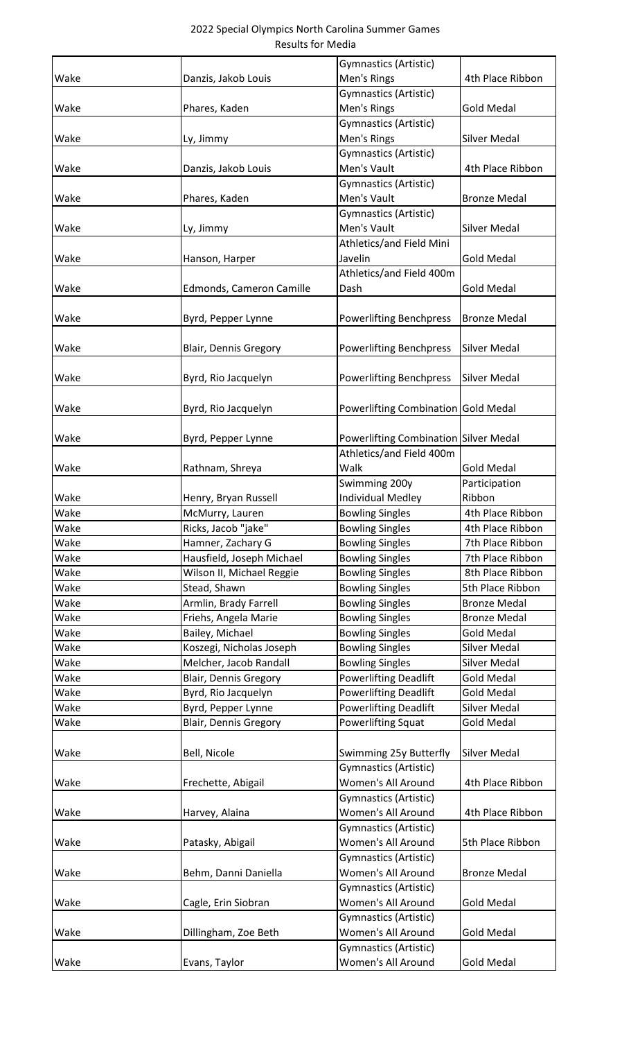2022 Special Olympics North Carolina Summer Games
Results for Media

| | | | |
|---|---|---|---|
| Wake | Danzis, Jakob Louis | Gymnastics (Artistic) Men's Rings | 4th Place Ribbon |
| Wake | Phares, Kaden | Gymnastics (Artistic) Men's Rings | Gold Medal |
| Wake | Ly, Jimmy | Gymnastics (Artistic) Men's Rings | Silver Medal |
| Wake | Danzis, Jakob Louis | Gymnastics (Artistic) Men's Vault | 4th Place Ribbon |
| Wake | Phares, Kaden | Gymnastics (Artistic) Men's Vault | Bronze Medal |
| Wake | Ly, Jimmy | Gymnastics (Artistic) Men's Vault | Silver Medal |
| Wake | Hanson, Harper | Athletics/and Field Mini Javelin | Gold Medal |
| Wake | Edmonds, Cameron Camille | Athletics/and Field 400m Dash | Gold Medal |
| Wake | Byrd, Pepper Lynne | Powerlifting Benchpress | Bronze Medal |
| Wake | Blair, Dennis Gregory | Powerlifting Benchpress | Silver Medal |
| Wake | Byrd, Rio Jacquelyn | Powerlifting Benchpress | Silver Medal |
| Wake | Byrd, Rio Jacquelyn | Powerlifting Combination | Gold Medal |
| Wake | Byrd, Pepper Lynne | Powerlifting Combination | Silver Medal |
| Wake | Rathnam, Shreya | Athletics/and Field 400m Walk | Gold Medal |
| Wake | Henry, Bryan Russell | Swimming 200y Individual Medley | Participation Ribbon |
| Wake | McMurry, Lauren | Bowling Singles | 4th Place Ribbon |
| Wake | Ricks, Jacob "jake" | Bowling Singles | 4th Place Ribbon |
| Wake | Hamner, Zachary G | Bowling Singles | 7th Place Ribbon |
| Wake | Hausfield, Joseph Michael | Bowling Singles | 7th Place Ribbon |
| Wake | Wilson II, Michael Reggie | Bowling Singles | 8th Place Ribbon |
| Wake | Stead, Shawn | Bowling Singles | 5th Place Ribbon |
| Wake | Armlin, Brady Farrell | Bowling Singles | Bronze Medal |
| Wake | Friehs, Angela Marie | Bowling Singles | Bronze Medal |
| Wake | Bailey, Michael | Bowling Singles | Gold Medal |
| Wake | Koszegi, Nicholas Joseph | Bowling Singles | Silver Medal |
| Wake | Melcher, Jacob Randall | Bowling Singles | Silver Medal |
| Wake | Blair, Dennis Gregory | Powerlifting Deadlift | Gold Medal |
| Wake | Byrd, Rio Jacquelyn | Powerlifting Deadlift | Gold Medal |
| Wake | Byrd, Pepper Lynne | Powerlifting Deadlift | Silver Medal |
| Wake | Blair, Dennis Gregory | Powerlifting Squat | Gold Medal |
| Wake | Bell, Nicole | Swimming 25y Butterfly | Silver Medal |
| Wake | Frechette, Abigail | Gymnastics (Artistic) Women's All Around | 4th Place Ribbon |
| Wake | Harvey, Alaina | Gymnastics (Artistic) Women's All Around | 4th Place Ribbon |
| Wake | Patasky, Abigail | Gymnastics (Artistic) Women's All Around | 5th Place Ribbon |
| Wake | Behm, Danni Daniella | Gymnastics (Artistic) Women's All Around | Bronze Medal |
| Wake | Cagle, Erin Siobran | Gymnastics (Artistic) Women's All Around | Gold Medal |
| Wake | Dillingham, Zoe Beth | Gymnastics (Artistic) Women's All Around | Gold Medal |
| Wake | Evans, Taylor | Gymnastics (Artistic) Women's All Around | Gold Medal |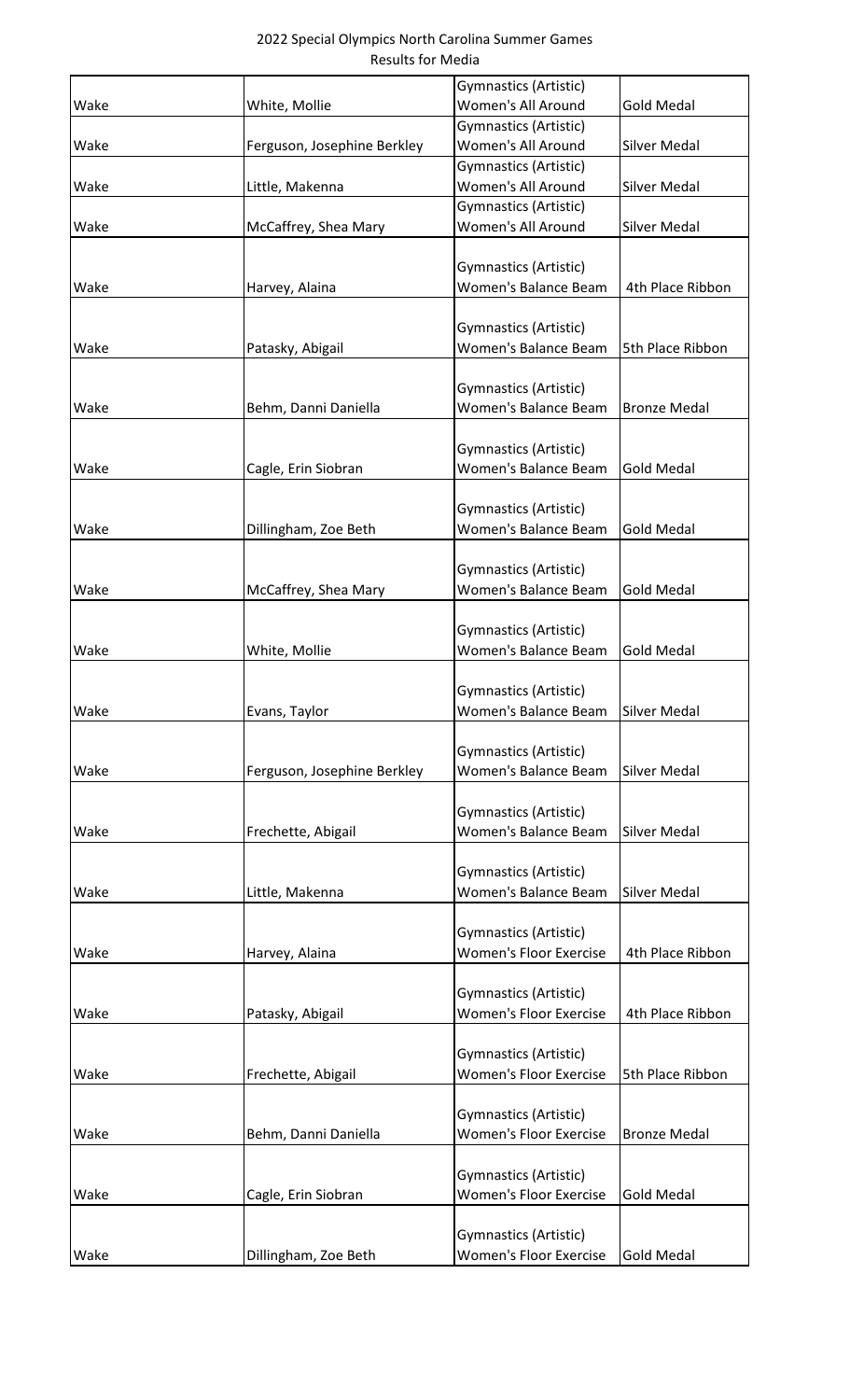2022 Special Olympics North Carolina Summer Games
Results for Media

| | | | |
|---|---|---|---|
| Wake | White, Mollie | Gymnastics (Artistic) Women's All Around | Gold Medal |
| Wake | Ferguson, Josephine Berkley | Gymnastics (Artistic) Women's All Around | Silver Medal |
| Wake | Little, Makenna | Gymnastics (Artistic) Women's All Around | Silver Medal |
| Wake | McCaffrey, Shea Mary | Gymnastics (Artistic) Women's All Around | Silver Medal |
| Wake | Harvey, Alaina | Gymnastics (Artistic) Women's Balance Beam | 4th Place Ribbon |
| Wake | Patasky, Abigail | Gymnastics (Artistic) Women's Balance Beam | 5th Place Ribbon |
| Wake | Behm, Danni Daniella | Gymnastics (Artistic) Women's Balance Beam | Bronze Medal |
| Wake | Cagle, Erin Siobran | Gymnastics (Artistic) Women's Balance Beam | Gold Medal |
| Wake | Dillingham, Zoe Beth | Gymnastics (Artistic) Women's Balance Beam | Gold Medal |
| Wake | McCaffrey, Shea Mary | Gymnastics (Artistic) Women's Balance Beam | Gold Medal |
| Wake | White, Mollie | Gymnastics (Artistic) Women's Balance Beam | Gold Medal |
| Wake | Evans, Taylor | Gymnastics (Artistic) Women's Balance Beam | Silver Medal |
| Wake | Ferguson, Josephine Berkley | Gymnastics (Artistic) Women's Balance Beam | Silver Medal |
| Wake | Frechette, Abigail | Gymnastics (Artistic) Women's Balance Beam | Silver Medal |
| Wake | Little, Makenna | Gymnastics (Artistic) Women's Balance Beam | Silver Medal |
| Wake | Harvey, Alaina | Gymnastics (Artistic) Women's Floor Exercise | 4th Place Ribbon |
| Wake | Patasky, Abigail | Gymnastics (Artistic) Women's Floor Exercise | 4th Place Ribbon |
| Wake | Frechette, Abigail | Gymnastics (Artistic) Women's Floor Exercise | 5th Place Ribbon |
| Wake | Behm, Danni Daniella | Gymnastics (Artistic) Women's Floor Exercise | Bronze Medal |
| Wake | Cagle, Erin Siobran | Gymnastics (Artistic) Women's Floor Exercise | Gold Medal |
| Wake | Dillingham, Zoe Beth | Gymnastics (Artistic) Women's Floor Exercise | Gold Medal |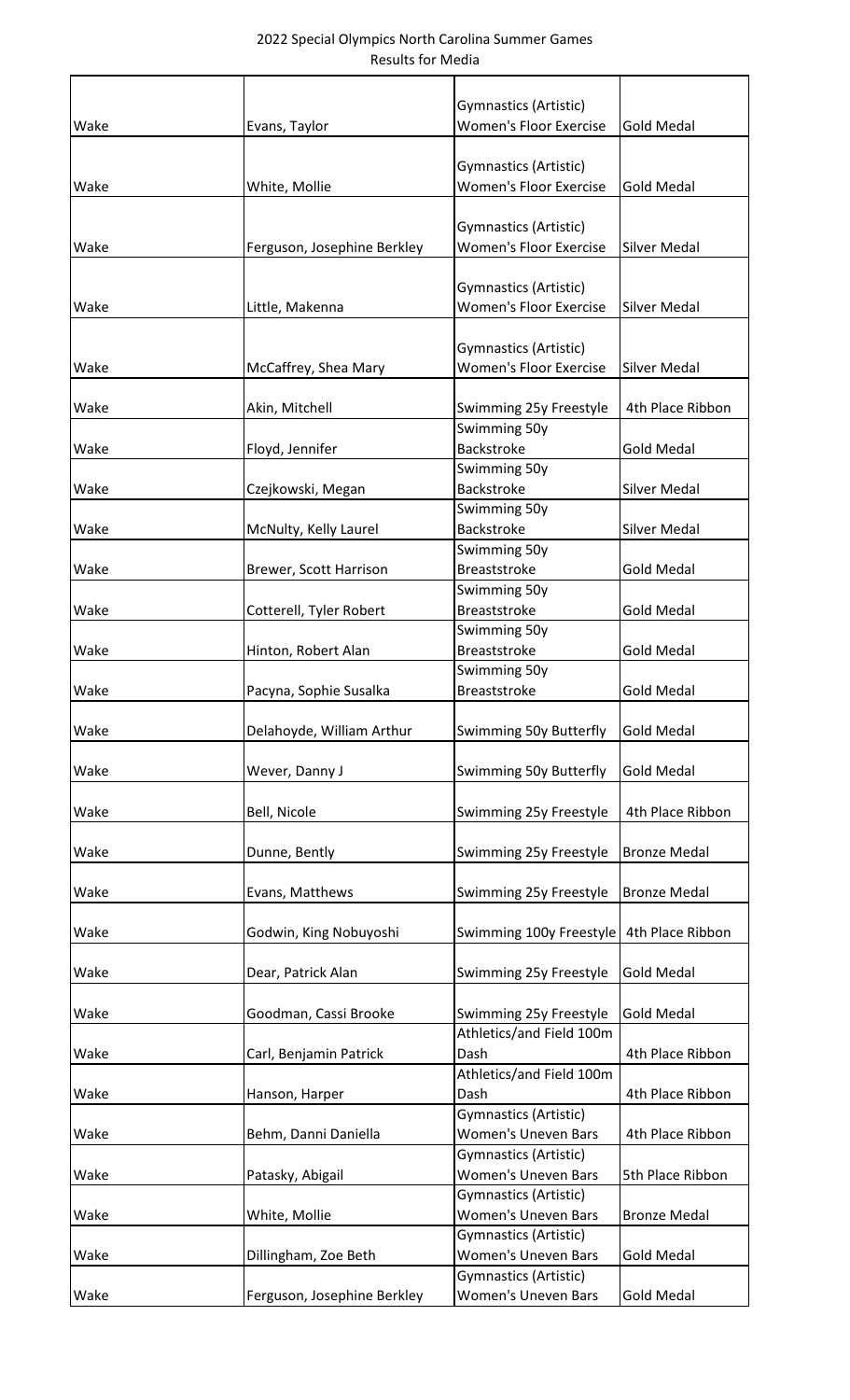2022 Special Olympics North Carolina Summer Games
Results for Media

| | | | |
|---|---|---|---|
| Wake | Evans, Taylor | Gymnastics (Artistic) Women's Floor Exercise | Gold Medal |
| Wake | White, Mollie | Gymnastics (Artistic) Women's Floor Exercise | Gold Medal |
| Wake | Ferguson, Josephine Berkley | Gymnastics (Artistic) Women's Floor Exercise | Silver Medal |
| Wake | Little, Makenna | Gymnastics (Artistic) Women's Floor Exercise | Silver Medal |
| Wake | McCaffrey, Shea Mary | Gymnastics (Artistic) Women's Floor Exercise | Silver Medal |
| Wake | Akin, Mitchell | Swimming 25y Freestyle | 4th Place Ribbon |
| Wake | Floyd, Jennifer | Swimming 50y Backstroke | Gold Medal |
| Wake | Czejkowski, Megan | Swimming 50y Backstroke | Silver Medal |
| Wake | McNulty, Kelly Laurel | Swimming 50y Backstroke | Silver Medal |
| Wake | Brewer, Scott Harrison | Swimming 50y Breaststroke | Gold Medal |
| Wake | Cotterell, Tyler Robert | Swimming 50y Breaststroke | Gold Medal |
| Wake | Hinton, Robert Alan | Swimming 50y Breaststroke | Gold Medal |
| Wake | Pacyna, Sophie Susalka | Swimming 50y Breaststroke | Gold Medal |
| Wake | Delahoyde, William Arthur | Swimming 50y Butterfly | Gold Medal |
| Wake | Wever, Danny J | Swimming 50y Butterfly | Gold Medal |
| Wake | Bell, Nicole | Swimming 25y Freestyle | 4th Place Ribbon |
| Wake | Dunne, Bently | Swimming 25y Freestyle | Bronze Medal |
| Wake | Evans, Matthews | Swimming 25y Freestyle | Bronze Medal |
| Wake | Godwin, King Nobuyoshi | Swimming 100y Freestyle | 4th Place Ribbon |
| Wake | Dear, Patrick Alan | Swimming 25y Freestyle | Gold Medal |
| Wake | Goodman, Cassi Brooke | Swimming 25y Freestyle | Gold Medal |
| Wake | Carl, Benjamin Patrick | Athletics/and Field 100m Dash | 4th Place Ribbon |
| Wake | Hanson, Harper | Athletics/and Field 100m Dash | 4th Place Ribbon |
| Wake | Behm, Danni Daniella | Gymnastics (Artistic) Women's Uneven Bars | 4th Place Ribbon |
| Wake | Patasky, Abigail | Gymnastics (Artistic) Women's Uneven Bars | 5th Place Ribbon |
| Wake | White, Mollie | Gymnastics (Artistic) Women's Uneven Bars | Bronze Medal |
| Wake | Dillingham, Zoe Beth | Gymnastics (Artistic) Women's Uneven Bars | Gold Medal |
| Wake | Ferguson, Josephine Berkley | Gymnastics (Artistic) Women's Uneven Bars | Gold Medal |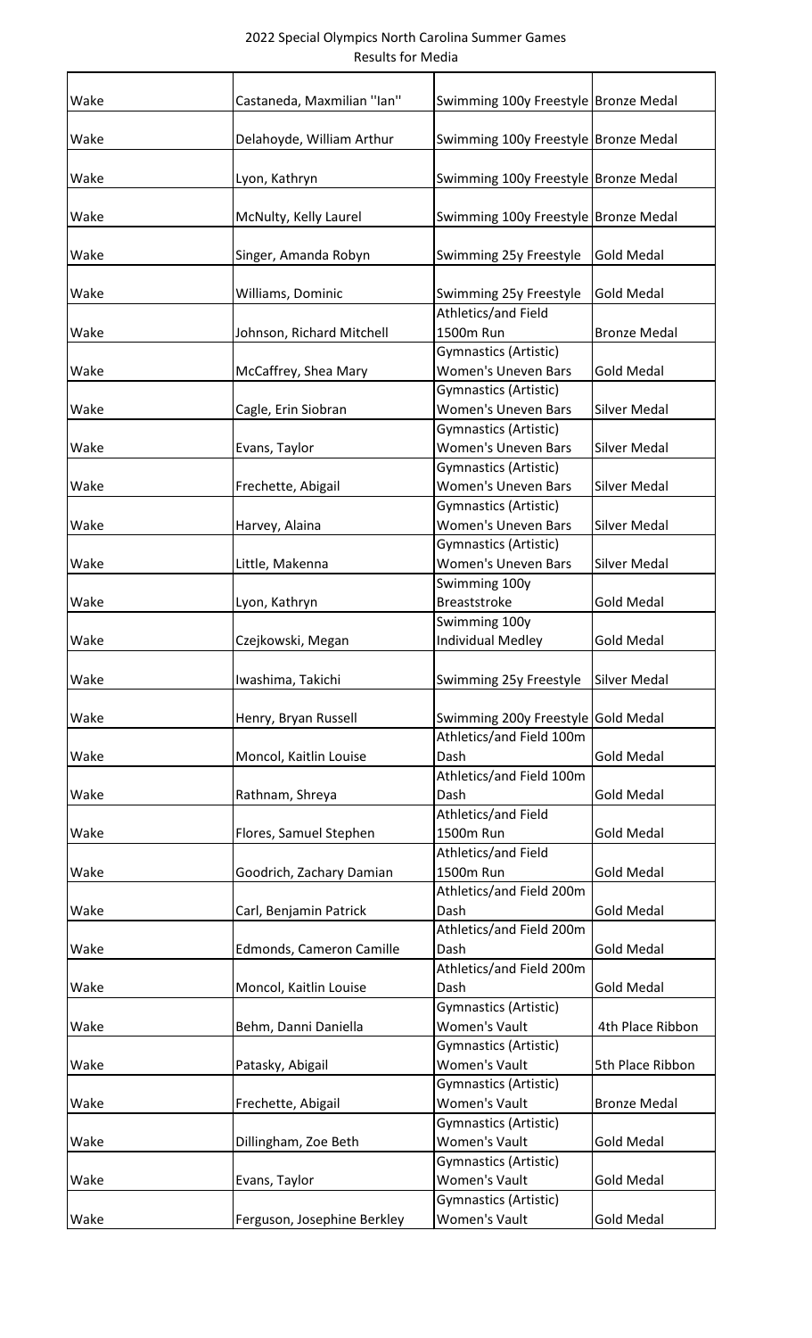2022 Special Olympics North Carolina Summer Games
Results for Media

| | | | |
|---|---|---|---|
| Wake | Castaneda, Maxmilian "Ian" | Swimming 100y Freestyle | Bronze Medal |
| Wake | Delahoyde, William Arthur | Swimming 100y Freestyle | Bronze Medal |
| Wake | Lyon, Kathryn | Swimming 100y Freestyle | Bronze Medal |
| Wake | McNulty, Kelly Laurel | Swimming 100y Freestyle | Bronze Medal |
| Wake | Singer, Amanda Robyn | Swimming 25y Freestyle | Gold Medal |
| Wake | Williams, Dominic | Swimming 25y Freestyle | Gold Medal |
| Wake | Johnson, Richard Mitchell | Athletics/and Field 1500m Run | Bronze Medal |
| Wake | McCaffrey, Shea Mary | Gymnastics (Artistic) Women's Uneven Bars | Gold Medal |
| Wake | Cagle, Erin Siobran | Gymnastics (Artistic) Women's Uneven Bars | Silver Medal |
| Wake | Evans, Taylor | Gymnastics (Artistic) Women's Uneven Bars | Silver Medal |
| Wake | Frechette, Abigail | Gymnastics (Artistic) Women's Uneven Bars | Silver Medal |
| Wake | Harvey, Alaina | Gymnastics (Artistic) Women's Uneven Bars | Silver Medal |
| Wake | Little, Makenna | Gymnastics (Artistic) Women's Uneven Bars | Silver Medal |
| Wake | Lyon, Kathryn | Swimming 100y Breaststroke | Gold Medal |
| Wake | Czejkowski, Megan | Swimming 100y Individual Medley | Gold Medal |
| Wake | Iwashima, Takichi | Swimming 25y Freestyle | Silver Medal |
| Wake | Henry, Bryan Russell | Swimming 200y Freestyle | Gold Medal |
| Wake | Moncol, Kaitlin Louise | Athletics/and Field 100m Dash | Gold Medal |
| Wake | Rathnam, Shreya | Athletics/and Field 100m Dash | Gold Medal |
| Wake | Flores, Samuel Stephen | Athletics/and Field 1500m Run | Gold Medal |
| Wake | Goodrich, Zachary Damian | Athletics/and Field 1500m Run | Gold Medal |
| Wake | Carl, Benjamin Patrick | Athletics/and Field 200m Dash | Gold Medal |
| Wake | Edmonds, Cameron Camille | Athletics/and Field 200m Dash | Gold Medal |
| Wake | Moncol, Kaitlin Louise | Athletics/and Field 200m Dash | Gold Medal |
| Wake | Behm, Danni Daniella | Gymnastics (Artistic) Women's Vault | 4th Place Ribbon |
| Wake | Patasky, Abigail | Gymnastics (Artistic) Women's Vault | 5th Place Ribbon |
| Wake | Frechette, Abigail | Gymnastics (Artistic) Women's Vault | Bronze Medal |
| Wake | Dillingham, Zoe Beth | Gymnastics (Artistic) Women's Vault | Gold Medal |
| Wake | Evans, Taylor | Gymnastics (Artistic) Women's Vault | Gold Medal |
| Wake | Ferguson, Josephine Berkley | Gymnastics (Artistic) Women's Vault | Gold Medal |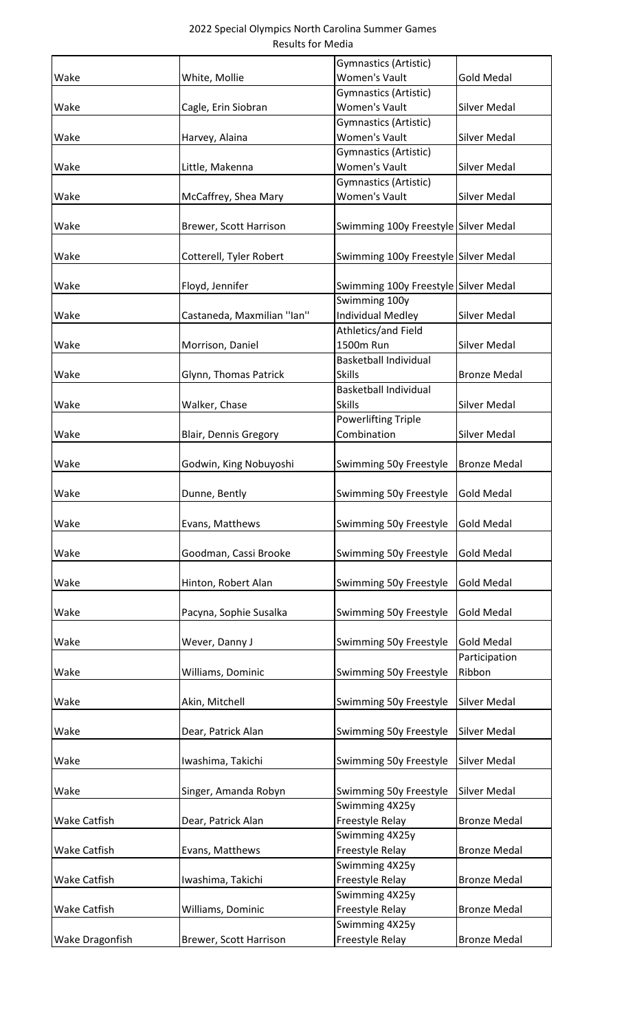2022 Special Olympics North Carolina Summer Games
Results for Media

| | | | |
|---|---|---|---|
| Wake | White, Mollie | Gymnastics (Artistic) Women's Vault | Gold Medal |
| Wake | Cagle, Erin Siobran | Gymnastics (Artistic) Women's Vault | Silver Medal |
| Wake | Harvey, Alaina | Gymnastics (Artistic) Women's Vault | Silver Medal |
| Wake | Little, Makenna | Gymnastics (Artistic) Women's Vault | Silver Medal |
| Wake | McCaffrey, Shea Mary | Gymnastics (Artistic) Women's Vault | Silver Medal |
| Wake | Brewer, Scott Harrison | Swimming 100y Freestyle | Silver Medal |
| Wake | Cotterell, Tyler Robert | Swimming 100y Freestyle | Silver Medal |
| Wake | Floyd, Jennifer | Swimming 100y Freestyle | Silver Medal |
| Wake | Castaneda, Maxmilian "Ian" | Swimming 100y Individual Medley | Silver Medal |
| Wake | Morrison, Daniel | Athletics/and Field 1500m Run | Silver Medal |
| Wake | Glynn, Thomas Patrick | Basketball Individual Skills | Bronze Medal |
| Wake | Walker, Chase | Basketball Individual Skills | Silver Medal |
| Wake | Blair, Dennis Gregory | Powerlifting Triple Combination | Silver Medal |
| Wake | Godwin, King Nobuyoshi | Swimming 50y Freestyle | Bronze Medal |
| Wake | Dunne, Bently | Swimming 50y Freestyle | Gold Medal |
| Wake | Evans, Matthews | Swimming 50y Freestyle | Gold Medal |
| Wake | Goodman, Cassi Brooke | Swimming 50y Freestyle | Gold Medal |
| Wake | Hinton, Robert Alan | Swimming 50y Freestyle | Gold Medal |
| Wake | Pacyna, Sophie Susalka | Swimming 50y Freestyle | Gold Medal |
| Wake | Wever, Danny J | Swimming 50y Freestyle | Gold Medal |
| Wake | Williams, Dominic | Swimming 50y Freestyle | Participation Ribbon |
| Wake | Akin, Mitchell | Swimming 50y Freestyle | Silver Medal |
| Wake | Dear, Patrick Alan | Swimming 50y Freestyle | Silver Medal |
| Wake | Iwashima, Takichi | Swimming 50y Freestyle | Silver Medal |
| Wake | Singer, Amanda Robyn | Swimming 50y Freestyle | Silver Medal |
| Wake Catfish | Dear, Patrick Alan | Swimming 4X25y Freestyle Relay | Bronze Medal |
| Wake Catfish | Evans, Matthews | Swimming 4X25y Freestyle Relay | Bronze Medal |
| Wake Catfish | Iwashima, Takichi | Swimming 4X25y Freestyle Relay | Bronze Medal |
| Wake Catfish | Williams, Dominic | Swimming 4X25y Freestyle Relay | Bronze Medal |
| Wake Dragonfish | Brewer, Scott Harrison | Swimming 4X25y Freestyle Relay | Bronze Medal |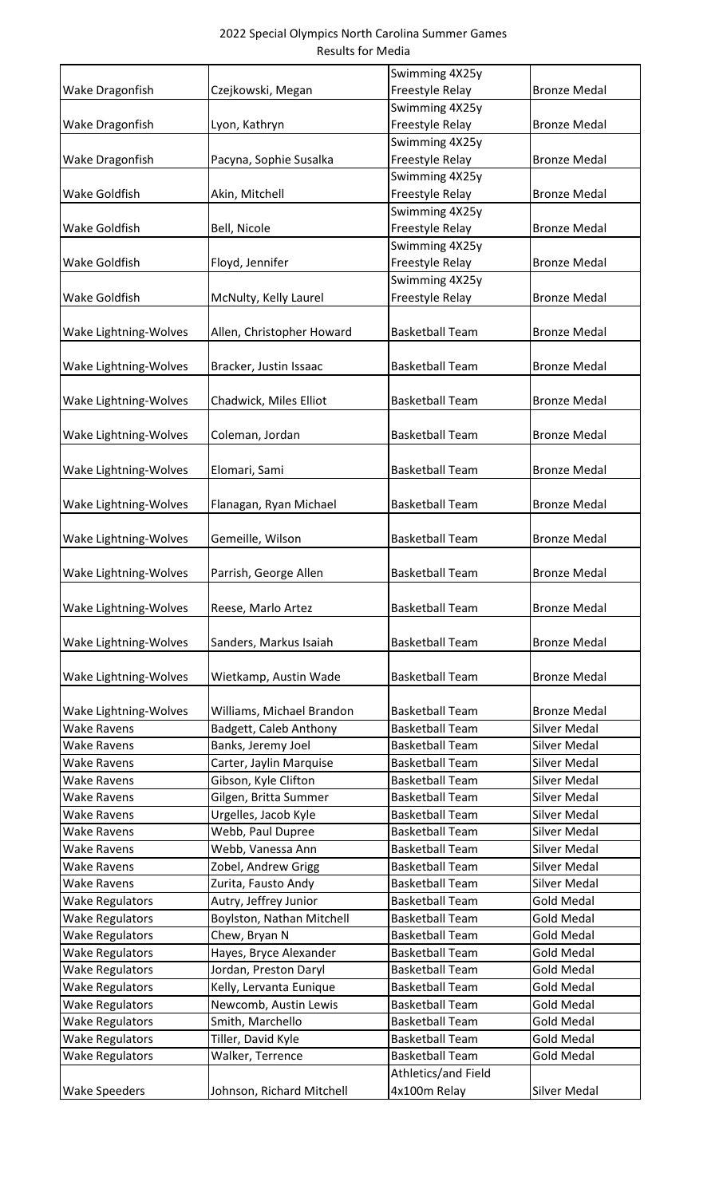2022 Special Olympics North Carolina Summer Games
Results for Media

| | | | |
|---|---|---|---|
| Wake Dragonfish | Czejkowski, Megan | Swimming 4X25y Freestyle Relay | Bronze Medal |
| Wake Dragonfish | Lyon, Kathryn | Swimming 4X25y Freestyle Relay | Bronze Medal |
| Wake Dragonfish | Pacyna, Sophie Susalka | Swimming 4X25y Freestyle Relay | Bronze Medal |
| Wake Goldfish | Akin, Mitchell | Swimming 4X25y Freestyle Relay | Bronze Medal |
| Wake Goldfish | Bell, Nicole | Swimming 4X25y Freestyle Relay | Bronze Medal |
| Wake Goldfish | Floyd, Jennifer | Swimming 4X25y Freestyle Relay | Bronze Medal |
| Wake Goldfish | McNulty, Kelly Laurel | Swimming 4X25y Freestyle Relay | Bronze Medal |
| Wake Lightning-Wolves | Allen, Christopher Howard | Basketball Team | Bronze Medal |
| Wake Lightning-Wolves | Bracker, Justin Issaac | Basketball Team | Bronze Medal |
| Wake Lightning-Wolves | Chadwick, Miles Elliot | Basketball Team | Bronze Medal |
| Wake Lightning-Wolves | Coleman, Jordan | Basketball Team | Bronze Medal |
| Wake Lightning-Wolves | Elomari, Sami | Basketball Team | Bronze Medal |
| Wake Lightning-Wolves | Flanagan, Ryan Michael | Basketball Team | Bronze Medal |
| Wake Lightning-Wolves | Gemeille, Wilson | Basketball Team | Bronze Medal |
| Wake Lightning-Wolves | Parrish, George Allen | Basketball Team | Bronze Medal |
| Wake Lightning-Wolves | Reese, Marlo Artez | Basketball Team | Bronze Medal |
| Wake Lightning-Wolves | Sanders, Markus Isaiah | Basketball Team | Bronze Medal |
| Wake Lightning-Wolves | Wietkamp, Austin Wade | Basketball Team | Bronze Medal |
| Wake Lightning-Wolves | Williams, Michael Brandon | Basketball Team | Bronze Medal |
| Wake Ravens | Badgett, Caleb Anthony | Basketball Team | Silver Medal |
| Wake Ravens | Banks, Jeremy Joel | Basketball Team | Silver Medal |
| Wake Ravens | Carter, Jaylin Marquise | Basketball Team | Silver Medal |
| Wake Ravens | Gibson, Kyle Clifton | Basketball Team | Silver Medal |
| Wake Ravens | Gilgen, Britta Summer | Basketball Team | Silver Medal |
| Wake Ravens | Urgelles, Jacob Kyle | Basketball Team | Silver Medal |
| Wake Ravens | Webb, Paul Dupree | Basketball Team | Silver Medal |
| Wake Ravens | Webb, Vanessa Ann | Basketball Team | Silver Medal |
| Wake Ravens | Zobel, Andrew Grigg | Basketball Team | Silver Medal |
| Wake Ravens | Zurita, Fausto Andy | Basketball Team | Silver Medal |
| Wake Regulators | Autry, Jeffrey Junior | Basketball Team | Gold Medal |
| Wake Regulators | Boylston, Nathan Mitchell | Basketball Team | Gold Medal |
| Wake Regulators | Chew, Bryan N | Basketball Team | Gold Medal |
| Wake Regulators | Hayes, Bryce Alexander | Basketball Team | Gold Medal |
| Wake Regulators | Jordan, Preston Daryl | Basketball Team | Gold Medal |
| Wake Regulators | Kelly, Lervanta Eunique | Basketball Team | Gold Medal |
| Wake Regulators | Newcomb, Austin Lewis | Basketball Team | Gold Medal |
| Wake Regulators | Smith, Marchello | Basketball Team | Gold Medal |
| Wake Regulators | Tiller, David Kyle | Basketball Team | Gold Medal |
| Wake Regulators | Walker, Terrence | Basketball Team | Gold Medal |
| Wake Speeders | Johnson, Richard Mitchell | Athletics/and Field 4x100m Relay | Silver Medal |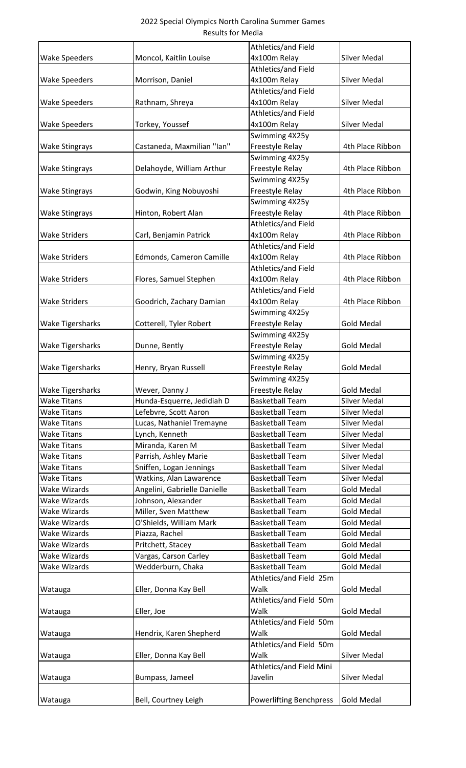2022 Special Olympics North Carolina Summer Games
Results for Media

| | | | |
|---|---|---|---|
| Wake Speeders | Moncol, Kaitlin Louise | Athletics/and Field 4x100m Relay | Silver Medal |
| Wake Speeders | Morrison, Daniel | Athletics/and Field 4x100m Relay | Silver Medal |
| Wake Speeders | Rathnam, Shreya | Athletics/and Field 4x100m Relay | Silver Medal |
| Wake Speeders | Torkey, Youssef | Athletics/and Field 4x100m Relay | Silver Medal |
| Wake Stingrays | Castaneda, Maxmilian "Ian" | Swimming 4X25y Freestyle Relay | 4th Place Ribbon |
| Wake Stingrays | Delahoyde, William Arthur | Swimming 4X25y Freestyle Relay | 4th Place Ribbon |
| Wake Stingrays | Godwin, King Nobuyoshi | Swimming 4X25y Freestyle Relay | 4th Place Ribbon |
| Wake Stingrays | Hinton, Robert Alan | Swimming 4X25y Freestyle Relay | 4th Place Ribbon |
| Wake Striders | Carl, Benjamin Patrick | Athletics/and Field 4x100m Relay | 4th Place Ribbon |
| Wake Striders | Edmonds, Cameron Camille | Athletics/and Field 4x100m Relay | 4th Place Ribbon |
| Wake Striders | Flores, Samuel Stephen | Athletics/and Field 4x100m Relay | 4th Place Ribbon |
| Wake Striders | Goodrich, Zachary Damian | Athletics/and Field 4x100m Relay | 4th Place Ribbon |
| Wake Tigersharks | Cotterell, Tyler Robert | Swimming 4X25y Freestyle Relay | Gold Medal |
| Wake Tigersharks | Dunne, Bently | Swimming 4X25y Freestyle Relay | Gold Medal |
| Wake Tigersharks | Henry, Bryan Russell | Swimming 4X25y Freestyle Relay | Gold Medal |
| Wake Tigersharks | Wever, Danny J | Swimming 4X25y Freestyle Relay | Gold Medal |
| Wake Titans | Hunda-Esquerre, Jedidiah D | Basketball Team | Silver Medal |
| Wake Titans | Lefebvre, Scott Aaron | Basketball Team | Silver Medal |
| Wake Titans | Lucas, Nathaniel Tremayne | Basketball Team | Silver Medal |
| Wake Titans | Lynch, Kenneth | Basketball Team | Silver Medal |
| Wake Titans | Miranda, Karen M | Basketball Team | Silver Medal |
| Wake Titans | Parrish, Ashley Marie | Basketball Team | Silver Medal |
| Wake Titans | Sniffen, Logan Jennings | Basketball Team | Silver Medal |
| Wake Titans | Watkins, Alan Lawarence | Basketball Team | Silver Medal |
| Wake Wizards | Angelini, Gabrielle Danielle | Basketball Team | Gold Medal |
| Wake Wizards | Johnson, Alexander | Basketball Team | Gold Medal |
| Wake Wizards | Miller, Sven Matthew | Basketball Team | Gold Medal |
| Wake Wizards | O'Shields, William Mark | Basketball Team | Gold Medal |
| Wake Wizards | Piazza, Rachel | Basketball Team | Gold Medal |
| Wake Wizards | Pritchett, Stacey | Basketball Team | Gold Medal |
| Wake Wizards | Vargas, Carson Carley | Basketball Team | Gold Medal |
| Wake Wizards | Wedderburn, Chaka | Basketball Team | Gold Medal |
| Watauga | Eller, Donna Kay Bell | Athletics/and Field 25m Walk | Gold Medal |
| Watauga | Eller, Joe | Athletics/and Field 50m Walk | Gold Medal |
| Watauga | Hendrix, Karen Shepherd | Athletics/and Field 50m Walk | Gold Medal |
| Watauga | Eller, Donna Kay Bell | Athletics/and Field 50m Walk | Silver Medal |
| Watauga | Bumpass, Jameel | Athletics/and Field Mini Javelin | Silver Medal |
| Watauga | Bell, Courtney Leigh | Powerlifting Benchpress | Gold Medal |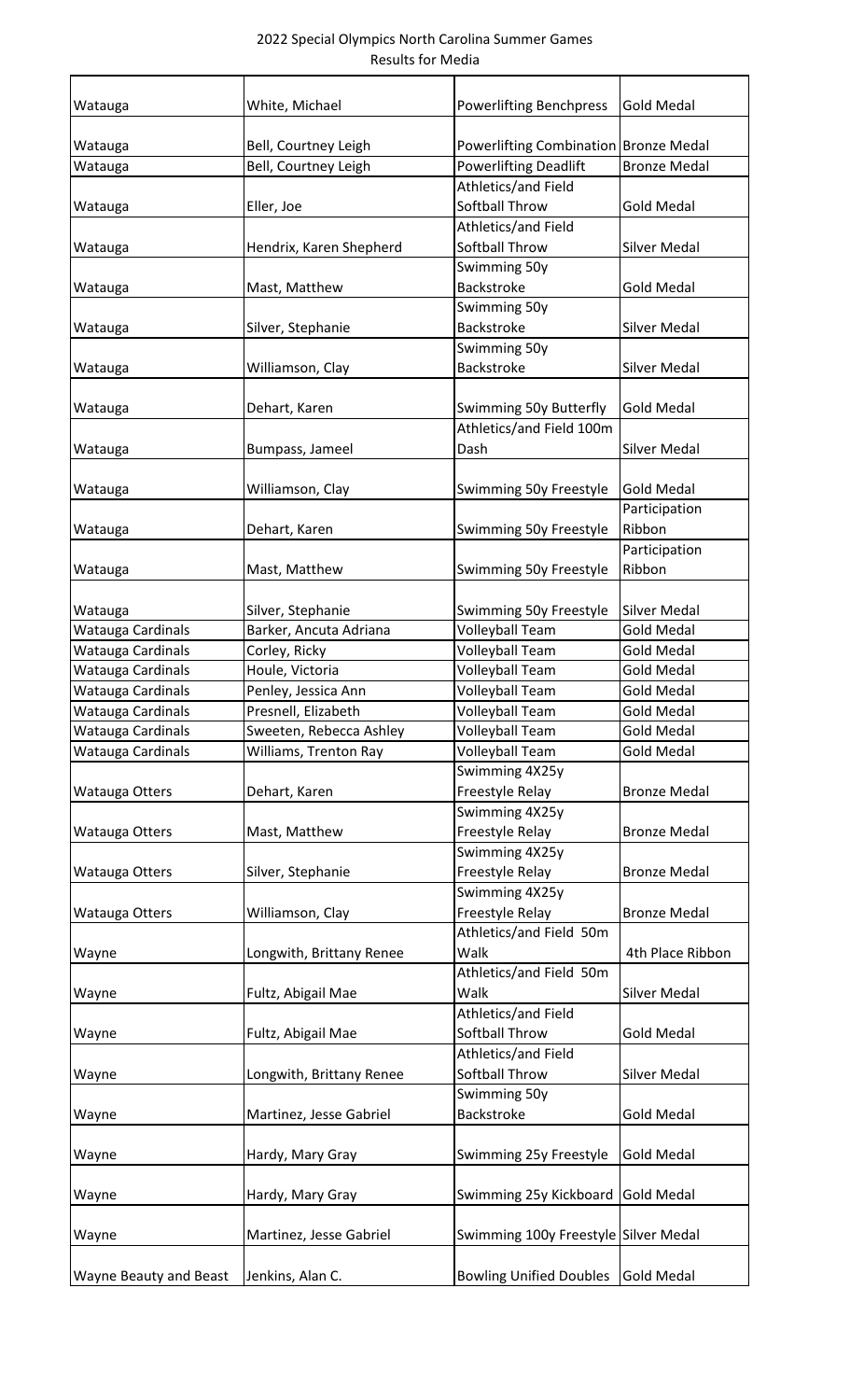2022 Special Olympics North Carolina Summer Games
Results for Media

| | | | |
|---|---|---|---|
| Watauga | White, Michael | Powerlifting Benchpress | Gold Medal |
| Watauga | Bell, Courtney Leigh | Powerlifting Combination | Bronze Medal |
| Watauga | Bell, Courtney Leigh | Powerlifting Deadlift | Bronze Medal |
| Watauga | Eller, Joe | Athletics/and Field Softball Throw | Gold Medal |
| Watauga | Hendrix, Karen Shepherd | Athletics/and Field Softball Throw | Silver Medal |
| Watauga | Mast, Matthew | Swimming 50y Backstroke | Gold Medal |
| Watauga | Silver, Stephanie | Swimming 50y Backstroke | Silver Medal |
| Watauga | Williamson, Clay | Swimming 50y Backstroke | Silver Medal |
| Watauga | Dehart, Karen | Swimming 50y Butterfly | Gold Medal |
| Watauga | Bumpass, Jameel | Athletics/and Field 100m Dash | Silver Medal |
| Watauga | Williamson, Clay | Swimming 50y Freestyle | Gold Medal |
| Watauga | Dehart, Karen | Swimming 50y Freestyle | Participation Ribbon |
| Watauga | Mast, Matthew | Swimming 50y Freestyle | Participation Ribbon |
| Watauga | Silver, Stephanie | Swimming 50y Freestyle | Silver Medal |
| Watauga Cardinals | Barker, Ancuta Adriana | Volleyball Team | Gold Medal |
| Watauga Cardinals | Corley, Ricky | Volleyball Team | Gold Medal |
| Watauga Cardinals | Houle, Victoria | Volleyball Team | Gold Medal |
| Watauga Cardinals | Penley, Jessica Ann | Volleyball Team | Gold Medal |
| Watauga Cardinals | Presnell, Elizabeth | Volleyball Team | Gold Medal |
| Watauga Cardinals | Sweeten, Rebecca Ashley | Volleyball Team | Gold Medal |
| Watauga Cardinals | Williams, Trenton Ray | Volleyball Team | Gold Medal |
| Watauga Otters | Dehart, Karen | Swimming 4X25y Freestyle Relay | Bronze Medal |
| Watauga Otters | Mast, Matthew | Swimming 4X25y Freestyle Relay | Bronze Medal |
| Watauga Otters | Silver, Stephanie | Swimming 4X25y Freestyle Relay | Bronze Medal |
| Watauga Otters | Williamson, Clay | Swimming 4X25y Freestyle Relay | Bronze Medal |
| Wayne | Longwith, Brittany Renee | Athletics/and Field 50m Walk | 4th Place Ribbon |
| Wayne | Fultz, Abigail Mae | Athletics/and Field 50m Walk | Silver Medal |
| Wayne | Fultz, Abigail Mae | Athletics/and Field Softball Throw | Gold Medal |
| Wayne | Longwith, Brittany Renee | Athletics/and Field Softball Throw | Silver Medal |
| Wayne | Martinez, Jesse Gabriel | Swimming 50y Backstroke | Gold Medal |
| Wayne | Hardy, Mary Gray | Swimming 25y Freestyle | Gold Medal |
| Wayne | Hardy, Mary Gray | Swimming 25y Kickboard | Gold Medal |
| Wayne | Martinez, Jesse Gabriel | Swimming 100y Freestyle | Silver Medal |
| Wayne Beauty and Beast | Jenkins, Alan C. | Bowling Unified Doubles | Gold Medal |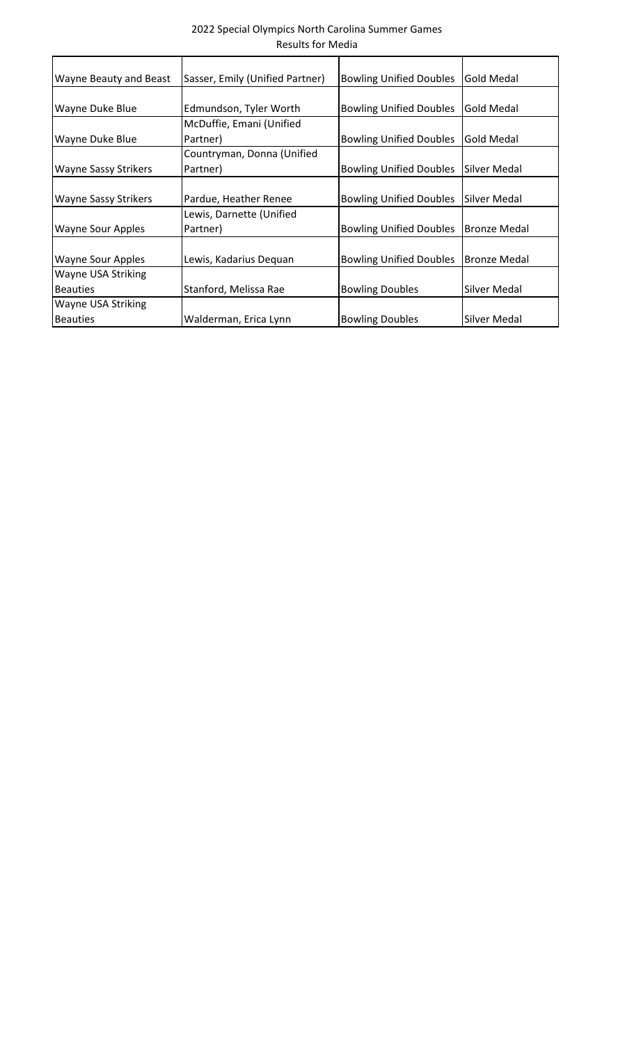| | | | |
|---|---|---|---|
| Wayne Beauty and Beast | Sasser, Emily (Unified Partner) | Bowling Unified Doubles | Gold Medal |
| Wayne Duke Blue | Edmundson, Tyler Worth | Bowling Unified Doubles | Gold Medal |
| Wayne Duke Blue | McDuffie, Emani (Unified Partner) | Bowling Unified Doubles | Gold Medal |
| Wayne Sassy Strikers | Countryman, Donna (Unified Partner) | Bowling Unified Doubles | Silver Medal |
| Wayne Sassy Strikers | Pardue, Heather Renee | Bowling Unified Doubles | Silver Medal |
| Wayne Sour Apples | Lewis, Darnette (Unified Partner) | Bowling Unified Doubles | Bronze Medal |
| Wayne Sour Apples | Lewis, Kadarius Dequan | Bowling Unified Doubles | Bronze Medal |
| Wayne USA Striking Beauties | Stanford, Melissa Rae | Bowling Doubles | Silver Medal |
| Wayne USA Striking Beauties | Walderman, Erica Lynn | Bowling Doubles | Silver Medal |